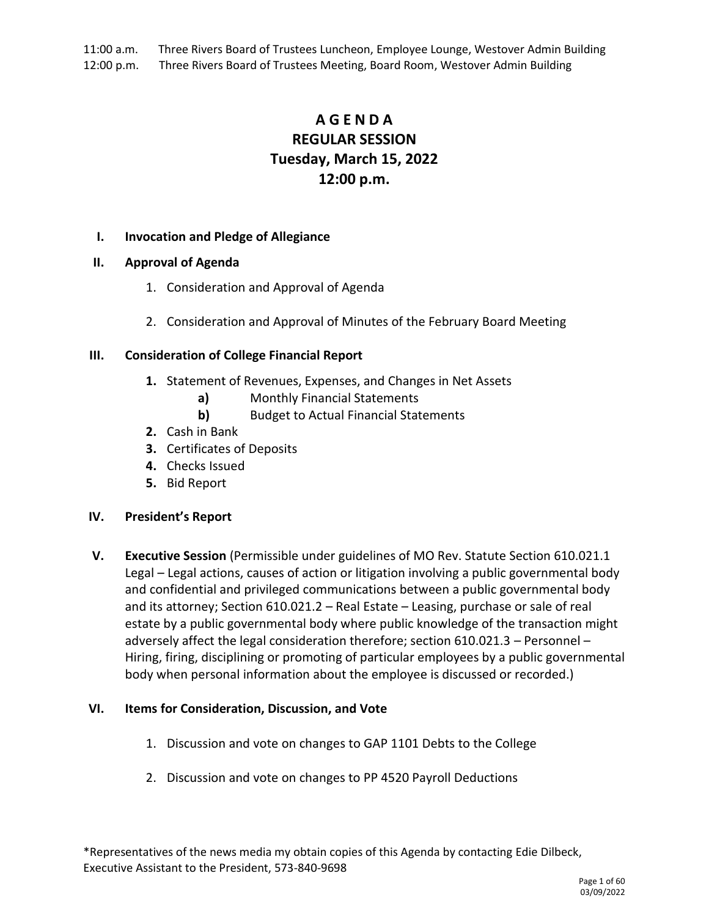11:00 a.m. Three Rivers Board of Trustees Luncheon, Employee Lounge, Westover Admin Building
12:00 p.m. Three Rivers Board of Trustees Meeting, Board Room, Westover Admin Building

# A G E N D A
# REGULAR SESSION
# Tuesday, March 15, 2022
# 12:00 p.m.

**I. Invocation and Pledge of Allegiance**

**II. Approval of Agenda**

1. Consideration and Approval of Agenda
2. Consideration and Approval of Minutes of the February Board Meeting

**III. Consideration of College Financial Report**

**1.** Statement of Revenues, Expenses, and Changes in Net Assets
- **a)** Monthly Financial Statements
- **b)** Budget to Actual Financial Statements

**2.** Cash in Bank
**3.** Certificates of Deposits
**4.** Checks Issued
**5.** Bid Report

**IV. President's Report**

**V. Executive Session** (Permissible under guidelines of MO Rev. Statute Section 610.021.1 Legal – Legal actions, causes of action or litigation involving a public governmental body and confidential and privileged communications between a public governmental body and its attorney; Section 610.021.2 – Real Estate – Leasing, purchase or sale of real estate by a public governmental body where public knowledge of the transaction might adversely affect the legal consideration therefore; section 610.021.3 – Personnel – Hiring, firing, disciplining or promoting of particular employees by a public governmental body when personal information about the employee is discussed or recorded.)

**VI. Items for Consideration, Discussion, and Vote**

1. Discussion and vote on changes to GAP 1101 Debts to the College
2. Discussion and vote on changes to PP 4520 Payroll Deductions

*Representatives of the news media my obtain copies of this Agenda by contacting Edie Dilbeck, Executive Assistant to the President, 573-840-9698

03/09/2022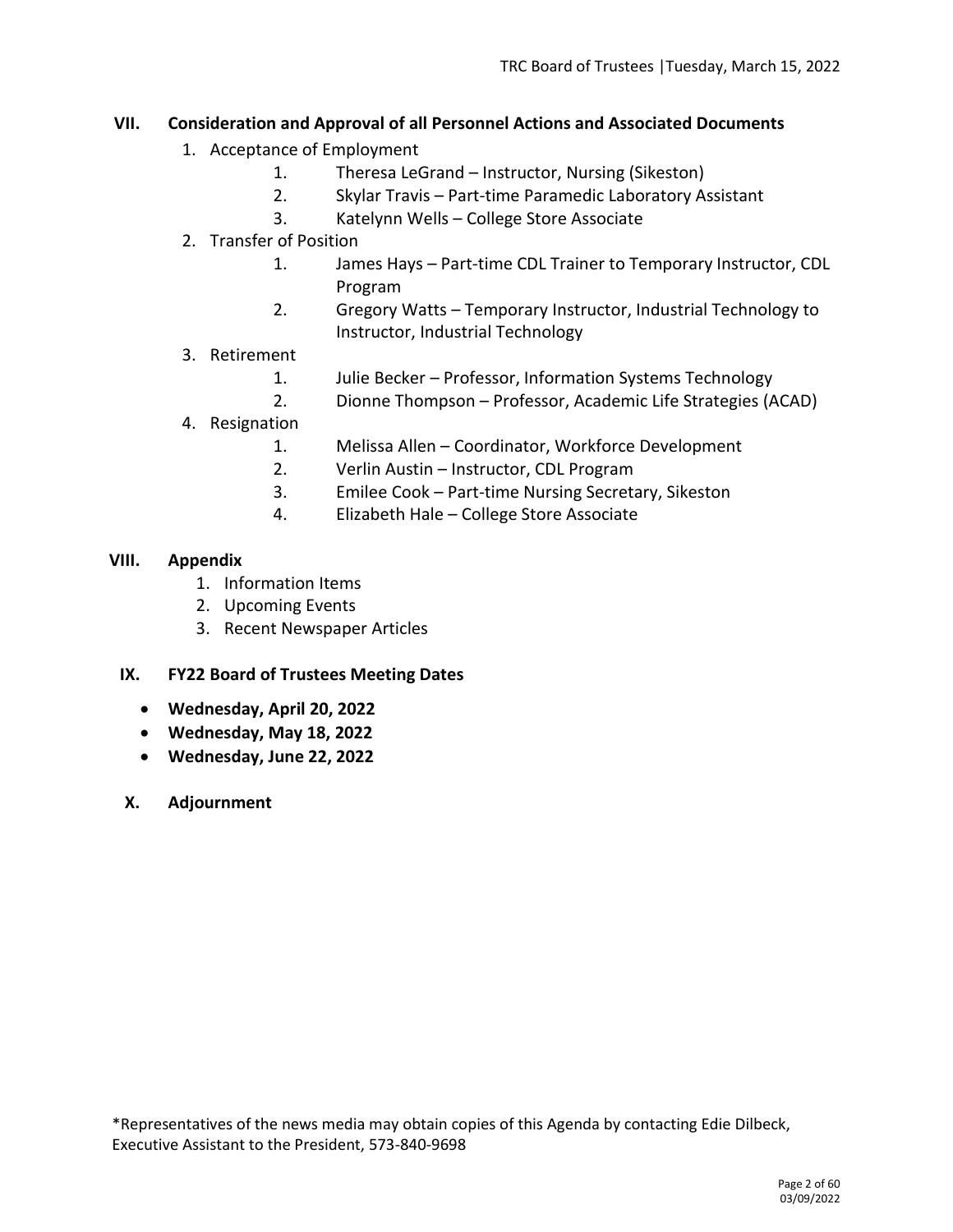## VII. Consideration and Approval of all Personnel Actions and Associated Documents

1. Acceptance of Employment
    1. Theresa LeGrand – Instructor, Nursing (Sikeston)
    2. Skylar Travis – Part-time Paramedic Laboratory Assistant
    3. Katelynn Wells – College Store Associate
2. Transfer of Position
    1. James Hays – Part-time CDL Trainer to Temporary Instructor, CDL Program
    2. Gregory Watts – Temporary Instructor, Industrial Technology to Instructor, Industrial Technology
3. Retirement
    1. Julie Becker – Professor, Information Systems Technology
    2. Dionne Thompson – Professor, Academic Life Strategies (ACAD)
4. Resignation
    1. Melissa Allen – Coordinator, Workforce Development
    2. Verlin Austin – Instructor, CDL Program
    3. Emilee Cook – Part-time Nursing Secretary, Sikeston
    4. Elizabeth Hale – College Store Associate

## VIII. Appendix

1. Information Items
2. Upcoming Events
3. Recent Newspaper Articles

## IX. FY22 Board of Trustees Meeting Dates

- **Wednesday, April 20, 2022**
- **Wednesday, May 18, 2022**
- **Wednesday, June 22, 2022**

## X. Adjournment

*Representatives of the news media may obtain copies of this Agenda by contacting Edie Dilbeck, Executive Assistant to the President, 573-840-9698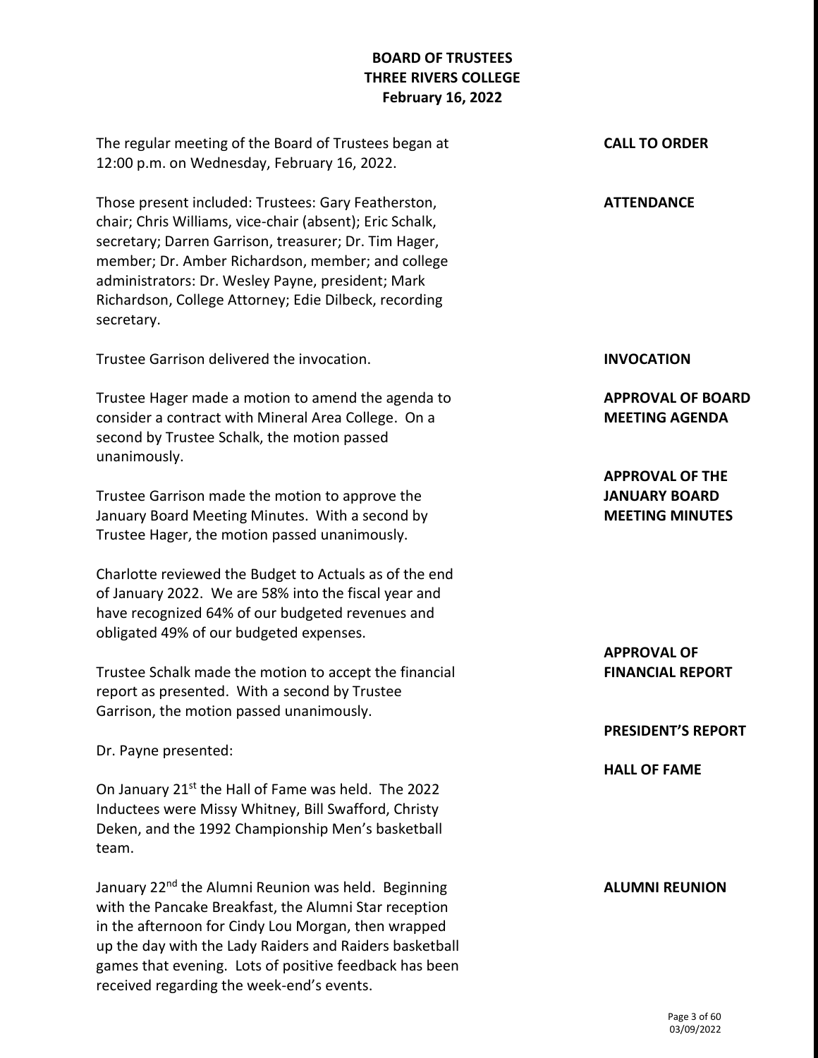# BOARD OF TRUSTEES
# THREE RIVERS COLLEGE
## February 16, 2022

**CALL TO ORDER**

The regular meeting of the Board of Trustees began at 12:00 p.m. on Wednesday, February 16, 2022.

**ATTENDANCE**

Those present included: Trustees: Gary Featherston, chair; Chris Williams, vice-chair (absent); Eric Schalk, secretary; Darren Garrison, treasurer; Dr. Tim Hager, member; Dr. Amber Richardson, member; and college administrators: Dr. Wesley Payne, president; Mark Richardson, College Attorney; Edie Dilbeck, recording secretary.

**INVOCATION**

Trustee Garrison delivered the invocation.

**APPROVAL OF BOARD MEETING AGENDA**

Trustee Hager made a motion to amend the agenda to consider a contract with Mineral Area College. On a second by Trustee Schalk, the motion passed unanimously.

**APPROVAL OF THE JANUARY BOARD MEETING MINUTES**

Trustee Garrison made the motion to approve the January Board Meeting Minutes. With a second by Trustee Hager, the motion passed unanimously.

**APPROVAL OF FINANCIAL REPORT**

Charlotte reviewed the Budget to Actuals as of the end of January 2022. We are 58% into the fiscal year and have recognized 64% of our budgeted revenues and obligated 49% of our budgeted expenses.

Trustee Schalk made the motion to accept the financial report as presented. With a second by Trustee Garrison, the motion passed unanimously.

**PRESIDENT'S REPORT**

Dr. Payne presented:

**HALL OF FAME**

On January 21st the Hall of Fame was held. The 2022 Inductees were Missy Whitney, Bill Swafford, Christy Deken, and the 1992 Championship Men's basketball team.

**ALUMNI REUNION**

January 22nd the Alumni Reunion was held. Beginning with the Pancake Breakfast, the Alumni Star reception in the afternoon for Cindy Lou Morgan, then wrapped up the day with the Lady Raiders and Raiders basketball games that evening. Lots of positive feedback has been received regarding the week-end's events.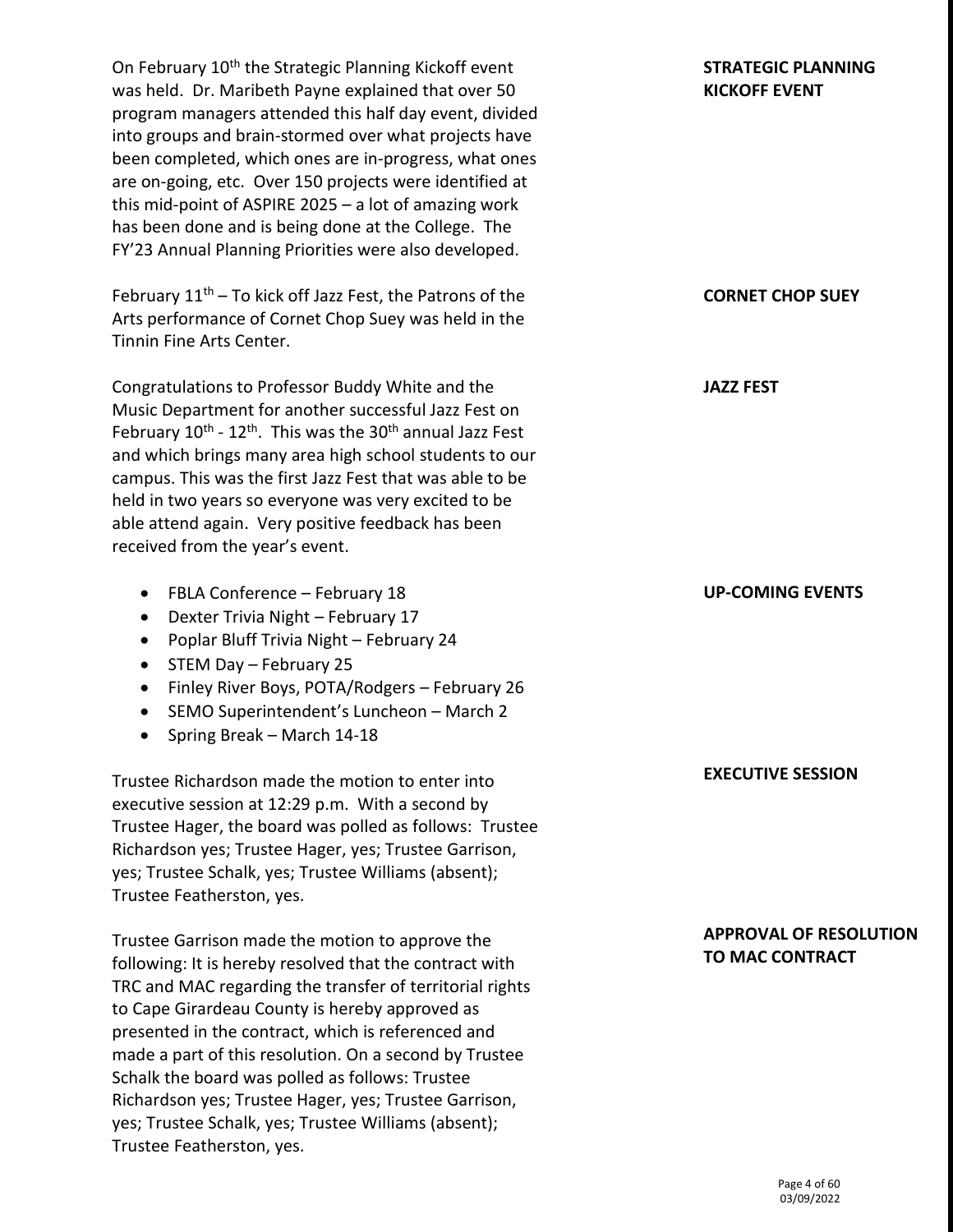**STRATEGIC PLANNING KICKOFF EVENT**

On February 10th the Strategic Planning Kickoff event was held. Dr. Maribeth Payne explained that over 50 program managers attended this half day event, divided into groups and brain-stormed over what projects have been completed, which ones are in-progress, what ones are on-going, etc. Over 150 projects were identified at this mid-point of ASPIRE 2025 – a lot of amazing work has been done and is being done at the College. The FY'23 Annual Planning Priorities were also developed.

**CORNET CHOP SUEY**

February 11th – To kick off Jazz Fest, the Patrons of the Arts performance of Cornet Chop Suey was held in the Tinnin Fine Arts Center.

**JAZZ FEST**

Congratulations to Professor Buddy White and the Music Department for another successful Jazz Fest on February 10th - 12th. This was the 30th annual Jazz Fest and which brings many area high school students to our campus. This was the first Jazz Fest that was able to be held in two years so everyone was very excited to be able attend again. Very positive feedback has been received from the year's event.

**UP-COMING EVENTS**

- FBLA Conference – February 18
- Dexter Trivia Night – February 17
- Poplar Bluff Trivia Night – February 24
- STEM Day – February 25
- Finley River Boys, POTA/Rodgers – February 26
- SEMO Superintendent's Luncheon – March 2
- Spring Break – March 14-18

**EXECUTIVE SESSION**

Trustee Richardson made the motion to enter into executive session at 12:29 p.m. With a second by Trustee Hager, the board was polled as follows: Trustee Richardson yes; Trustee Hager, yes; Trustee Garrison, yes; Trustee Schalk, yes; Trustee Williams (absent); Trustee Featherston, yes.

**APPROVAL OF RESOLUTION TO MAC CONTRACT**

Trustee Garrison made the motion to approve the following: It is hereby resolved that the contract with TRC and MAC regarding the transfer of territorial rights to Cape Girardeau County is hereby approved as presented in the contract, which is referenced and made a part of this resolution. On a second by Trustee Schalk the board was polled as follows: Trustee Richardson yes; Trustee Hager, yes; Trustee Garrison, yes; Trustee Schalk, yes; Trustee Williams (absent); Trustee Featherston, yes.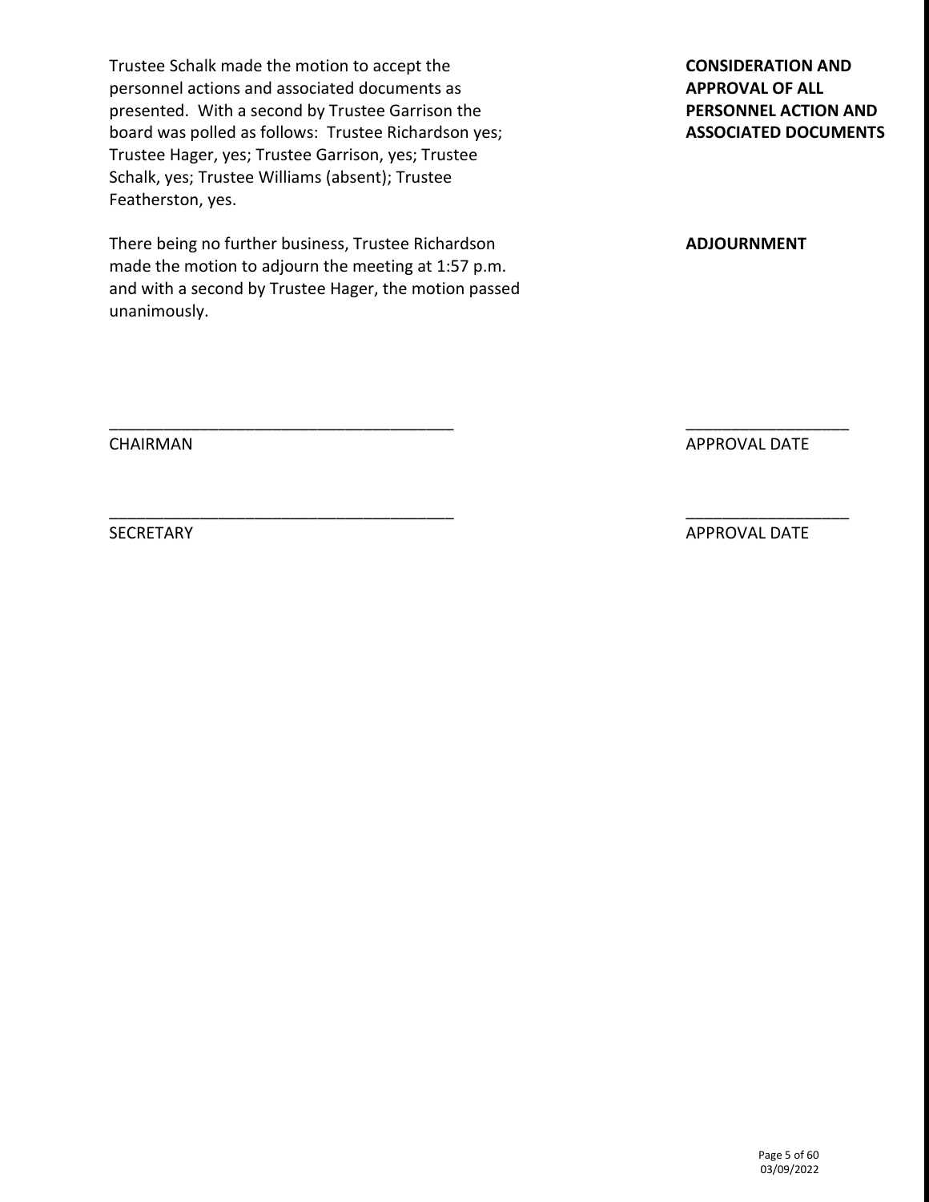**CONSIDERATION AND APPROVAL OF ALL PERSONNEL ACTION AND ASSOCIATED DOCUMENTS**

Trustee Schalk made the motion to accept the personnel actions and associated documents as presented. With a second by Trustee Garrison the board was polled as follows: Trustee Richardson yes; Trustee Hager, yes; Trustee Garrison, yes; Trustee Schalk, yes; Trustee Williams (absent); Trustee Featherston, yes.

**ADJOURNMENT**

There being no further business, Trustee Richardson made the motion to adjourn the meeting at 1:57 p.m. and with a second by Trustee Hager, the motion passed unanimously.

______________________________________ ________________

CHAIRMAN APPROVAL DATE

______________________________________ ________________

SECRETARY APPROVAL DATE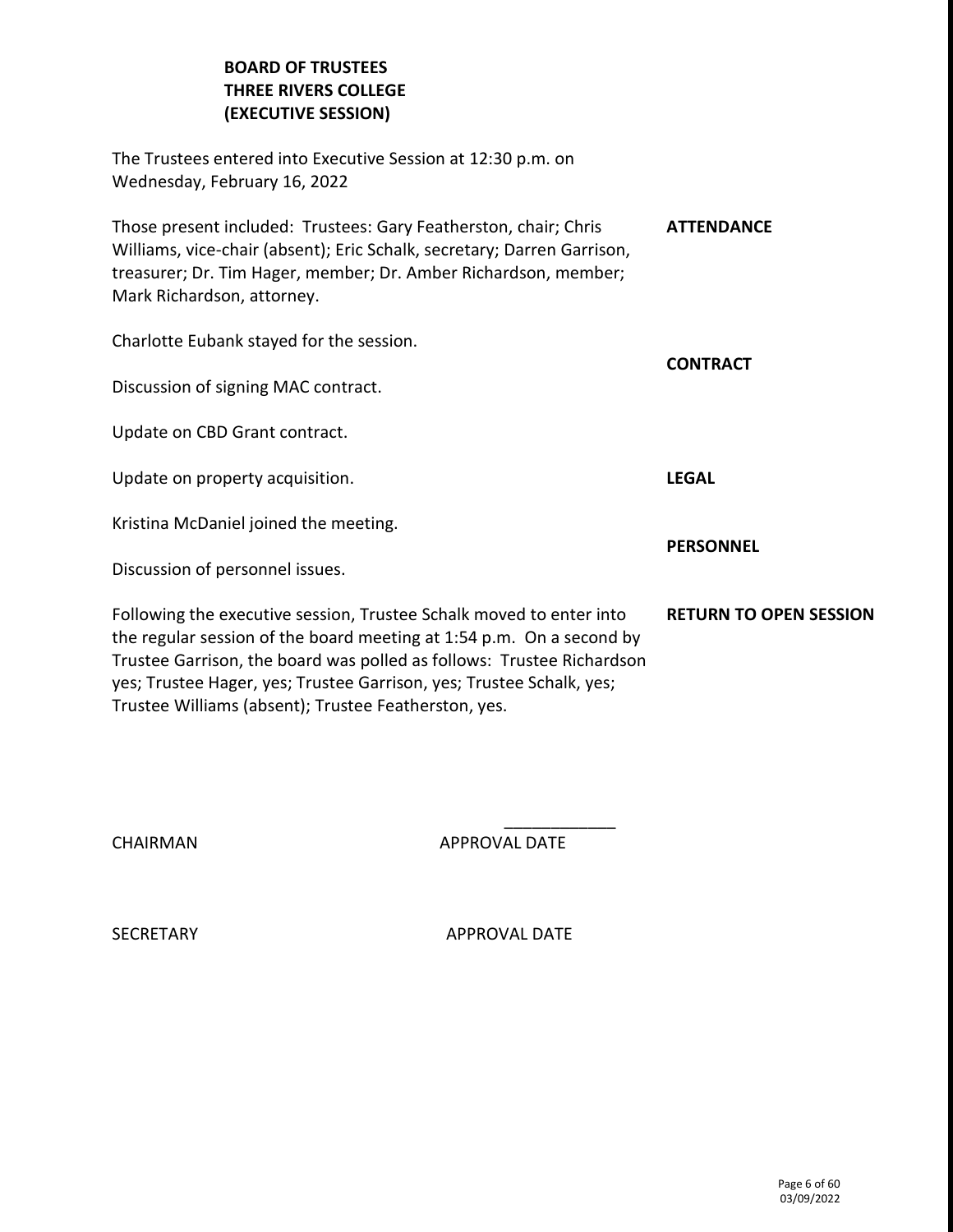**BOARD OF TRUSTEES**
**THREE RIVERS COLLEGE**
**(EXECUTIVE SESSION)**

The Trustees entered into Executive Session at 12:30 p.m. on Wednesday, February 16, 2022

**ATTENDANCE**

Those present included: Trustees: Gary Featherston, chair; Chris Williams, vice-chair (absent); Eric Schalk, secretary; Darren Garrison, treasurer; Dr. Tim Hager, member; Dr. Amber Richardson, member; Mark Richardson, attorney.

Charlotte Eubank stayed for the session.

**CONTRACT**

Discussion of signing MAC contract.

Update on CBD Grant contract.

**LEGAL**

Update on property acquisition.

Kristina McDaniel joined the meeting.

**PERSONNEL**

Discussion of personnel issues.

**RETURN TO OPEN SESSION**

Following the executive session, Trustee Schalk moved to enter into the regular session of the board meeting at 1:54 p.m. On a second by Trustee Garrison, the board was polled as follows: Trustee Richardson yes; Trustee Hager, yes; Trustee Garrison, yes; Trustee Schalk, yes; Trustee Williams (absent); Trustee Featherston, yes.

CHAIRMAN ____________ APPROVAL DATE

SECRETARY APPROVAL DATE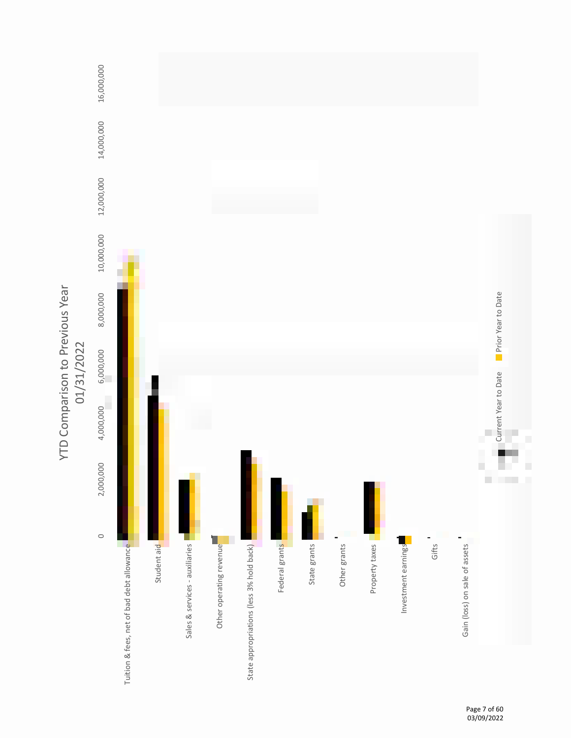# YTD Comparison to Previous Year
## 01/31/2022

0
2,000,000
4,000,000
6,000,000
8,000,000
10,000,000
12,000,000
14,000,000
16,000,000

Tuition & fees, net of bad debt allowance
Student aid
Sales & services - auxiliaries
Other operating revenue
State appropriations (less 3% hold back)
Federal grants
State grants
Other grants
Property taxes
Investment earnings
Gifts
Gain (loss) on sale of assets

Current Year to Date
Prior Year to Date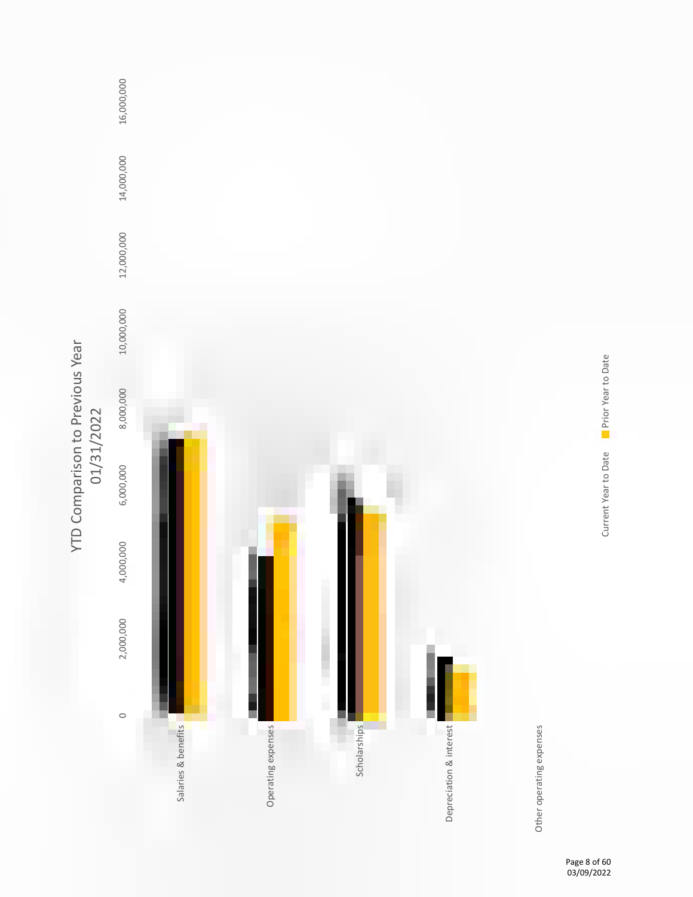# YTD Comparison to Previous Year
## 01/31/2022

0
2,000,000
4,000,000
6,000,000
8,000,000
10,000,000
12,000,000
14,000,000
16,000,000

Salaries & benefits

Operating expenses

Scholarships

Depreciation & interest

Other operating expenses

Current Year to Date
Prior Year to Date

03/09/2022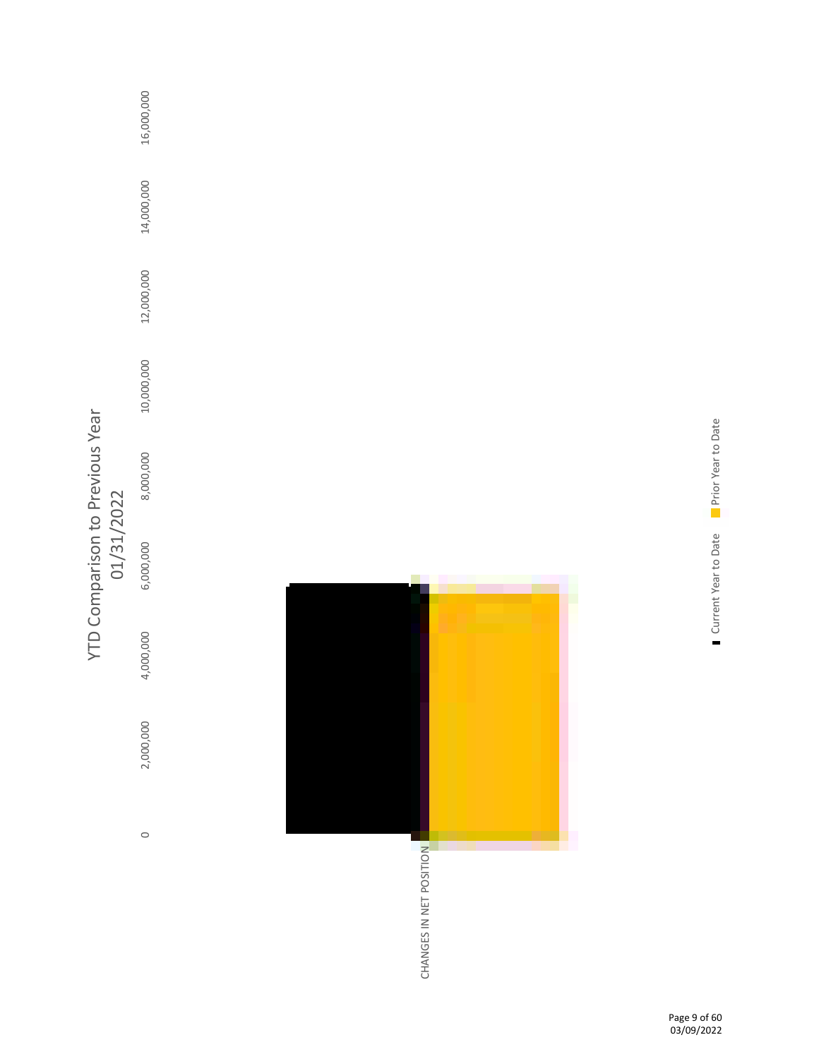# YTD Comparison to Previous Year
## 01/31/2022

0
2,000,000
4,000,000
6,000,000
8,000,000
10,000,000
12,000,000
14,000,000
16,000,000

CHANGES IN NET POSITION

Current Year to Date
Prior Year to Date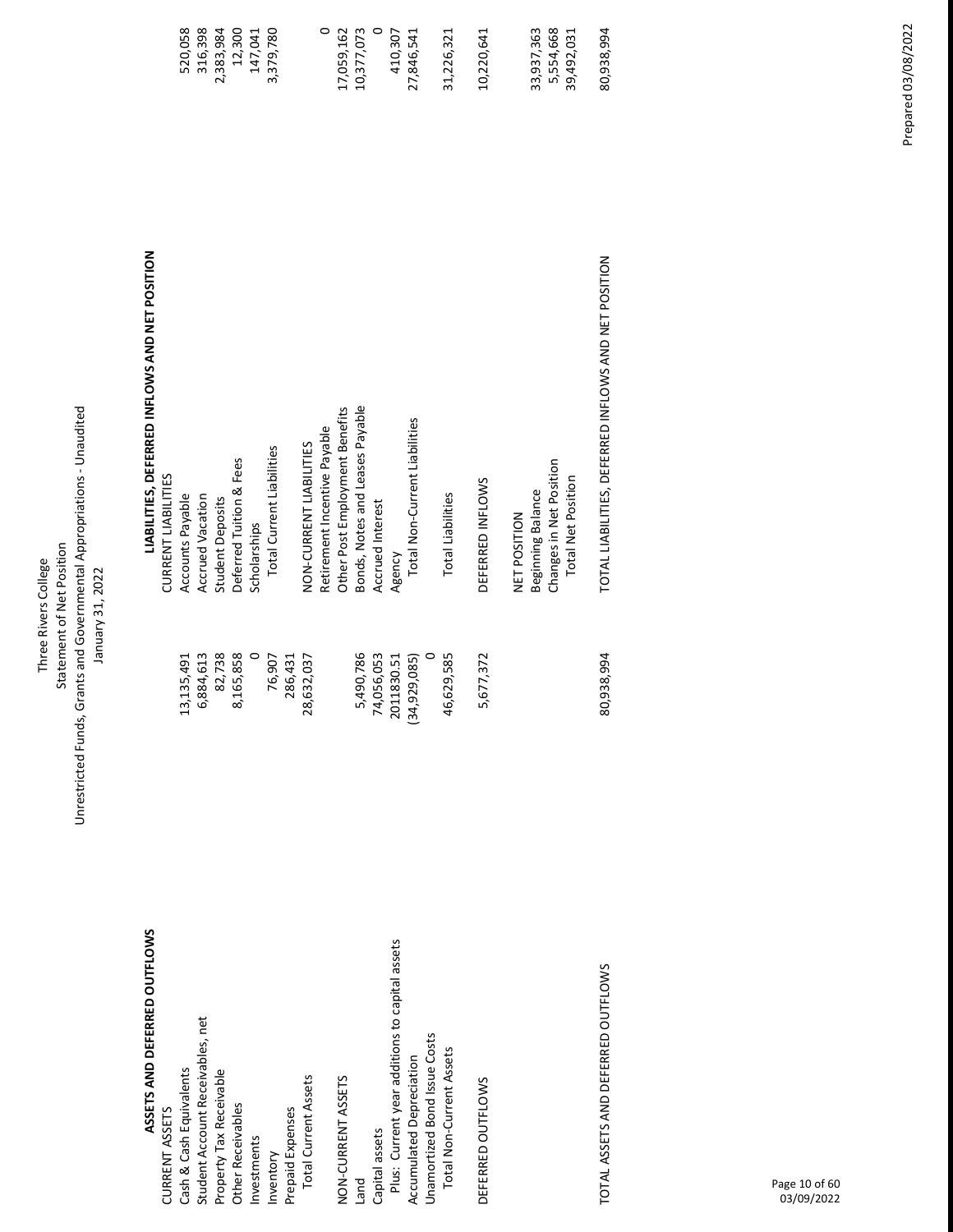# Three Rivers College

## Statement of Net Position

### Unrestricted Funds, Grants and Governmental Appropriations - Unaudited

### January 31, 2022

| **ASSETS AND DEFERRED OUTFLOWS** | | **LIABILITIES, DEFERRED INFLOWS AND NET POSITION** | |
|---|---|---|---|
| CURRENT ASSETS | | CURRENT LIABILITIES | |
| Cash & Cash Equivalents | 13,135,491 | Accounts Payable | 520,058 |
| Student Account Receivables, net | 6,884,613 | Accrued Vacation | 316,398 |
| Property Tax Receivable | 82,738 | Student Deposits | 2,383,984 |
| Other Receivables | 8,165,858 | Deferred Tuition & Fees | 12,300 |
| Investments | 0 | Scholarships | 147,041 |
| Inventory | 76,907 | Total Current Liabilities | 3,379,780 |
| Prepaid Expenses | 286,431 | | |
| Total Current Assets | 28,632,037 | NON-CURRENT LIABILITIES | |
| | | Retirement Incentive Payable | 0 |
| NON-CURRENT ASSETS | | Other Post Employment Benefits | 17,059,162 |
| Land | 5,490,786 | Bonds, Notes and Leases Payable | 10,377,073 |
| Capital assets | 74,056,053 | Accrued Interest | 0 |
| Plus: Current year additions to capital assets | 2011830.51 | Agency | 410,307 |
| Accumulated Depreciation | (34,929,085) | Total Non-Current Liabilities | 27,846,541 |
| Unamortized Bond Issue Costs | 0 | | |
| Total Non-Current Assets | 46,629,585 | Total Liabilities | 31,226,321 |
| | | | |
| DEFERRED OUTFLOWS | 5,677,372 | DEFERRED INFLOWS | 10,220,641 |
| | | | |
| | | NET POSITION | |
| | | Beginning Balance | 33,937,363 |
| | | Changes in Net Position | 5,554,668 |
| | | Total Net Position | 39,492,031 |
| | | | |
| TOTAL ASSETS AND DEFERRED OUTFLOWS | 80,938,994 | TOTAL LIABILITIES, DEFERRED INFLOWS AND NET POSITION | 80,938,994 |

03/09/2022

Prepared 03/08/2022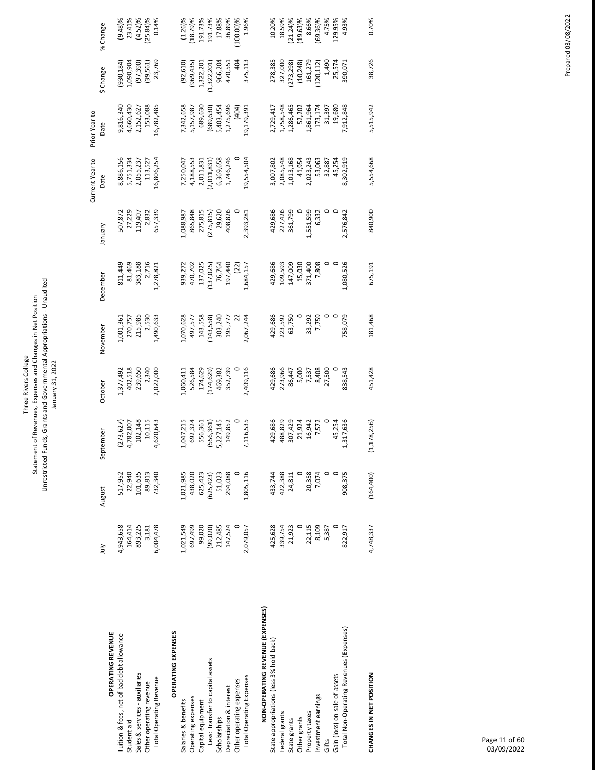# Three Rivers College

## Statement of Revenues, Expenses and Changes in Net Position
## Unrestricted Funds, Grants and Governmental Appropriations - Unaudited
## January 31, 2022

| | July | August | September | October | November | December | January | Current Year to Date | Prior Year to Date | $ Change | % Change |
|---|---|---|---|---|---|---|---|---|---|---|
| **OPERATING REVENUE** | | | | | | | | | | | |
| Tuition & fees, net of bad debt allowance | 4,943,658 | 517,952 | (273,627) | 1,377,492 | 1,001,361 | 811,449 | 507,872 | 8,886,156 | 9,816,340 | (930,184) | (9.48)% |
| Student aid | 164,414 | 22,940 | 4,782,007 | 402,518 | 270,757 | 81,469 | 27,229 | 5,751,334 | 4,660,430 | 1,090,904 | 23.41% |
| Sales & services - auxiliaries | 893,225 | 101,635 | 102,148 | 239,650 | 215,985 | 383,188 | 119,407 | 2,055,237 | 2,152,627 | (97,390) | (4.52)% |
| Other operating revenue | 3,181 | 89,813 | 10,115 | 2,340 | 2,530 | 2,716 | 2,832 | 113,527 | 153,088 | (39,561) | (25.84)% |
| Total Operating Revenue | 6,004,478 | 732,340 | 4,620,643 | 2,022,000 | 1,490,633 | 1,278,821 | 657,339 | 16,806,254 | 16,782,485 | 23,769 | 0.14% |
| **OPERATING EXPENSES** | | | | | | | | | | | |
| Salaries & benefits | 1,021,549 | 1,021,985 | 1,047,215 | 1,060,411 | 1,070,628 | 939,272 | 1,088,987 | 7,250,047 | 7,342,658 | (92,610) | (1.26)% |
| Operating expenses | 697,499 | 438,020 | 692,324 | 526,584 | 497,577 | 470,702 | 865,848 | 4,188,553 | 5,157,987 | (969,435) | (18.79)% |
| Capital equipment | 99,020 | 625,423 | 556,361 | 174,629 | 143,558 | 137,025 | 275,815 | 2,011,831 | 689,630 | 1,322,201 | 191.73% |
| Less: Transfer to capital assets | (99,020) | (625,423) | (556,361) | (174,629) | (143,558) | (137,025) | (275,815) | (2,011,831) | (689,630) | (1,322,201) | 191.73% |
| Scholarships | 212,485 | 51,023 | 5,227,145 | 469,382 | 303,240 | 76,764 | 29,620 | 6,369,658 | 5,403,454 | 966,204 | 17.88% |
| Depreciation & interest | 147,524 | 294,088 | 149,852 | 352,739 | 195,777 | 197,440 | 408,826 | 1,746,246 | 1,275,696 | 470,551 | 36.89% |
| Other operating expenses | 0 | 0 | 0 | 0 | 22 | (22) | 0 | 0 | (404) | 404 | (100.00)% |
| Total Operating Expenses | 2,079,057 | 1,805,116 | 7,116,535 | 2,409,116 | 2,067,244 | 1,684,157 | 2,393,281 | 19,554,504 | 19,179,391 | 375,113 | 1.96% |
| **NON-OPERATING REVENUE (EXPENSES)** | | | | | | | | | | | |
| State appropriations (less 3% hold back) | 425,628 | 433,744 | 429,686 | 429,686 | 429,686 | 429,686 | 429,686 | 3,007,802 | 2,729,417 | 278,385 | 10.20% |
| Federal grants | 339,754 | 422,388 | 488,829 | 273,966 | 223,592 | 109,593 | 227,426 | 2,085,548 | 1,758,548 | 327,000 | 18.59% |
| State grants | 21,923 | 24,811 | 307,429 | 86,447 | 63,750 | 147,009 | 361,799 | 1,013,168 | 1,286,465 | (273,298) | (21.24)% |
| Other grants | 0 | 0 | 21,924 | 5,000 | 0 | 15,030 | 0 | 41,954 | 52,202 | (10,248) | (19.63)% |
| Property taxes | 22,115 | 20,358 | 16,942 | 7,537 | 33,292 | 371,400 | 1,551,599 | 2,023,243 | 1,861,964 | 161,279 | 8.66% |
| Investment earnings | 8,109 | 7,074 | 7,572 | 8,408 | 7,759 | 7,808 | 6,332 | 53,063 | 173,174 | (120,112) | (69.36)% |
| Gifts | 5,387 | 0 | 0 | 27,500 | 0 | 0 | 0 | 32,887 | 31,397 | 1,490 | 4.75% |
| Gain (loss) on sale of assets | 0 | 0 | 45,254 | 0 | 0 | 0 | 0 | 45,254 | 19,680 | 25,574 | 129.95% |
| Total Non-Operating Revenues (Expenses) | 822,917 | 908,375 | 1,317,636 | 838,543 | 758,079 | 1,080,526 | 2,576,842 | 8,302,919 | 7,912,848 | 390,071 | 4.93% |
| **CHANGES IN NET POSITION** | 4,748,337 | (164,400) | (1,178,256) | 451,428 | 181,468 | 675,191 | 840,900 | 5,554,668 | 5,515,942 | 38,726 | 0.70% |

Prepared 03/08/2022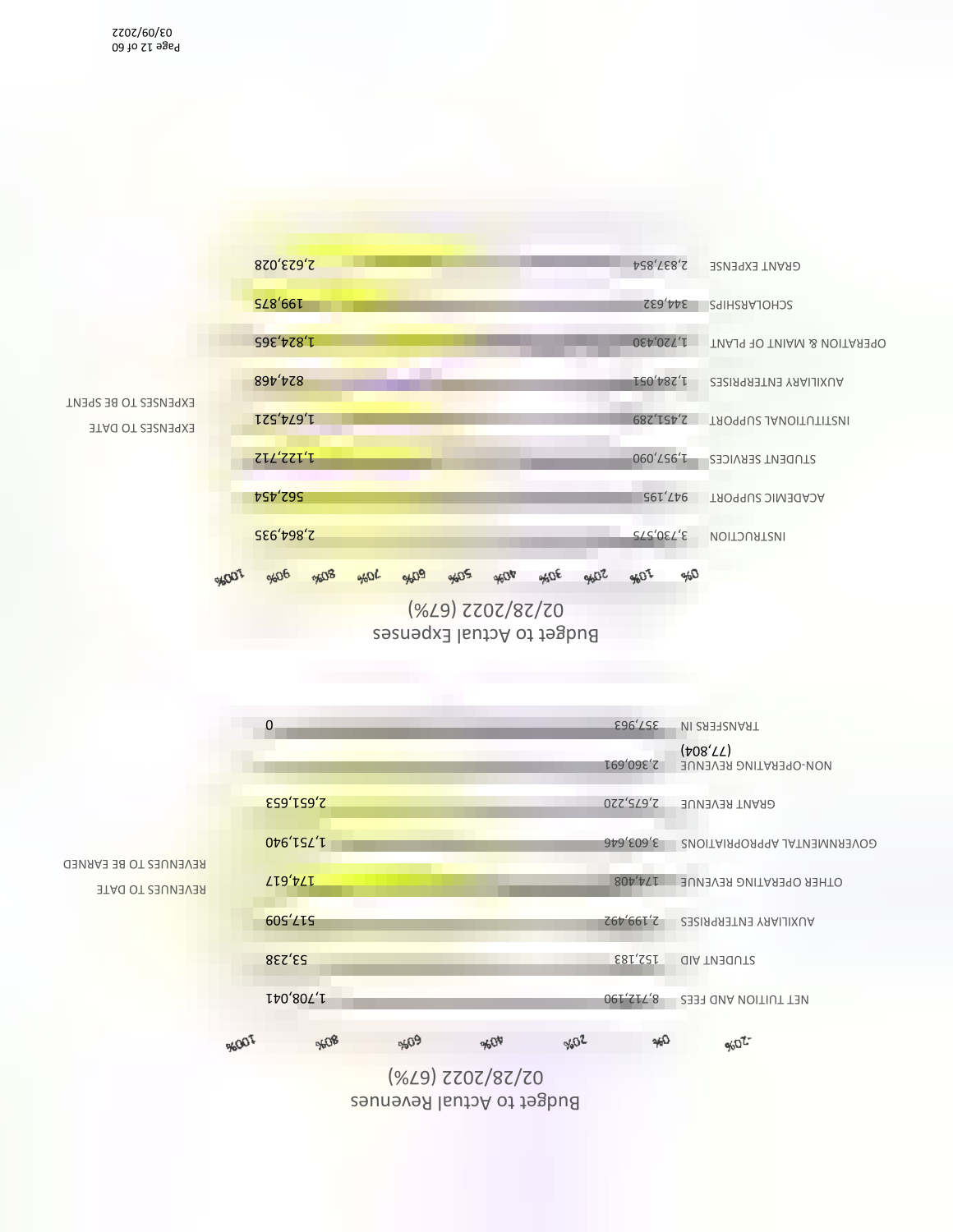## Budget to Actual Revenues
### 02/28/2022 (67%)

| Category | Revenues to Date | Revenues to be Earned |
|---|---|---|
| NET TUITION AND FEES | 8,712,190 | 1,708,041 |
| STUDENT AID | 152,183 | 53,238 |
| AUXILIARY ENTERPRISES | 2,199,492 | 517,509 |
| OTHER OPERATING REVENUE | 174,408 | 174,617 |
| GOVERNMENTAL APPROPRIATIONS | 3,603,646 | 1,751,940 |
| GRANT REVENUE | 2,675,220 | 2,651,653 |
| NON-OPERATING REVENUE | 2,360,691 | (77,804) |
| TRANSFERS IN | 357,963 | 0 |

## Budget to Actual Expenses
### 02/28/2022 (67%)

| Category | Expenses to Date | Expenses to be Spent |
|---|---|---|
| INSTRUCTION | 3,730,575 | 2,864,935 |
| ACADEMIC SUPPORT | 947,195 | 562,454 |
| STUDENT SERVICES | 1,957,090 | 1,122,712 |
| INSTITUTIONAL SUPPORT | 2,451,289 | 1,674,521 |
| AUXILIARY ENTERPRISES | 1,284,051 | 824,468 |
| OPERATION & MAINT OF PLANT | 1,720,430 | 1,824,365 |
| SCHOLARSHIPS | 344,632 | 199,875 |
| GRANT EXPENSE | 2,837,854 | 2,623,028 |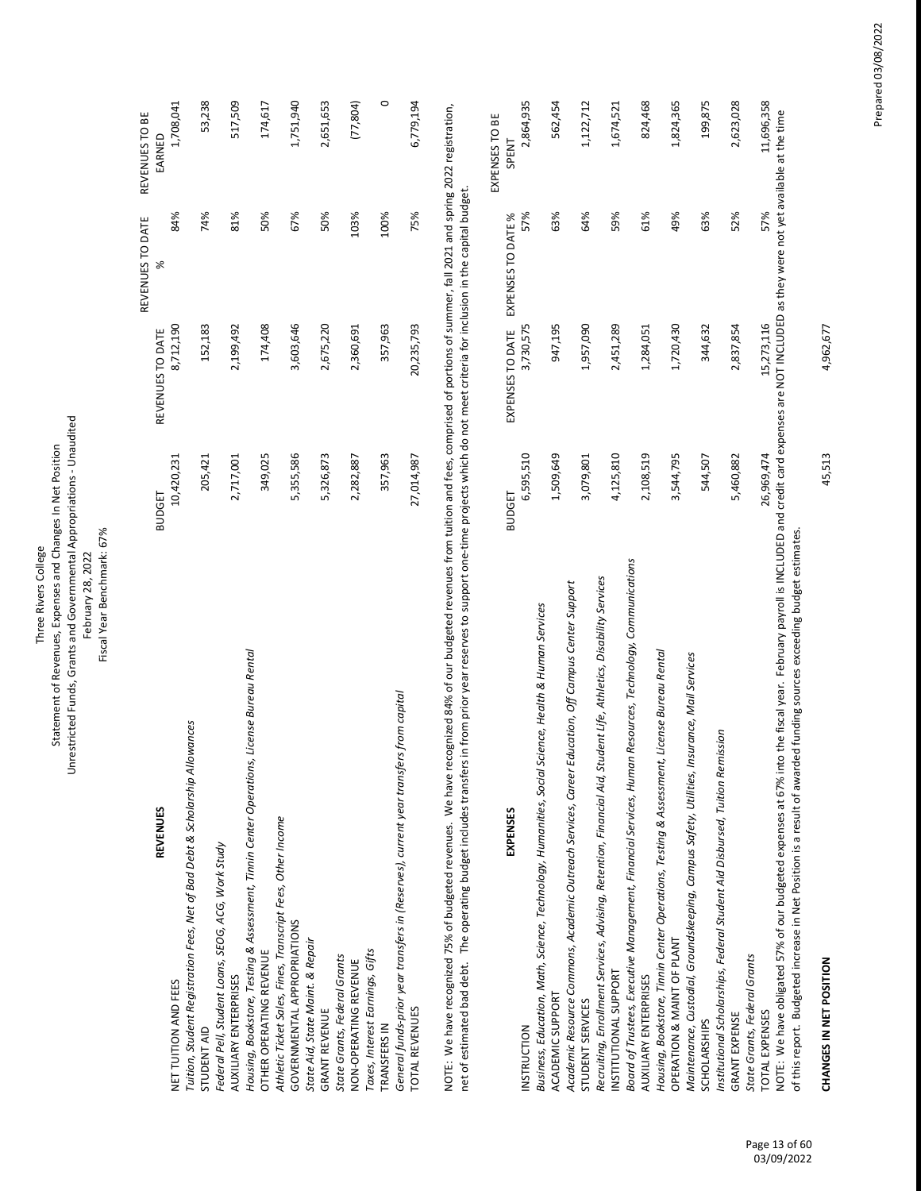Three Rivers College

Statement of Revenues, Expenses and Changes In Net Position

Unrestricted Funds, Grants and Governmental Appropriations - Unaudited

February 28, 2022

Fiscal Year Benchmark: 67%

| **REVENUES** | BUDGET | REVENUES TO DATE | REVENUES TO DATE % | REVENUES TO BE EARNED |
|---|---|---|---|---|
| NET TUITION AND FEES<br>*Tuition, Student Registration Fees, Net of Bad Debt & Scholarship Allowances* | 10,420,231 | 8,712,190 | 84% | 1,708,041 |
| STUDENT AID<br>*Federal Pell, Student Loans, SEOG, ACG, Work Study* | 205,421 | 152,183 | 74% | 53,238 |
| AUXILIARY ENTERPRISES<br>*Housing, Bookstore, Testing & Assessment, Tinnin Center Operations, License Bureau Rental* | 2,717,001 | 2,199,492 | 81% | 517,509 |
| OTHER OPERATING REVENUE<br>*Athletic Ticket Sales, Fines, Transcript Fees, Other Income* | 349,025 | 174,408 | 50% | 174,617 |
| GOVERNMENTAL APPROPRIATIONS<br>*State Aid, State Maint. & Repair* | 5,355,586 | 3,603,646 | 67% | 1,751,940 |
| GRANT REVENUE<br>*State Grants, Federal Grants* | 5,326,873 | 2,675,220 | 50% | 2,651,653 |
| NON-OPERATING REVENUE<br>*Taxes, Interest Earnings, Gifts* | 2,282,887 | 2,360,691 | 103% | (77,804) |
| TRANSFERS IN<br>*General funds-prior year transfers in (Reserves), current year transfers from capital* | 357,963 | 357,963 | 100% | 0 |
| TOTAL REVENUES | 27,014,987 | 20,235,793 | 75% | 6,779,194 |

NOTE: We have recognized 75% of budgeted revenues. We have recognized 84% of our budgeted revenues from tuition and fees, comprised of portions of summer, fall 2021 and spring 2022 registration, net of estimated bad debt. The operating budget includes transfers in from prior year reserves to support one-time projects which do not meet criteria for inclusion in the capital budget.

| **EXPENSES** | BUDGET | EXPENSES TO DATE | EXPENSES TO DATE % | EXPENSES TO BE SPENT |
|---|---|---|---|---|
| INSTRUCTION<br>*Business, Education, Math, Science, Technology, Humanities, Social Science, Health & Human Services* | 6,595,510 | 3,730,575 | 57% | 2,864,935 |
| ACADEMIC SUPPORT<br>*Academic Resource Commons, Academic Outreach Services, Career Education, Off Campus Center Support* | 1,509,649 | 947,195 | 63% | 562,454 |
| STUDENT SERVICES<br>*Recruiting, Enrollment Services, Advising, Retention, Financial Aid, Student Life, Athletics, Disability Services* | 3,079,801 | 1,957,090 | 64% | 1,122,712 |
| INSTITUTIONAL SUPPORT<br>*Board of Trustees, Executive Management, Financial Services, Human Resources, Technology, Communications* | 4,125,810 | 2,451,289 | 59% | 1,674,521 |
| AUXILIARY ENTERPRISES<br>*Housing, Bookstore, Tinnin Center Operations, Testing & Assessment, License Bureau Rental* | 2,108,519 | 1,284,051 | 61% | 824,468 |
| OPERATION & MAINT OF PLANT<br>*Maintenance, Custodial, Groundskeeping, Campus Safety, Utilities, Insurance, Mail Services* | 3,544,795 | 1,720,430 | 49% | 1,824,365 |
| SCHOLARSHIPS<br>*Institutional Scholarships, Federal Student Aid Disbursed, Tuition Remission* | 544,507 | 344,632 | 63% | 199,875 |
| GRANT EXPENSE<br>*State Grants, Federal Grants* | 5,460,882 | 2,837,854 | 52% | 2,623,028 |
| TOTAL EXPENSES | 26,969,474 | 15,273,116 | 57% | 11,696,358 |

NOTE: We have obligated 57% of our budgeted expenses at 67% into the fiscal year. February payroll is INCLUDED and credit card expenses are NOT INCLUDED as they were not yet available at the time of this report. Budgeted increase in Net Position is a result of awarded funding sources exceeding budget estimates.

| **CHANGES IN NET POSITION** | 45,513 | 4,962,677 |
|---|---|---|

Prepared 03/08/2022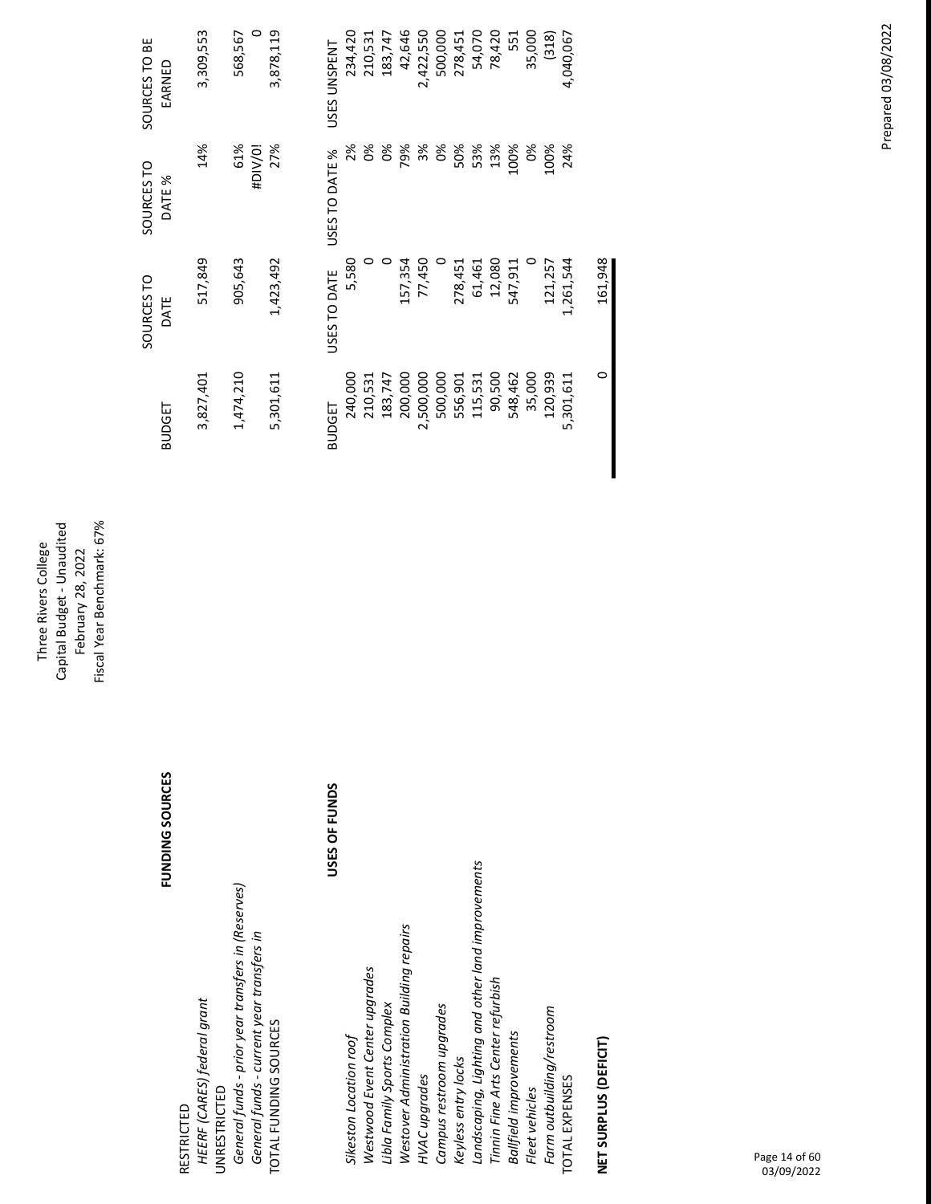# Three Rivers College
## Capital Budget - Unaudited
### February 28, 2022
### Fiscal Year Benchmark: 67%

| **FUNDING SOURCES** | BUDGET | SOURCES TO DATE | SOURCES TO DATE % | SOURCES TO BE EARNED |
|---|---|---|---|---|
| RESTRICTED | | | | |
| *HEERF (CARES) federal grant* | 3,827,401 | 517,849 | 14% | 3,309,553 |
| UNRESTRICTED | | | | |
| *General funds - prior year transfers in (Reserves)* | 1,474,210 | 905,643 | 61% | 568,567 |
| *General funds - current year transfers in* | | | #DIV/0! | 0 |
| TOTAL FUNDING SOURCES | 5,301,611 | 1,423,492 | 27% | 3,878,119 |

| **USES OF FUNDS** | BUDGET | USES TO DATE | USES TO DATE % | USES UNSPENT |
|---|---|---|---|---|
| *Sikeston Location roof* | 240,000 | 5,580 | 2% | 234,420 |
| *Westwood Event Center upgrades* | 210,531 | 0 | 0% | 210,531 |
| *Libla Family Sports Complex* | 183,747 | 0 | 0% | 183,747 |
| *Westover Administration Building repairs* | 200,000 | 157,354 | 79% | 42,646 |
| *HVAC upgrades* | 2,500,000 | 77,450 | 3% | 2,422,550 |
| *Campus restroom upgrades* | 500,000 | 0 | 0% | 500,000 |
| *Keyless entry locks* | 556,901 | 278,451 | 50% | 278,451 |
| *Landscaping, Lighting and other land improvements* | 115,531 | 61,461 | 53% | 54,070 |
| *Tinnin Fine Arts Center refurbish* | 90,500 | 12,080 | 13% | 78,420 |
| *Ballfield improvements* | 548,462 | 547,911 | 100% | 551 |
| *Fleet vehicles* | 35,000 | 0 | 0% | 35,000 |
| *Farm outbuilding/restroom* | 120,939 | 121,257 | 100% | (318) |
| TOTAL EXPENSES | 5,301,611 | 1,261,544 | 24% | 4,040,067 |

| | BUDGET | TO DATE |
|---|---|---|
| **NET SURPLUS (DEFICIT)** | 0 | 161,948 |

Prepared 03/08/2022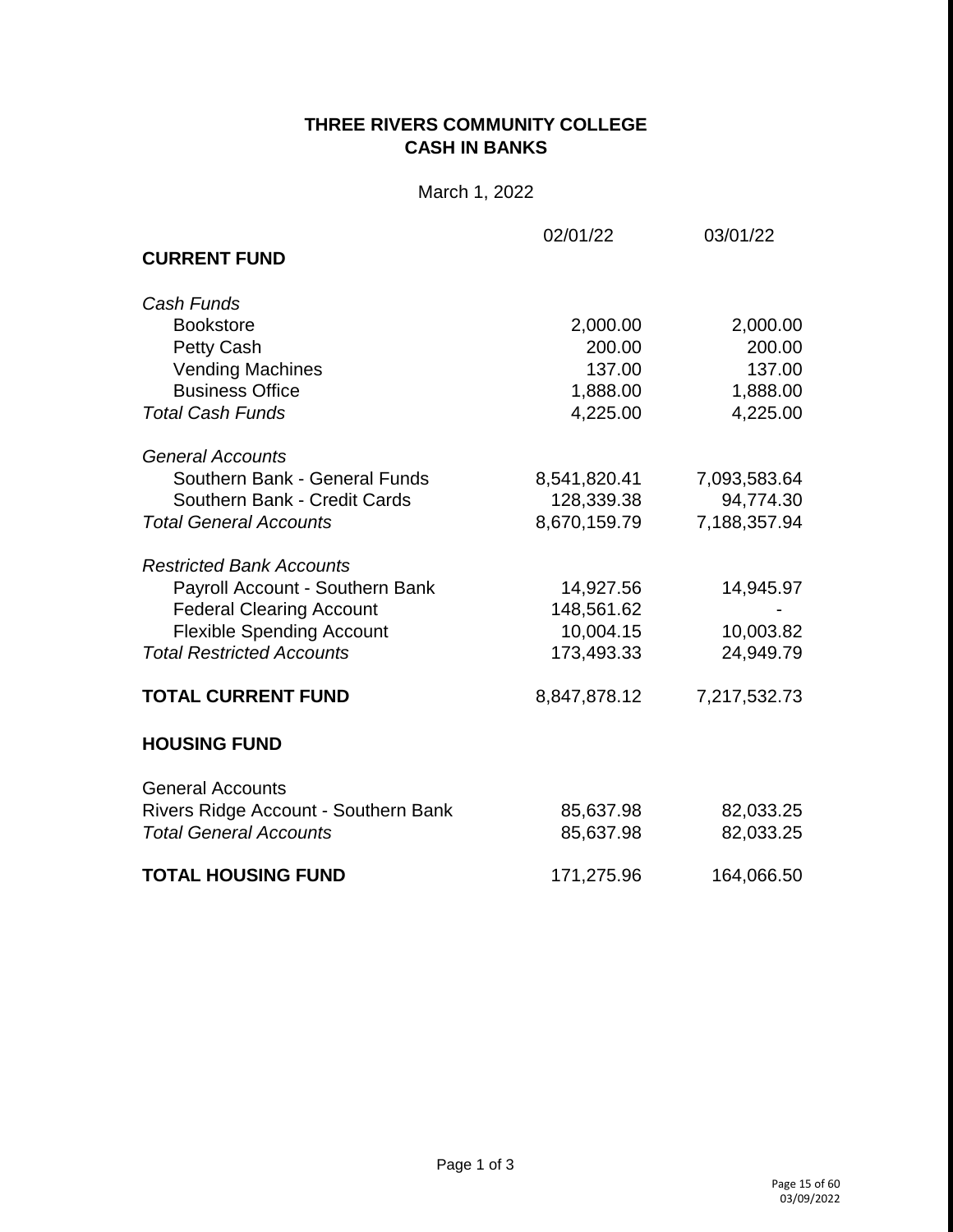# THREE RIVERS COMMUNITY COLLEGE
## CASH IN BANKS

March 1, 2022

| | 02/01/22 | 03/01/22 |
|---|---|---|
| **CURRENT FUND** | | |
| *Cash Funds* | | |
| Bookstore | 2,000.00 | 2,000.00 |
| Petty Cash | 200.00 | 200.00 |
| Vending Machines | 137.00 | 137.00 |
| Business Office | 1,888.00 | 1,888.00 |
| *Total Cash Funds* | 4,225.00 | 4,225.00 |
| *General Accounts* | | |
| Southern Bank - General Funds | 8,541,820.41 | 7,093,583.64 |
| Southern Bank - Credit Cards | 128,339.38 | 94,774.30 |
| *Total General Accounts* | 8,670,159.79 | 7,188,357.94 |
| *Restricted Bank Accounts* | | |
| Payroll Account - Southern Bank | 14,927.56 | 14,945.97 |
| Federal Clearing Account | 148,561.62 | - |
| Flexible Spending Account | 10,004.15 | 10,003.82 |
| *Total Restricted Accounts* | 173,493.33 | 24,949.79 |
| **TOTAL CURRENT FUND** | 8,847,878.12 | 7,217,532.73 |
| **HOUSING FUND** | | |
| General Accounts | | |
| Rivers Ridge Account - Southern Bank | 85,637.98 | 82,033.25 |
| *Total General Accounts* | 85,637.98 | 82,033.25 |
| **TOTAL HOUSING FUND** | 171,275.96 | 164,066.50 |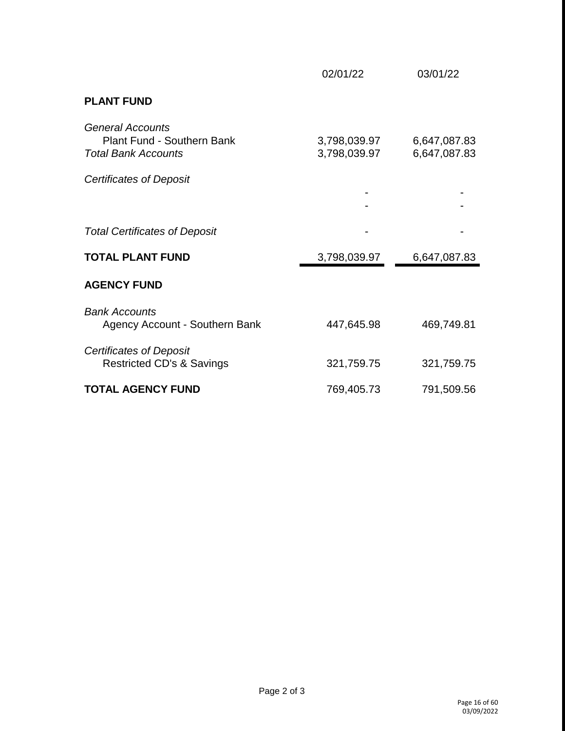| | 02/01/22 | 03/01/22 |
|---|---|---|
| **PLANT FUND** | | |
| *General Accounts* | | |
| Plant Fund - Southern Bank | 3,798,039.97 | 6,647,087.83 |
| *Total Bank Accounts* | 3,798,039.97 | 6,647,087.83 |
| *Certificates of Deposit* | | |
| | - | - |
| | - | - |
| *Total Certificates of Deposit* | - | - |
| **TOTAL PLANT FUND** | 3,798,039.97 | 6,647,087.83 |
| **AGENCY FUND** | | |
| *Bank Accounts* | | |
| Agency Account - Southern Bank | 447,645.98 | 469,749.81 |
| *Certificates of Deposit* | | |
| Restricted CD's & Savings | 321,759.75 | 321,759.75 |
| **TOTAL AGENCY FUND** | 769,405.73 | 791,509.56 |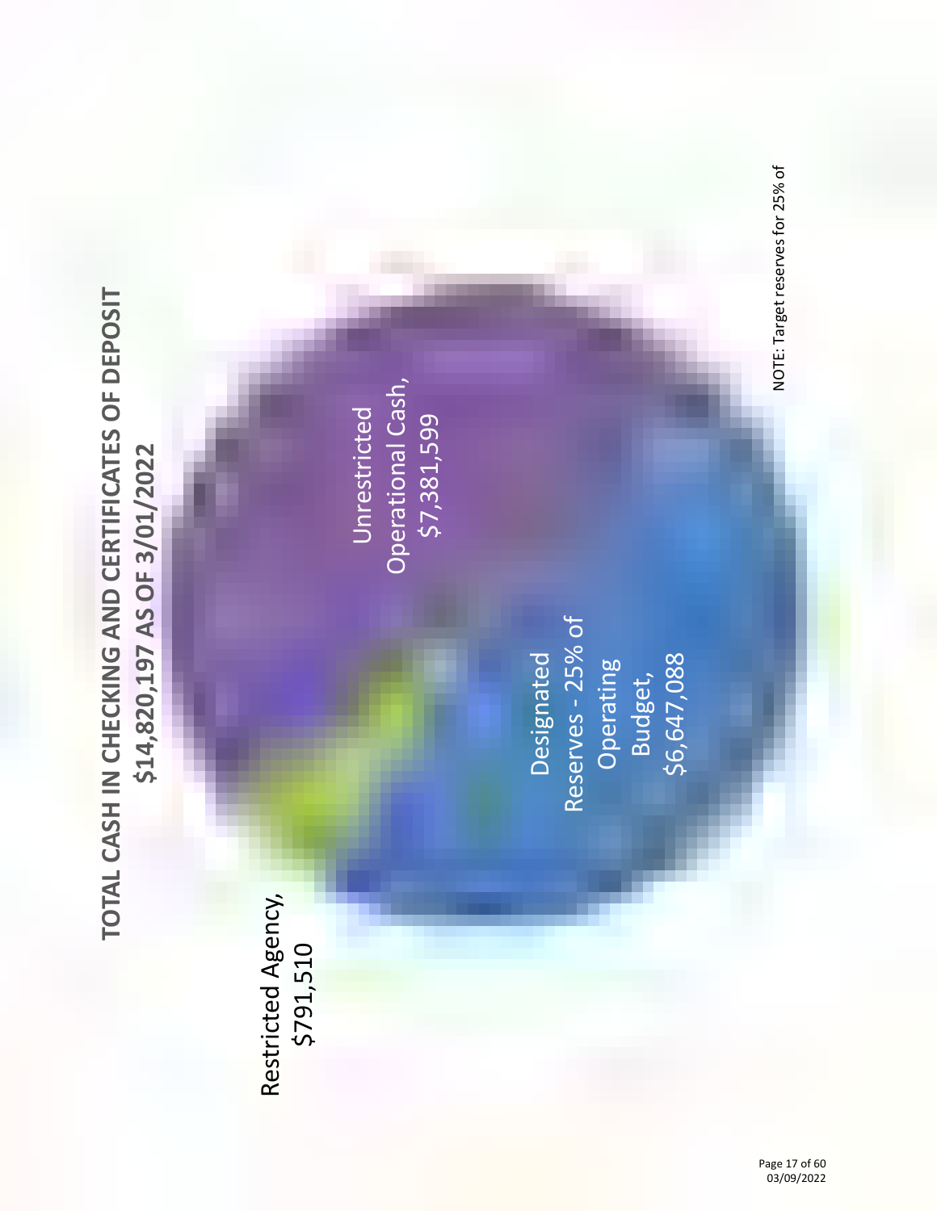# TOTAL CASH IN CHECKING AND CERTIFICATES OF DEPOSIT
## $14,820,197 AS OF 3/01/2022

Unrestricted Operational Cash, $7,381,599

Designated Reserves - 25% of Operating Budget, $6,647,088

Restricted Agency, $791,510

NOTE: Target reserves for 25% of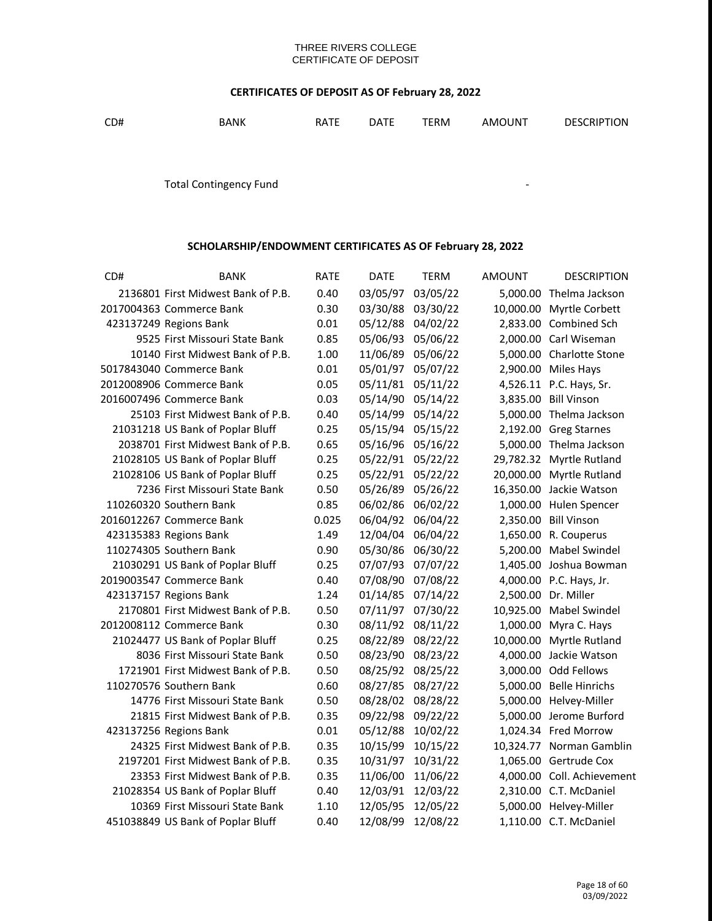THREE RIVERS COLLEGE
CERTIFICATE OF DEPOSIT

## CERTIFICATES OF DEPOSIT AS OF February 28, 2022

| CD# | BANK | RATE | DATE | TERM | AMOUNT | DESCRIPTION |
|---|---|---|---|---|---|---|
| | Total Contingency Fund | | | | - | |

## SCHOLARSHIP/ENDOWMENT CERTIFICATES AS OF February 28, 2022

| CD# | BANK | RATE | DATE | TERM | AMOUNT | DESCRIPTION |
|---|---|---|---|---|---|---|
| 2136801 | First Midwest Bank of P.B. | 0.40 | 03/05/97 | 03/05/22 | 5,000.00 | Thelma Jackson |
| 2017004363 | Commerce Bank | 0.30 | 03/30/88 | 03/30/22 | 10,000.00 | Myrtle Corbett |
| 423137249 | Regions Bank | 0.01 | 05/12/88 | 04/02/22 | 2,833.00 | Combined Sch |
| 9525 | First Missouri State Bank | 0.85 | 05/06/93 | 05/06/22 | 2,000.00 | Carl Wiseman |
| 10140 | First Midwest Bank of P.B. | 1.00 | 11/06/89 | 05/06/22 | 5,000.00 | Charlotte Stone |
| 5017843040 | Commerce Bank | 0.01 | 05/01/97 | 05/07/22 | 2,900.00 | Miles Hays |
| 2012008906 | Commerce Bank | 0.05 | 05/11/81 | 05/11/22 | 4,526.11 | P.C. Hays, Sr. |
| 2016007496 | Commerce Bank | 0.03 | 05/14/90 | 05/14/22 | 3,835.00 | Bill Vinson |
| 25103 | First Midwest Bank of P.B. | 0.40 | 05/14/99 | 05/14/22 | 5,000.00 | Thelma Jackson |
| 21031218 | US Bank of Poplar Bluff | 0.25 | 05/15/94 | 05/15/22 | 2,192.00 | Greg Starnes |
| 2038701 | First Midwest Bank of P.B. | 0.65 | 05/16/96 | 05/16/22 | 5,000.00 | Thelma Jackson |
| 21028105 | US Bank of Poplar Bluff | 0.25 | 05/22/91 | 05/22/22 | 29,782.32 | Myrtle Rutland |
| 21028106 | US Bank of Poplar Bluff | 0.25 | 05/22/91 | 05/22/22 | 20,000.00 | Myrtle Rutland |
| 7236 | First Missouri State Bank | 0.50 | 05/26/89 | 05/26/22 | 16,350.00 | Jackie Watson |
| 110260320 | Southern Bank | 0.85 | 06/02/86 | 06/02/22 | 1,000.00 | Hulen Spencer |
| 2016012267 | Commerce Bank | 0.025 | 06/04/92 | 06/04/22 | 2,350.00 | Bill Vinson |
| 423135383 | Regions Bank | 1.49 | 12/04/04 | 06/04/22 | 1,650.00 | R. Couperus |
| 110274305 | Southern Bank | 0.90 | 05/30/86 | 06/30/22 | 5,200.00 | Mabel Swindel |
| 21030291 | US Bank of Poplar Bluff | 0.25 | 07/07/93 | 07/07/22 | 1,405.00 | Joshua Bowman |
| 2019003547 | Commerce Bank | 0.40 | 07/08/90 | 07/08/22 | 4,000.00 | P.C. Hays, Jr. |
| 423137157 | Regions Bank | 1.24 | 01/14/85 | 07/14/22 | 2,500.00 | Dr. Miller |
| 2170801 | First Midwest Bank of P.B. | 0.50 | 07/11/97 | 07/30/22 | 10,925.00 | Mabel Swindel |
| 2012008112 | Commerce Bank | 0.30 | 08/11/92 | 08/11/22 | 1,000.00 | Myra C. Hays |
| 21024477 | US Bank of Poplar Bluff | 0.25 | 08/22/89 | 08/22/22 | 10,000.00 | Myrtle Rutland |
| 8036 | First Missouri State Bank | 0.50 | 08/23/90 | 08/23/22 | 4,000.00 | Jackie Watson |
| 1721901 | First Midwest Bank of P.B. | 0.50 | 08/25/92 | 08/25/22 | 3,000.00 | Odd Fellows |
| 110270576 | Southern Bank | 0.60 | 08/27/85 | 08/27/22 | 5,000.00 | Belle Hinrichs |
| 14776 | First Missouri State Bank | 0.50 | 08/28/02 | 08/28/22 | 5,000.00 | Helvey-Miller |
| 21815 | First Midwest Bank of P.B. | 0.35 | 09/22/98 | 09/22/22 | 5,000.00 | Jerome Burford |
| 423137256 | Regions Bank | 0.01 | 05/12/88 | 10/02/22 | 1,024.34 | Fred Morrow |
| 24325 | First Midwest Bank of P.B. | 0.35 | 10/15/99 | 10/15/22 | 10,324.77 | Norman Gamblin |
| 2197201 | First Midwest Bank of P.B. | 0.35 | 10/31/97 | 10/31/22 | 1,065.00 | Gertrude Cox |
| 23353 | First Midwest Bank of P.B. | 0.35 | 11/06/00 | 11/06/22 | 4,000.00 | Coll. Achievement |
| 21028354 | US Bank of Poplar Bluff | 0.40 | 12/03/91 | 12/03/22 | 2,310.00 | C.T. McDaniel |
| 10369 | First Missouri State Bank | 1.10 | 12/05/95 | 12/05/22 | 5,000.00 | Helvey-Miller |
| 451038849 | US Bank of Poplar Bluff | 0.40 | 12/08/99 | 12/08/22 | 1,110.00 | C.T. McDaniel |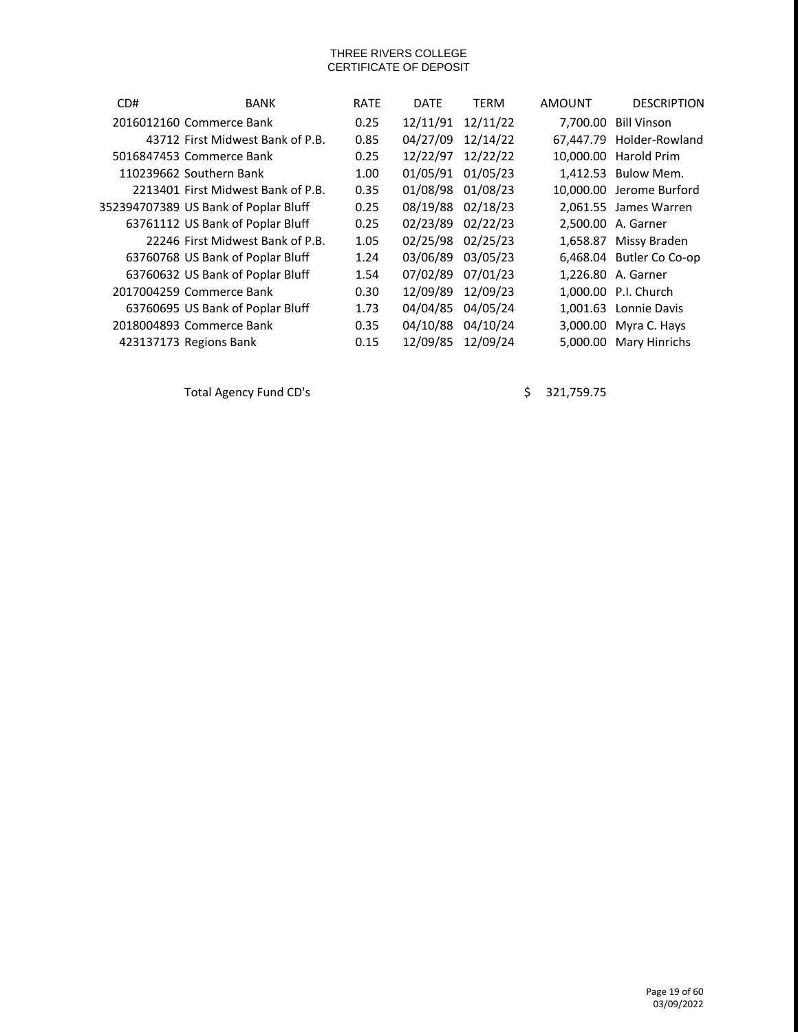THREE RIVERS COLLEGE
CERTIFICATE OF DEPOSIT

| CD# | BANK | RATE | DATE | TERM | AMOUNT | DESCRIPTION |
|---|---|---|---|---|---|---|
| 2016012160 | Commerce Bank | 0.25 | 12/11/91 | 12/11/22 | 7,700.00 | Bill Vinson |
| 43712 | First Midwest Bank of P.B. | 0.85 | 04/27/09 | 12/14/22 | 67,447.79 | Holder-Rowland |
| 5016847453 | Commerce Bank | 0.25 | 12/22/97 | 12/22/22 | 10,000.00 | Harold Prim |
| 110239662 | Southern Bank | 1.00 | 01/05/91 | 01/05/23 | 1,412.53 | Bulow Mem. |
| 2213401 | First Midwest Bank of P.B. | 0.35 | 01/08/98 | 01/08/23 | 10,000.00 | Jerome Burford |
| 352394707389 | US Bank of Poplar Bluff | 0.25 | 08/19/88 | 02/18/23 | 2,061.55 | James Warren |
| 63761112 | US Bank of Poplar Bluff | 0.25 | 02/23/89 | 02/22/23 | 2,500.00 | A. Garner |
| 22246 | First Midwest Bank of P.B. | 1.05 | 02/25/98 | 02/25/23 | 1,658.87 | Missy Braden |
| 63760768 | US Bank of Poplar Bluff | 1.24 | 03/06/89 | 03/05/23 | 6,468.04 | Butler Co Co-op |
| 63760632 | US Bank of Poplar Bluff | 1.54 | 07/02/89 | 07/01/23 | 1,226.80 | A. Garner |
| 2017004259 | Commerce Bank | 0.30 | 12/09/89 | 12/09/23 | 1,000.00 | P.I. Church |
| 63760695 | US Bank of Poplar Bluff | 1.73 | 04/04/85 | 04/05/24 | 1,001.63 | Lonnie Davis |
| 2018004893 | Commerce Bank | 0.35 | 04/10/88 | 04/10/24 | 3,000.00 | Myra C. Hays |
| 423137173 | Regions Bank | 0.15 | 12/09/85 | 12/09/24 | 5,000.00 | Mary Hinrichs |

Total Agency Fund CD's $ 321,759.75

03/09/2022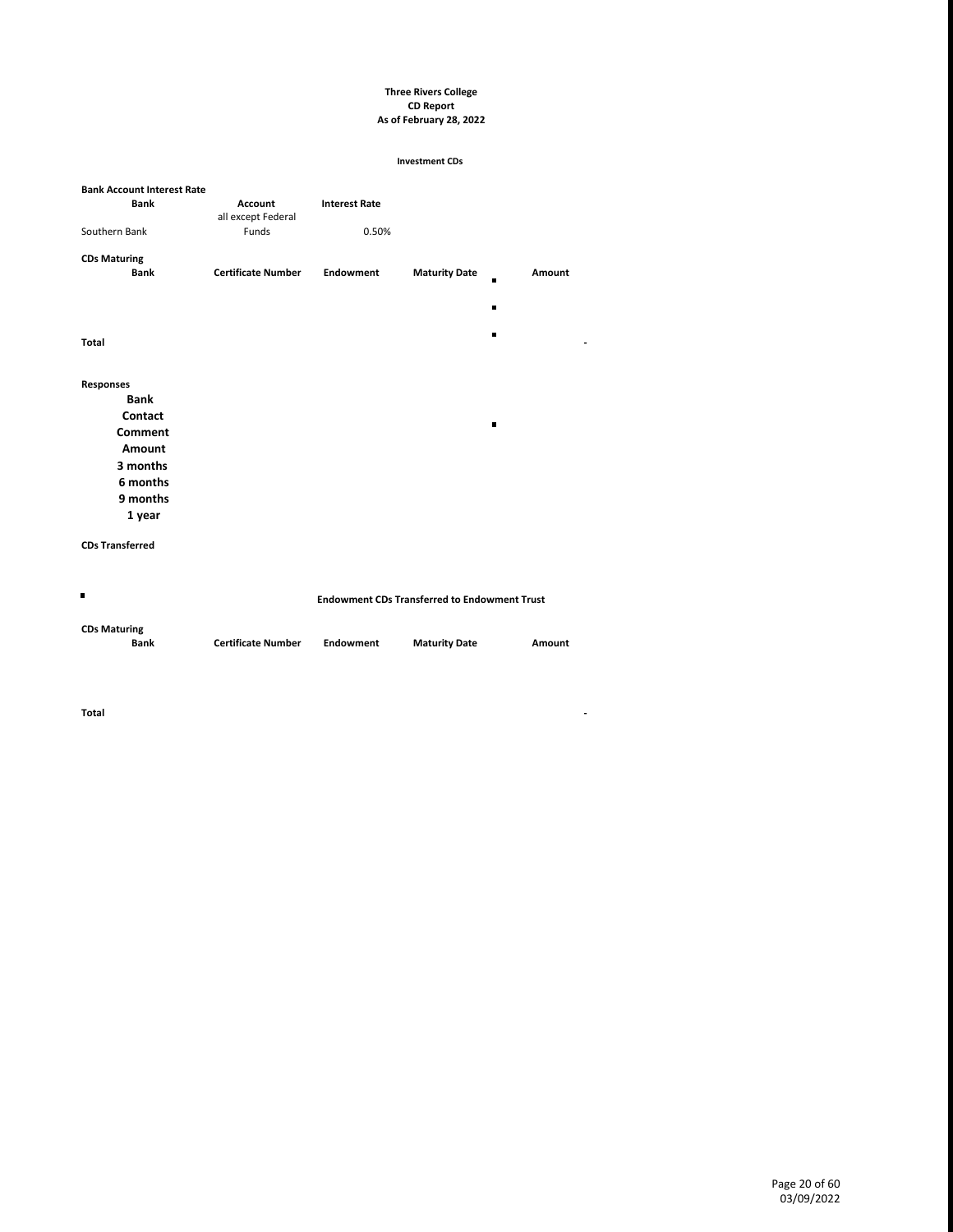**Three Rivers College**
**CD Report**
**As of February 28, 2022**

**Investment CDs**

**Bank Account Interest Rate**

| Bank | Account | Interest Rate |
| --- | --- | --- |
| Southern Bank | all except Federal Funds | 0.50% |

**CDs Maturing**

| Bank | Certificate Number | Endowment | Maturity Date | Amount |
| --- | --- | --- | --- | --- |
| | | | | |
| **Total** | | | | - |

**Responses**

**Bank**
**Contact**
**Comment**
**Amount**
**3 months**
**6 months**
**9 months**
**1 year**

**CDs Transferred**

**Endowment CDs Transferred to Endowment Trust**

**CDs Maturing**

| Bank | Certificate Number | Endowment | Maturity Date | Amount |
| --- | --- | --- | --- | --- |
| | | | | |
| **Total** | | | | - |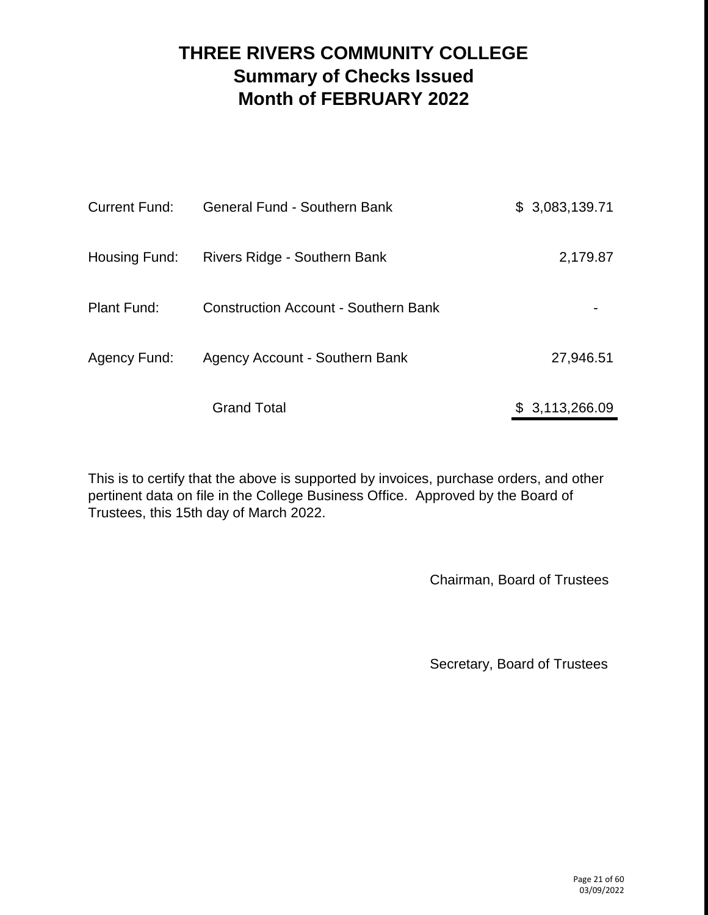# THREE RIVERS COMMUNITY COLLEGE
## Summary of Checks Issued
## Month of FEBRUARY 2022

| | | |
|---|---|---|
| Current Fund: | General Fund - Southern Bank | $ 3,083,139.71 |
| Housing Fund: | Rivers Ridge - Southern Bank | 2,179.87 |
| Plant Fund: | Construction Account - Southern Bank | - |
| Agency Fund: | Agency Account - Southern Bank | 27,946.51 |
| | Grand Total | $ 3,113,266.09 |

This is to certify that the above is supported by invoices, purchase orders, and other pertinent data on file in the College Business Office. Approved by the Board of Trustees, this 15th day of March 2022.

Chairman, Board of Trustees

Secretary, Board of Trustees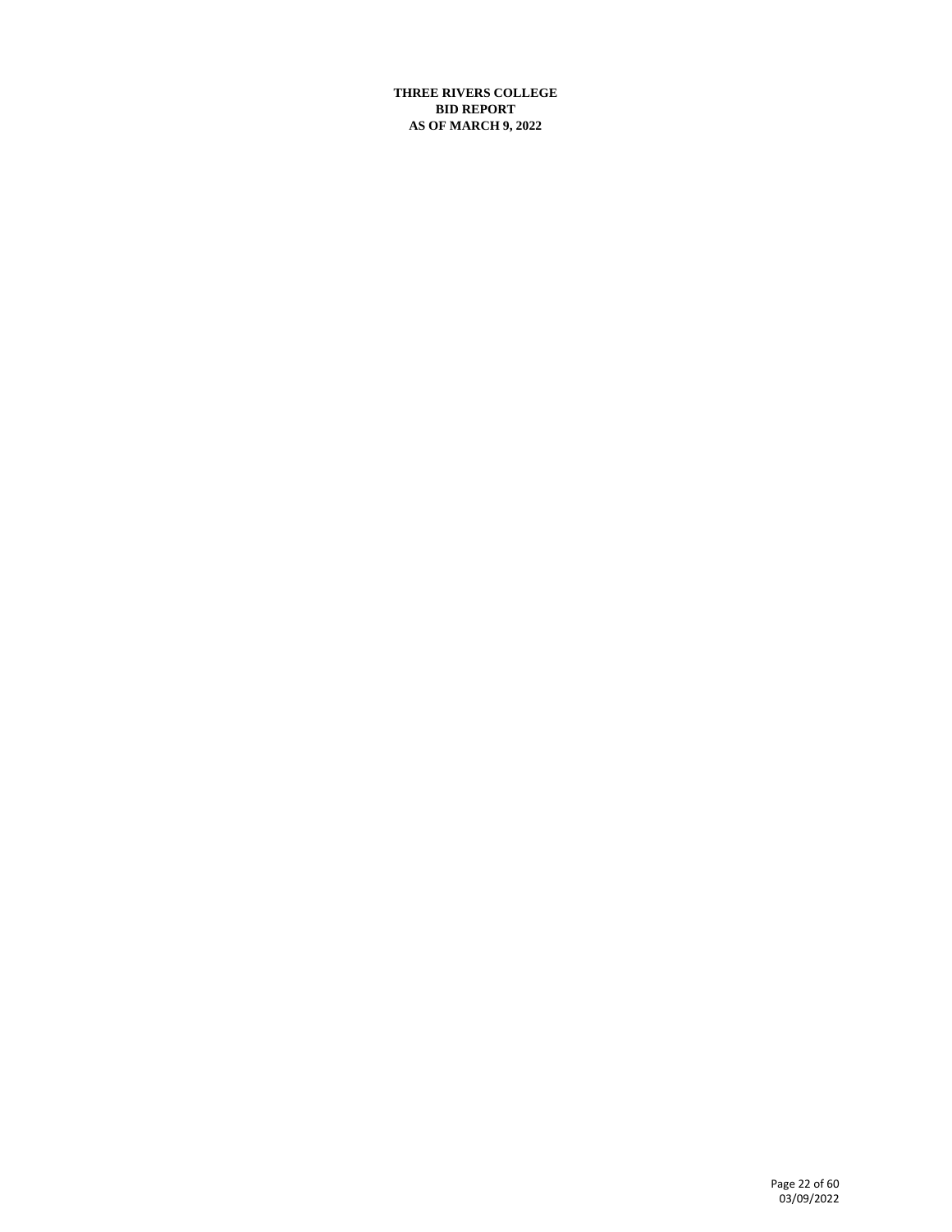**THREE RIVERS COLLEGE**
**BID REPORT**
**AS OF MARCH 9, 2022**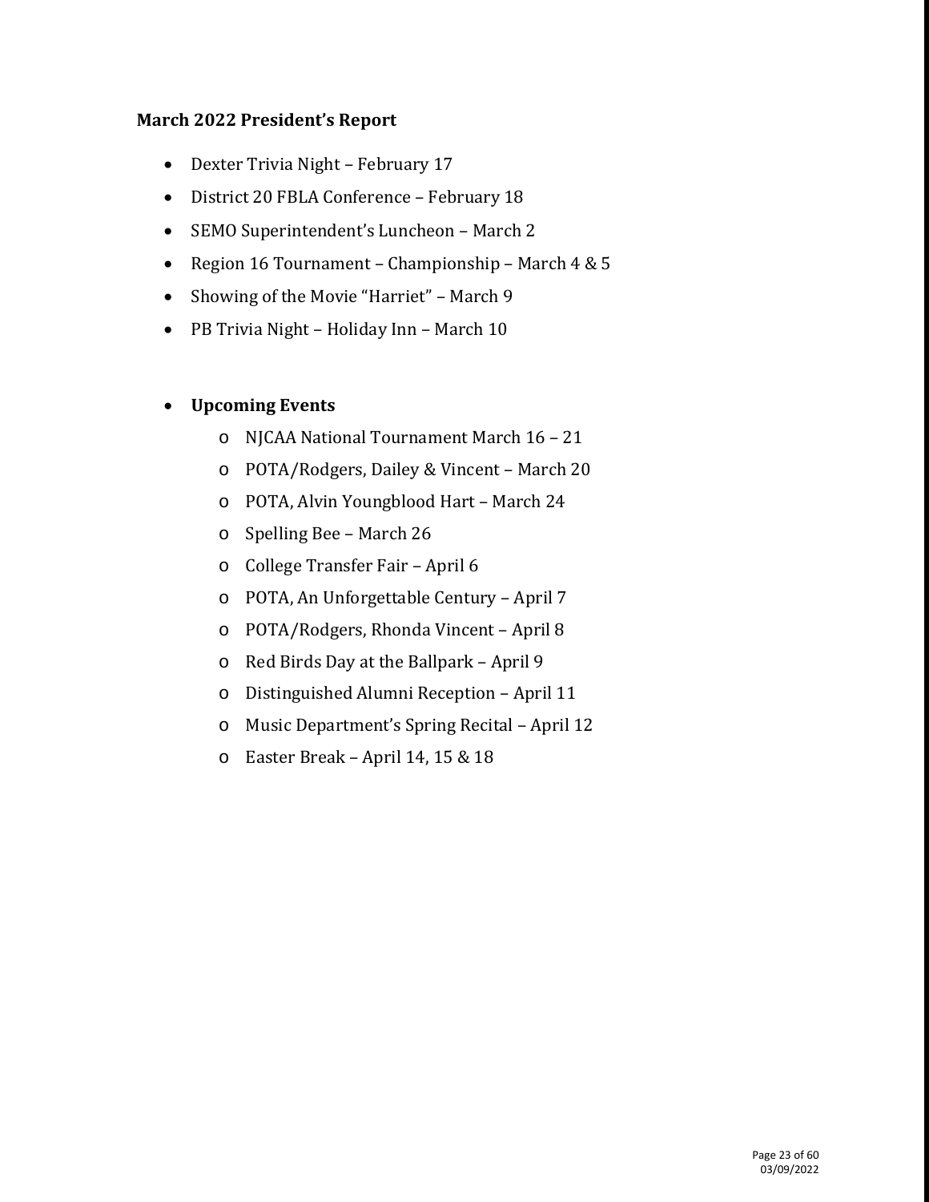**March 2022 President's Report**

- Dexter Trivia Night – February 17
- District 20 FBLA Conference – February 18
- SEMO Superintendent's Luncheon – March 2
- Region 16 Tournament – Championship – March 4 & 5
- Showing of the Movie "Harriet" – March 9
- PB Trivia Night – Holiday Inn – March 10

- **Upcoming Events**
  - NJCAA National Tournament March 16 – 21
  - POTA/Rodgers, Dailey & Vincent – March 20
  - POTA, Alvin Youngblood Hart – March 24
  - Spelling Bee – March 26
  - College Transfer Fair – April 6
  - POTA, An Unforgettable Century – April 7
  - POTA/Rodgers, Rhonda Vincent – April 8
  - Red Birds Day at the Ballpark – April 9
  - Distinguished Alumni Reception – April 11
  - Music Department's Spring Recital – April 12
  - Easter Break – April 14, 15 & 18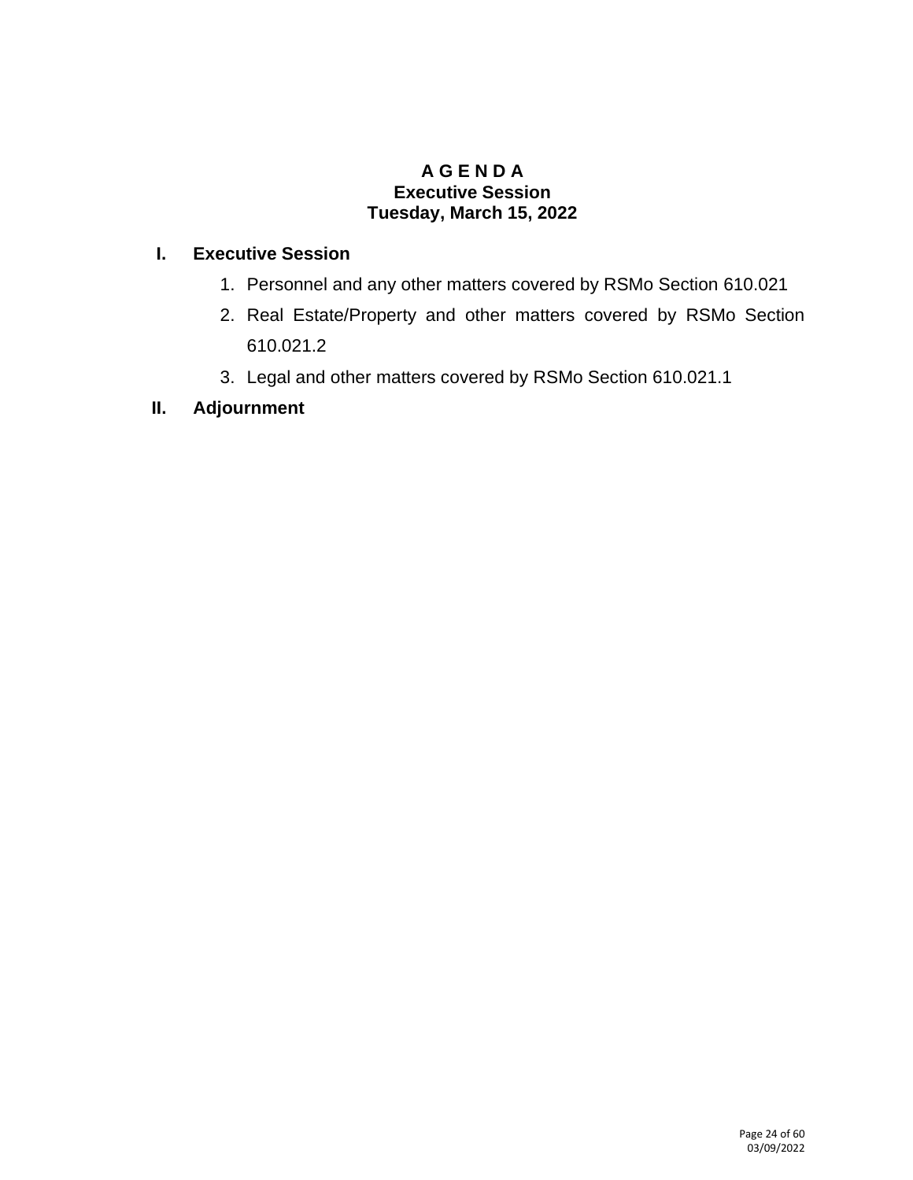# A G E N D A
## Executive Session
## Tuesday, March 15, 2022

**I. Executive Session**

1. Personnel and any other matters covered by RSMo Section 610.021
2. Real Estate/Property and other matters covered by RSMo Section 610.021.2
3. Legal and other matters covered by RSMo Section 610.021.1

**II. Adjournment**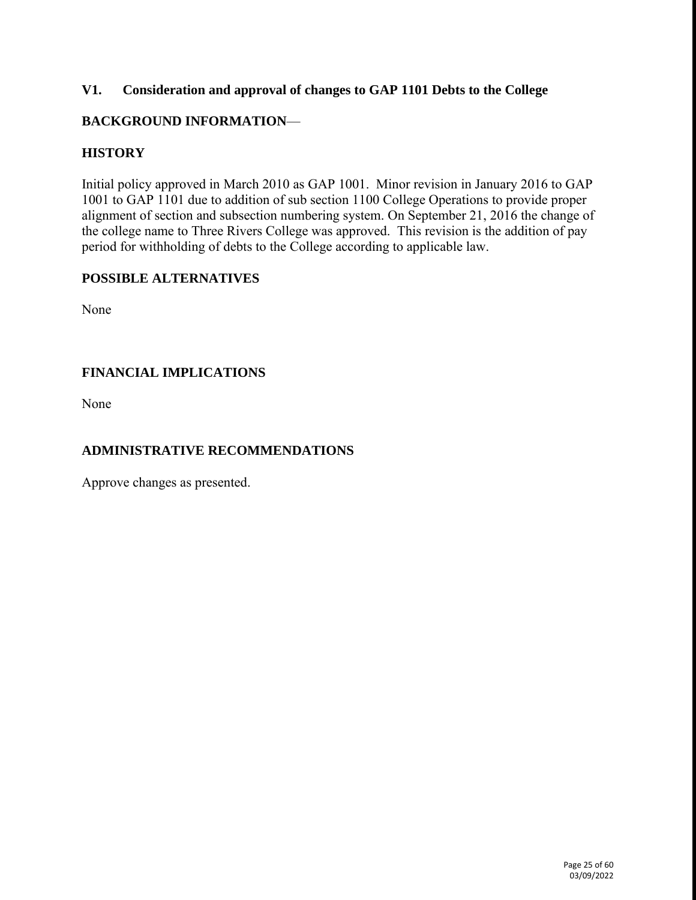## V1. Consideration and approval of changes to GAP 1101 Debts to the College

### BACKGROUND INFORMATION—

### HISTORY

Initial policy approved in March 2010 as GAP 1001. Minor revision in January 2016 to GAP 1001 to GAP 1101 due to addition of sub section 1100 College Operations to provide proper alignment of section and subsection numbering system. On September 21, 2016 the change of the college name to Three Rivers College was approved. This revision is the addition of pay period for withholding of debts to the College according to applicable law.

### POSSIBLE ALTERNATIVES

None

### FINANCIAL IMPLICATIONS

None

### ADMINISTRATIVE RECOMMENDATIONS

Approve changes as presented.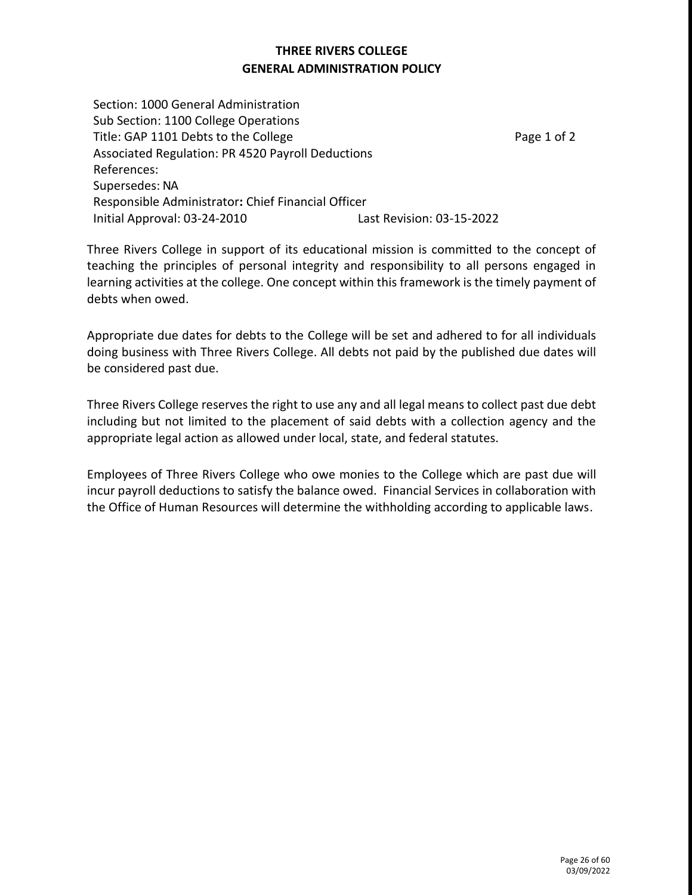**THREE RIVERS COLLEGE**
**GENERAL ADMINISTRATION POLICY**

Section: 1000 General Administration
Sub Section: 1100 College Operations
Title: GAP 1101 Debts to the College
Page 1 of 2
Associated Regulation: PR 4520 Payroll Deductions
References:
Supersedes: NA
Responsible Administrator**:** Chief Financial Officer
Initial Approval: 03-24-2010
Last Revision: 03-15-2022

Three Rivers College in support of its educational mission is committed to the concept of teaching the principles of personal integrity and responsibility to all persons engaged in learning activities at the college. One concept within this framework is the timely payment of debts when owed.

Appropriate due dates for debts to the College will be set and adhered to for all individuals doing business with Three Rivers College. All debts not paid by the published due dates will be considered past due.

Three Rivers College reserves the right to use any and all legal means to collect past due debt including but not limited to the placement of said debts with a collection agency and the appropriate legal action as allowed under local, state, and federal statutes.

Employees of Three Rivers College who owe monies to the College which are past due will incur payroll deductions to satisfy the balance owed. Financial Services in collaboration with the Office of Human Resources will determine the withholding according to applicable laws.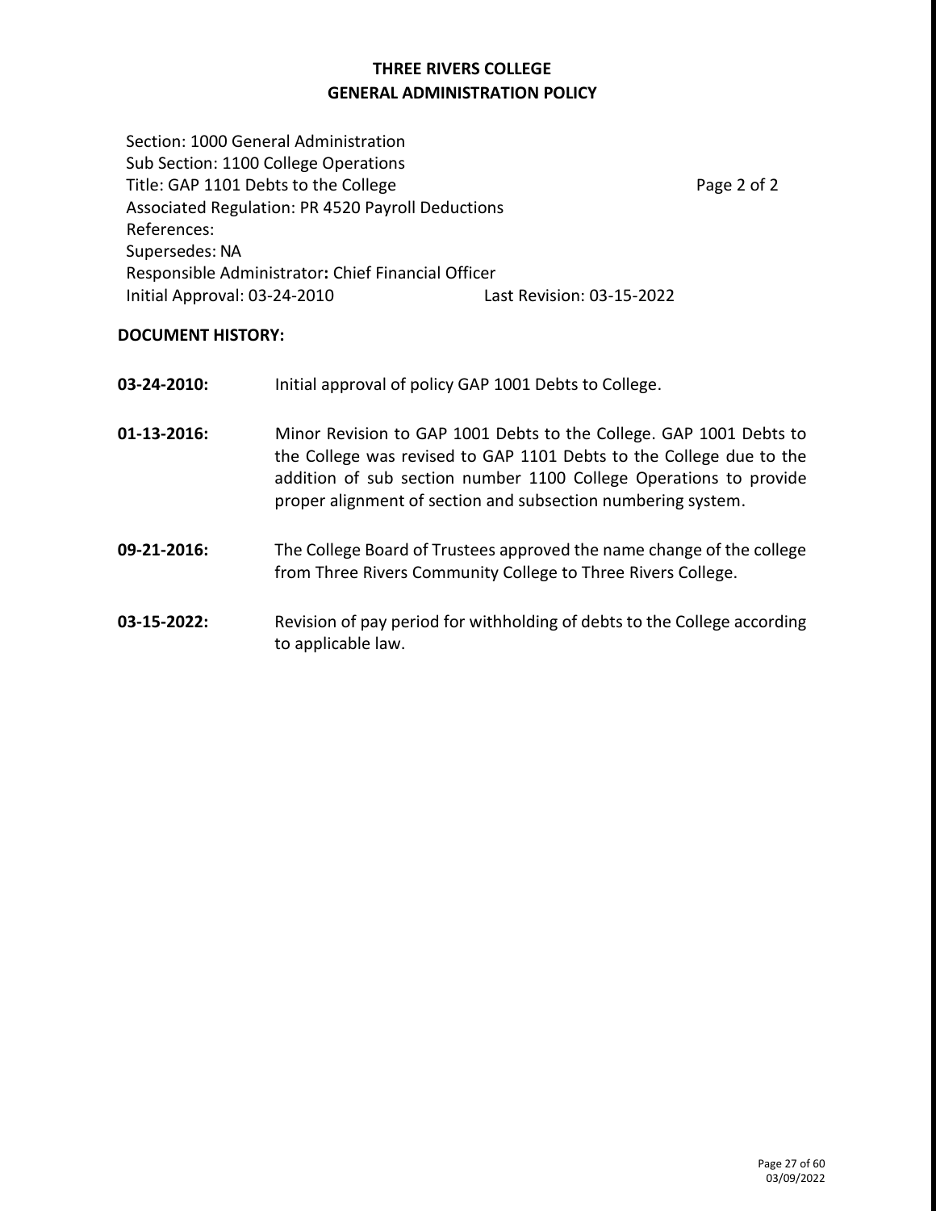# THREE RIVERS COLLEGE
## GENERAL ADMINISTRATION POLICY

Section: 1000 General Administration
Sub Section: 1100 College Operations
Title: GAP 1101 Debts to the College
Page 2 of 2
Associated Regulation: PR 4520 Payroll Deductions
References:
Supersedes: NA
Responsible Administrator**:** Chief Financial Officer
Initial Approval: 03-24-2010 Last Revision: 03-15-2022

**DOCUMENT HISTORY:**

**03-24-2010:** Initial approval of policy GAP 1001 Debts to College.

**01-13-2016:** Minor Revision to GAP 1001 Debts to the College. GAP 1001 Debts to the College was revised to GAP 1101 Debts to the College due to the addition of sub section number 1100 College Operations to provide proper alignment of section and subsection numbering system.

**09-21-2016:** The College Board of Trustees approved the name change of the college from Three Rivers Community College to Three Rivers College.

**03-15-2022:** Revision of pay period for withholding of debts to the College according to applicable law.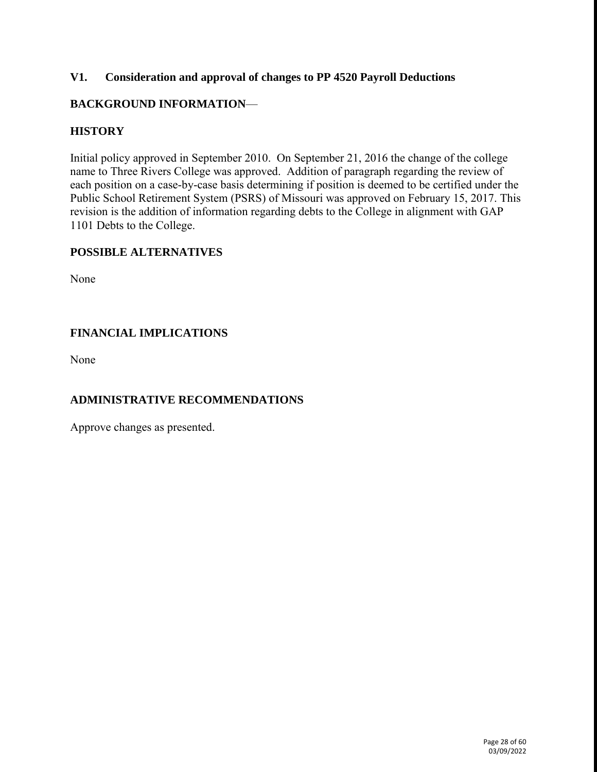## V1. Consideration and approval of changes to PP 4520 Payroll Deductions

## BACKGROUND INFORMATION—

## HISTORY

Initial policy approved in September 2010. On September 21, 2016 the change of the college name to Three Rivers College was approved. Addition of paragraph regarding the review of each position on a case-by-case basis determining if position is deemed to be certified under the Public School Retirement System (PSRS) of Missouri was approved on February 15, 2017. This revision is the addition of information regarding debts to the College in alignment with GAP 1101 Debts to the College.

## POSSIBLE ALTERNATIVES

None

## FINANCIAL IMPLICATIONS

None

## ADMINISTRATIVE RECOMMENDATIONS

Approve changes as presented.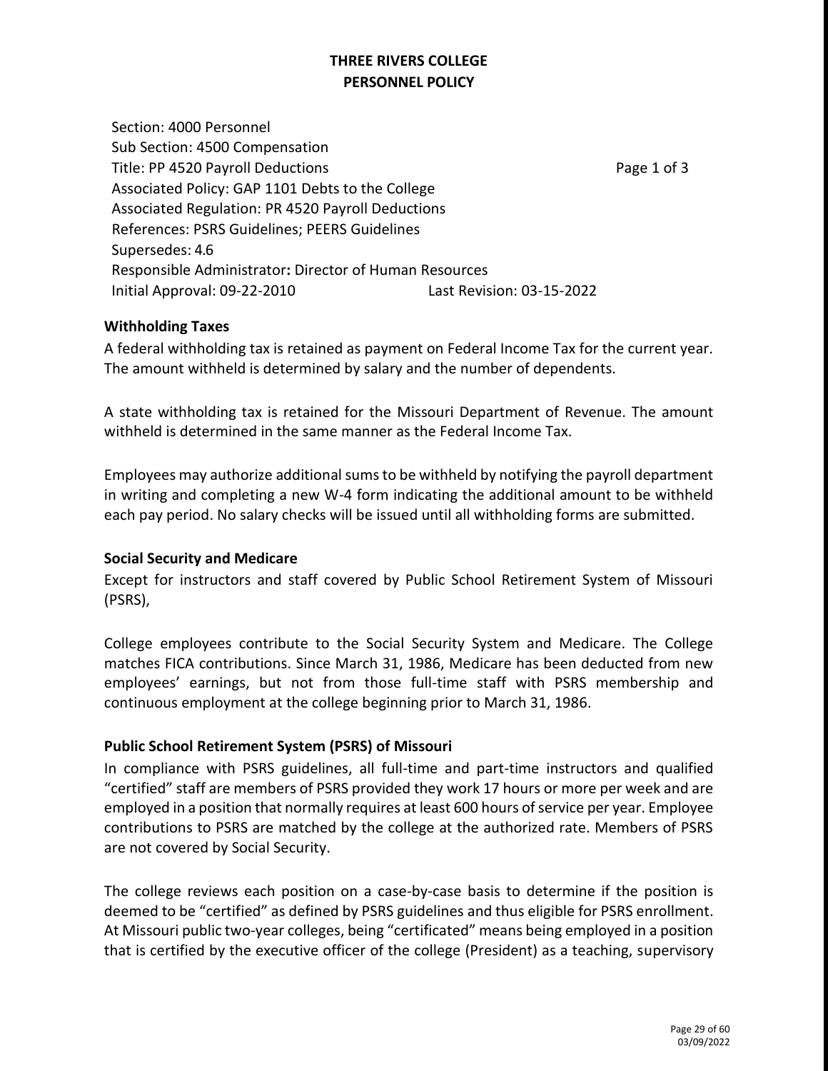**THREE RIVERS COLLEGE**
**PERSONNEL POLICY**

Section: 4000 Personnel
Sub Section: 4500 Compensation
Title: PP 4520 Payroll Deductions
Associated Policy: GAP 1101 Debts to the College
Associated Regulation: PR 4520 Payroll Deductions
References: PSRS Guidelines; PEERS Guidelines
Supersedes: 4.6
Responsible Administrator**:** Director of Human Resources
Initial Approval: 09-22-2010 Last Revision: 03-15-2022

**Withholding Taxes**

A federal withholding tax is retained as payment on Federal Income Tax for the current year. The amount withheld is determined by salary and the number of dependents.

A state withholding tax is retained for the Missouri Department of Revenue. The amount withheld is determined in the same manner as the Federal Income Tax.

Employees may authorize additional sums to be withheld by notifying the payroll department in writing and completing a new W-4 form indicating the additional amount to be withheld each pay period. No salary checks will be issued until all withholding forms are submitted.

**Social Security and Medicare**

Except for instructors and staff covered by Public School Retirement System of Missouri (PSRS),

College employees contribute to the Social Security System and Medicare. The College matches FICA contributions. Since March 31, 1986, Medicare has been deducted from new employees' earnings, but not from those full-time staff with PSRS membership and continuous employment at the college beginning prior to March 31, 1986.

**Public School Retirement System (PSRS) of Missouri**

In compliance with PSRS guidelines, all full-time and part-time instructors and qualified "certified" staff are members of PSRS provided they work 17 hours or more per week and are employed in a position that normally requires at least 600 hours of service per year. Employee contributions to PSRS are matched by the college at the authorized rate. Members of PSRS are not covered by Social Security.

The college reviews each position on a case-by-case basis to determine if the position is deemed to be "certified" as defined by PSRS guidelines and thus eligible for PSRS enrollment. At Missouri public two-year colleges, being "certificated" means being employed in a position that is certified by the executive officer of the college (President) as a teaching, supervisory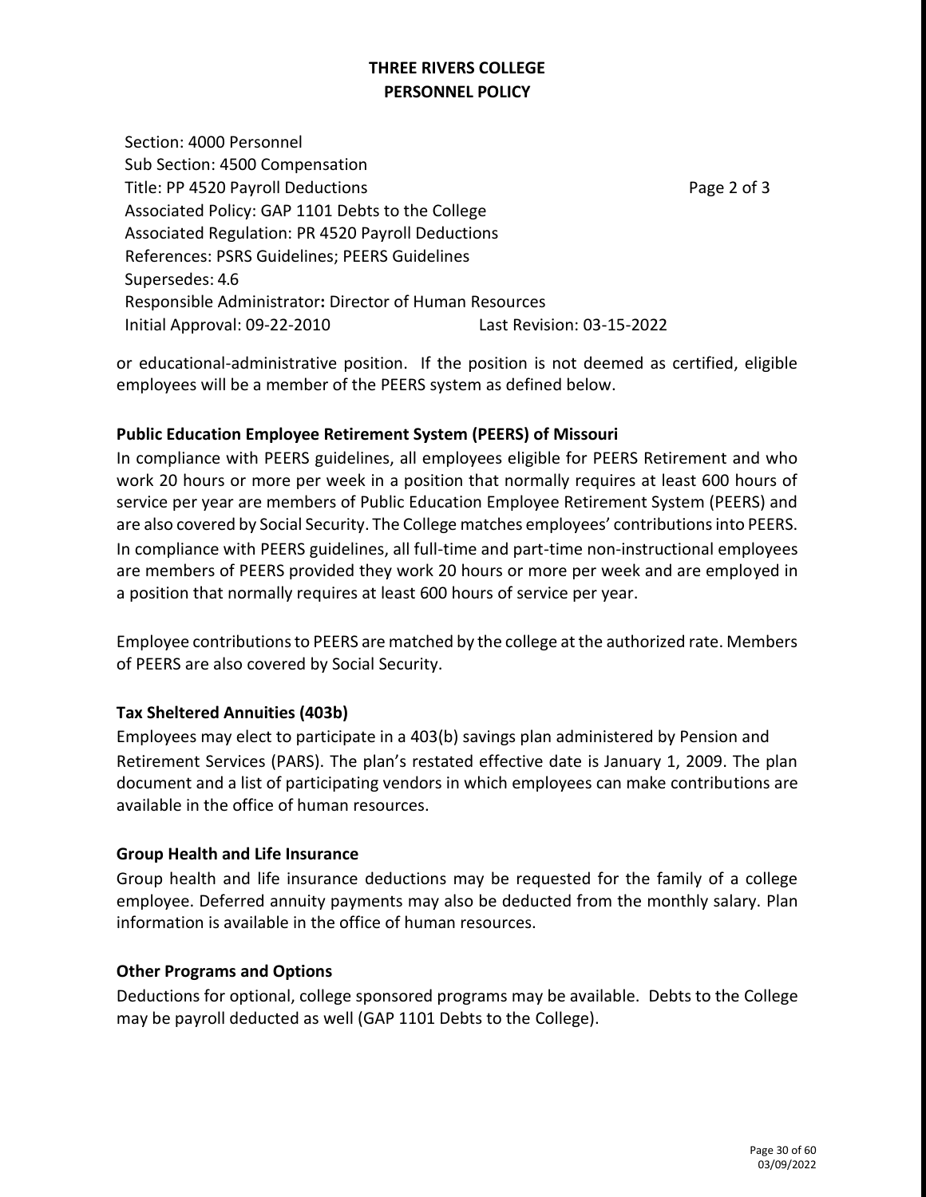# THREE RIVERS COLLEGE
# PERSONNEL POLICY

Section: 4000 Personnel
Sub Section: 4500 Compensation
Title: PP 4520 Payroll Deductions
Associated Policy: GAP 1101 Debts to the College
Associated Regulation: PR 4520 Payroll Deductions
References: PSRS Guidelines; PEERS Guidelines
Supersedes: 4.6
Responsible Administrator**:** Director of Human Resources
Initial Approval: 09-22-2010 Last Revision: 03-15-2022

or educational-administrative position. If the position is not deemed as certified, eligible employees will be a member of the PEERS system as defined below.

**Public Education Employee Retirement System (PEERS) of Missouri**

In compliance with PEERS guidelines, all employees eligible for PEERS Retirement and who work 20 hours or more per week in a position that normally requires at least 600 hours of service per year are members of Public Education Employee Retirement System (PEERS) and are also covered by Social Security. The College matches employees' contributions into PEERS. In compliance with PEERS guidelines, all full-time and part-time non-instructional employees are members of PEERS provided they work 20 hours or more per week and are employed in a position that normally requires at least 600 hours of service per year.

Employee contributions to PEERS are matched by the college at the authorized rate. Members of PEERS are also covered by Social Security.

**Tax Sheltered Annuities (403b)**

Employees may elect to participate in a 403(b) savings plan administered by Pension and Retirement Services (PARS). The plan's restated effective date is January 1, 2009. The plan document and a list of participating vendors in which employees can make contributions are available in the office of human resources.

**Group Health and Life Insurance**

Group health and life insurance deductions may be requested for the family of a college employee. Deferred annuity payments may also be deducted from the monthly salary. Plan information is available in the office of human resources.

**Other Programs and Options**

Deductions for optional, college sponsored programs may be available. Debts to the College may be payroll deducted as well (GAP 1101 Debts to the College).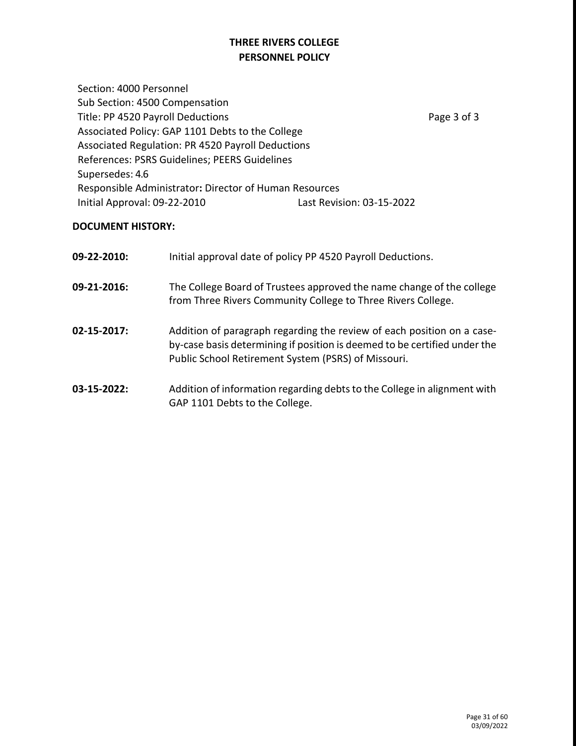**THREE RIVERS COLLEGE**
**PERSONNEL POLICY**

Section: 4000 Personnel
Sub Section: 4500 Compensation
Title: PP 4520 Payroll Deductions
Associated Policy: GAP 1101 Debts to the College
Associated Regulation: PR 4520 Payroll Deductions
References: PSRS Guidelines; PEERS Guidelines
Supersedes: 4.6
Responsible Administrator**:** Director of Human Resources
Initial Approval: 09-22-2010 Last Revision: 03-15-2022

**DOCUMENT HISTORY:**

**09-22-2010:** Initial approval date of policy PP 4520 Payroll Deductions.

**09-21-2016:** The College Board of Trustees approved the name change of the college from Three Rivers Community College to Three Rivers College.

**02-15-2017:** Addition of paragraph regarding the review of each position on a case-by-case basis determining if position is deemed to be certified under the Public School Retirement System (PSRS) of Missouri.

**03-15-2022:** Addition of information regarding debts to the College in alignment with GAP 1101 Debts to the College.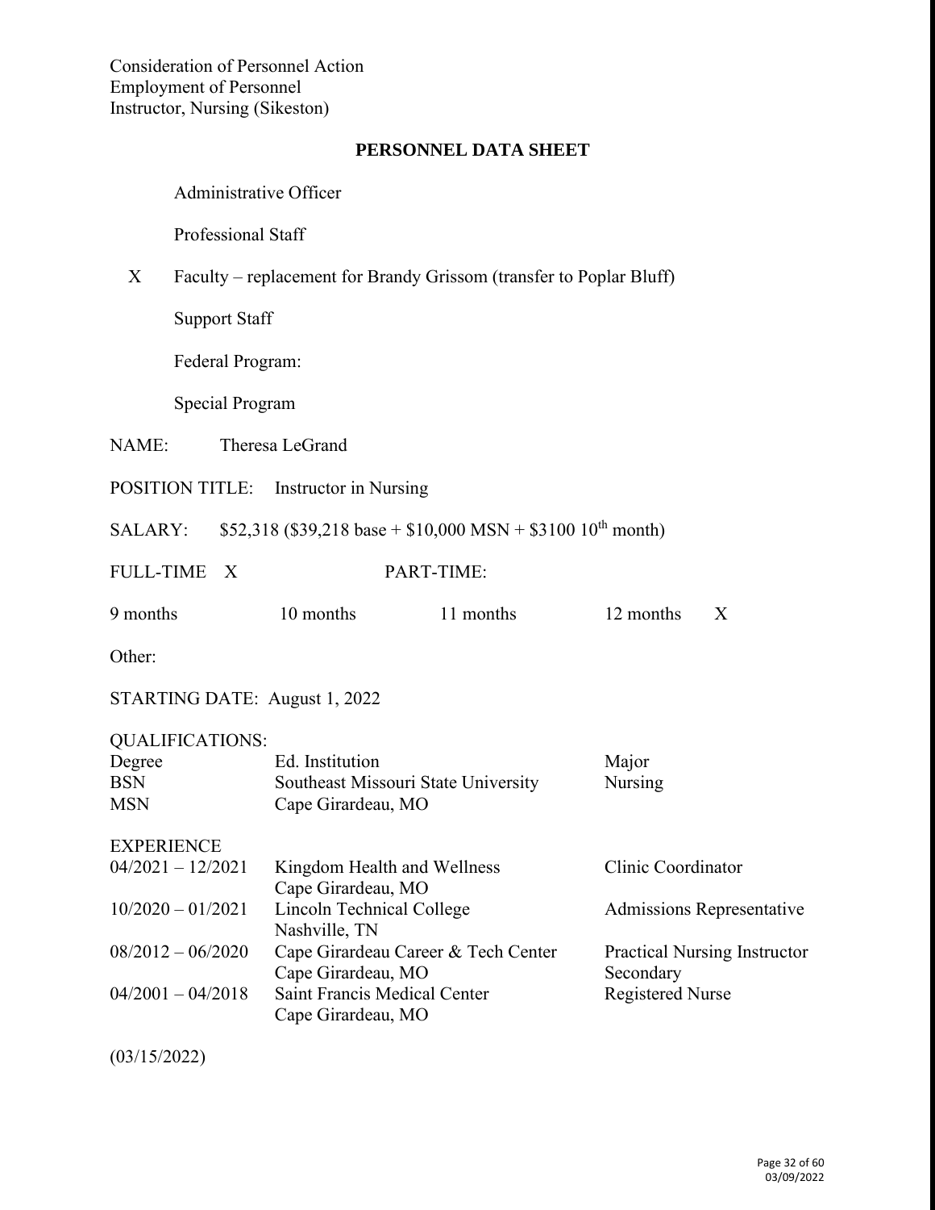Consideration of Personnel Action
Employment of Personnel
Instructor, Nursing (Sikeston)

## PERSONNEL DATA SHEET

Administrative Officer

Professional Staff

X Faculty – replacement for Brandy Grissom (transfer to Poplar Bluff)

Support Staff

Federal Program:

Special Program

NAME: Theresa LeGrand

POSITION TITLE: Instructor in Nursing

SALARY: $52,318 ($39,218 base + $10,000 MSN + $3100 10th month)

FULL-TIME X PART-TIME:

9 months 10 months 11 months 12 months X

Other:

STARTING DATE: August 1, 2022

QUALIFICATIONS:

| Degree | Ed. Institution | Major |
|---|---|---|
| BSN | Southeast Missouri State University | Nursing |
| MSN | Cape Girardeau, MO | |

EXPERIENCE

| | | |
|---|---|---|
| 04/2021 – 12/2021 | Kingdom Health and Wellness<br>Cape Girardeau, MO | Clinic Coordinator |
| 10/2020 – 01/2021 | Lincoln Technical College<br>Nashville, TN | Admissions Representative |
| 08/2012 – 06/2020 | Cape Girardeau Career & Tech Center<br>Cape Girardeau, MO | Practical Nursing Instructor<br>Secondary |
| 04/2001 – 04/2018 | Saint Francis Medical Center<br>Cape Girardeau, MO | Registered Nurse |

(03/15/2022)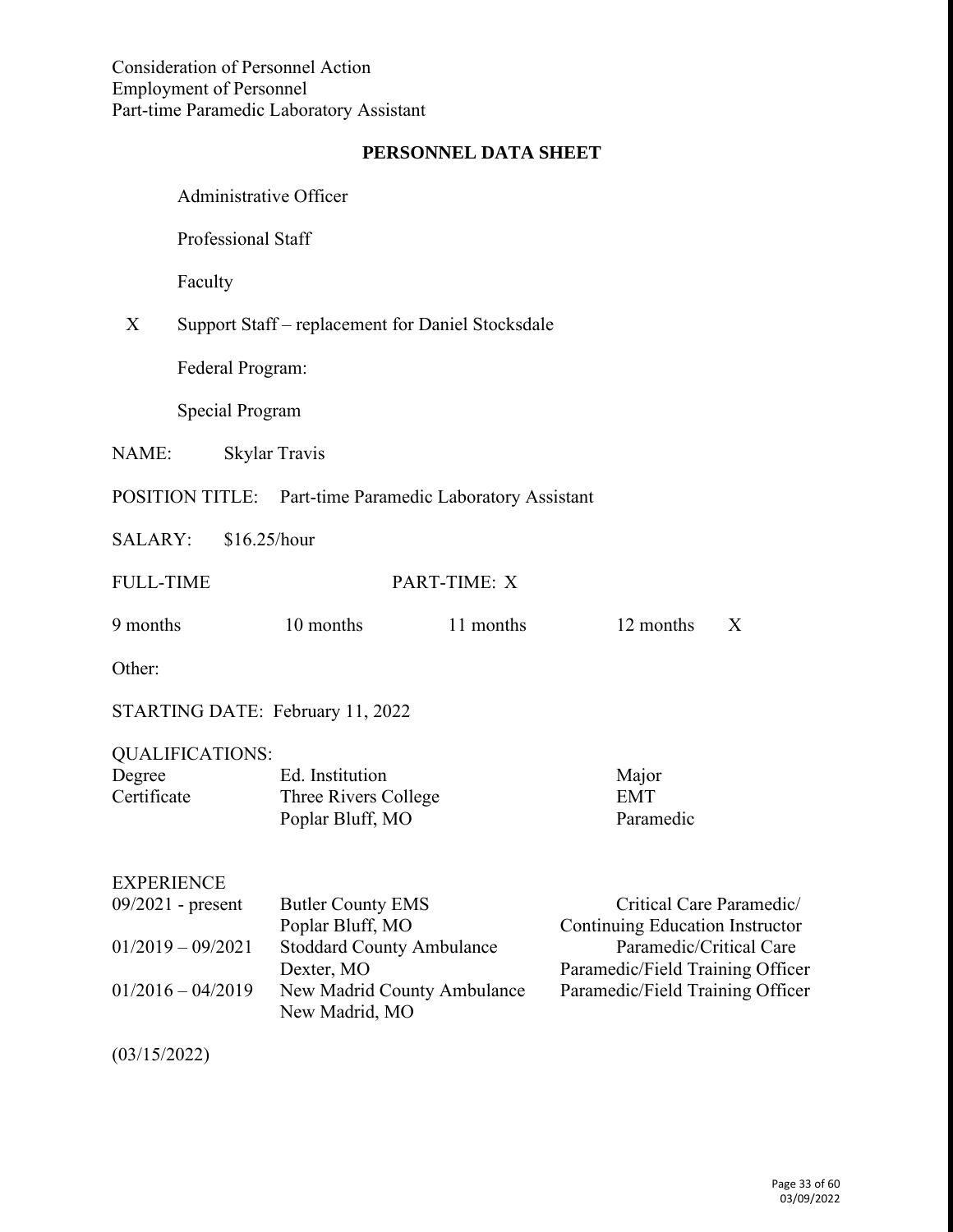Consideration of Personnel Action
Employment of Personnel
Part-time Paramedic Laboratory Assistant

## PERSONNEL DATA SHEET

| | |
|---|---|
| | Administrative Officer |
| | Professional Staff |
| | Faculty |
| X | Support Staff – replacement for Daniel Stocksdale |
| | Federal Program: |
| | Special Program |

NAME: Skylar Travis

POSITION TITLE: Part-time Paramedic Laboratory Assistant

SALARY: $16.25/hour

FULL-TIME PART-TIME: X

| 9 months | 10 months | 11 months | 12 months X |
|---|---|---|---|

Other:

STARTING DATE: February 11, 2022

QUALIFICATIONS:

| Degree | Ed. Institution | Major |
|---|---|---|
| Certificate | Three Rivers College<br>Poplar Bluff, MO | EMT<br>Paramedic |

EXPERIENCE

| | | |
|---|---|---|
| 09/2021 - present | Butler County EMS<br>Poplar Bluff, MO | Critical Care Paramedic/<br>Continuing Education Instructor |
| 01/2019 – 09/2021 | Stoddard County Ambulance<br>Dexter, MO | Paramedic/Critical Care<br>Paramedic/Field Training Officer |
| 01/2016 – 04/2019 | New Madrid County Ambulance<br>New Madrid, MO | Paramedic/Field Training Officer |

(03/15/2022)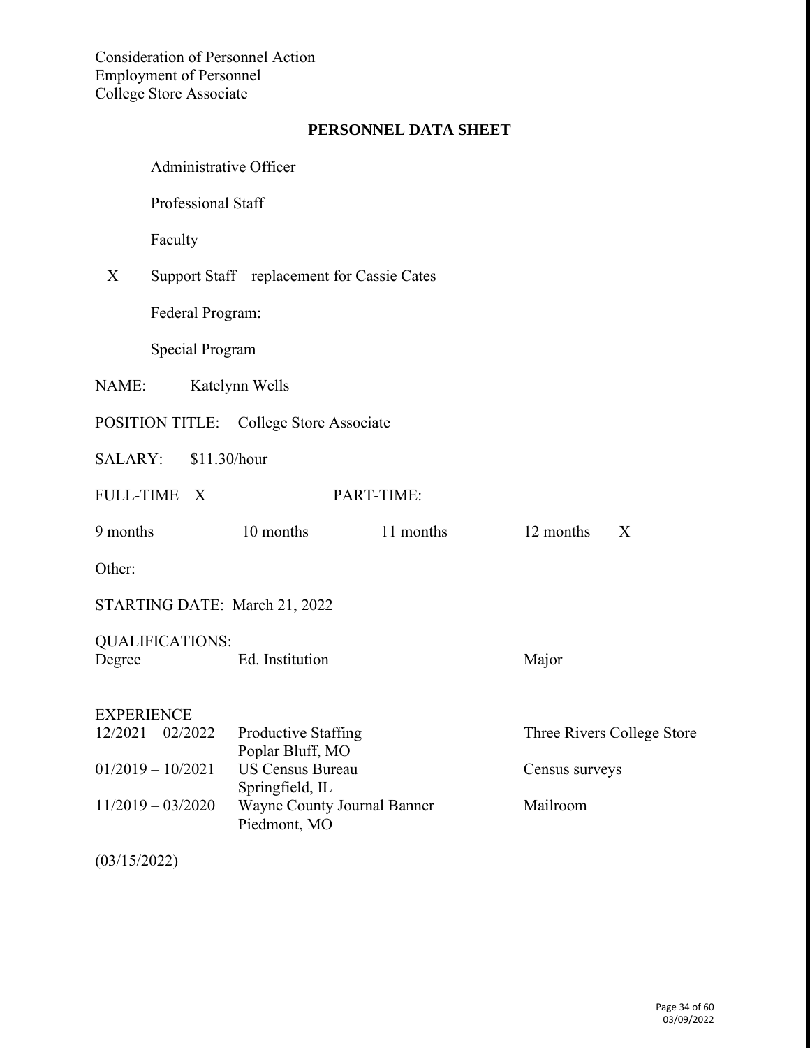Consideration of Personnel Action
Employment of Personnel
College Store Associate

## PERSONNEL DATA SHEET

| | |
|---|---|
| | Administrative Officer |
| | Professional Staff |
| | Faculty |
| X | Support Staff – replacement for Cassie Cates |
| | Federal Program: |
| | Special Program |

NAME: Katelynn Wells

POSITION TITLE: College Store Associate

SALARY: $11.30/hour

FULL-TIME X PART-TIME:

9 months 10 months 11 months 12 months X

Other:

STARTING DATE: March 21, 2022

QUALIFICATIONS:

| Degree | Ed. Institution | Major |
|---|---|---|

EXPERIENCE

| | | |
|---|---|---|
| 12/2021 – 02/2022 | Productive Staffing<br>Poplar Bluff, MO | Three Rivers College Store |
| 01/2019 – 10/2021 | US Census Bureau<br>Springfield, IL | Census surveys |
| 11/2019 – 03/2020 | Wayne County Journal Banner<br>Piedmont, MO | Mailroom |

(03/15/2022)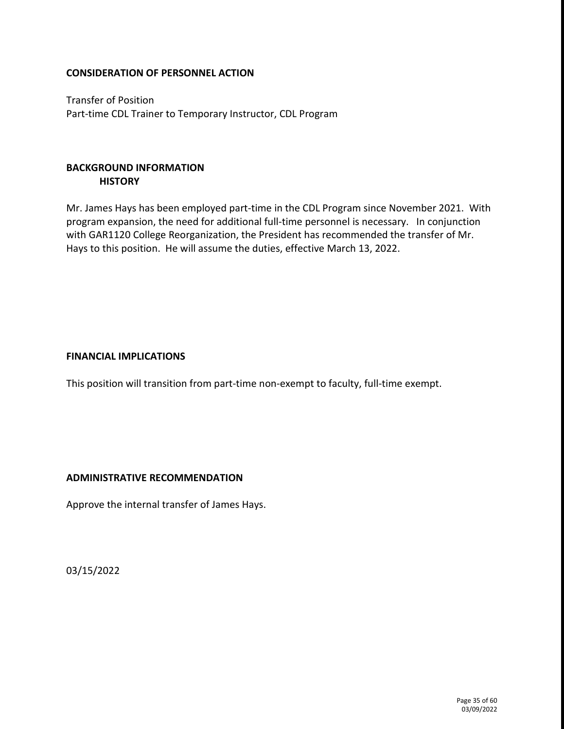## CONSIDERATION OF PERSONNEL ACTION

Transfer of Position
Part-time CDL Trainer to Temporary Instructor, CDL Program

## BACKGROUND INFORMATION

### HISTORY

Mr. James Hays has been employed part-time in the CDL Program since November 2021. With program expansion, the need for additional full-time personnel is necessary. In conjunction with GAR1120 College Reorganization, the President has recommended the transfer of Mr. Hays to this position. He will assume the duties, effective March 13, 2022.

## FINANCIAL IMPLICATIONS

This position will transition from part-time non-exempt to faculty, full-time exempt.

## ADMINISTRATIVE RECOMMENDATION

Approve the internal transfer of James Hays.

03/15/2022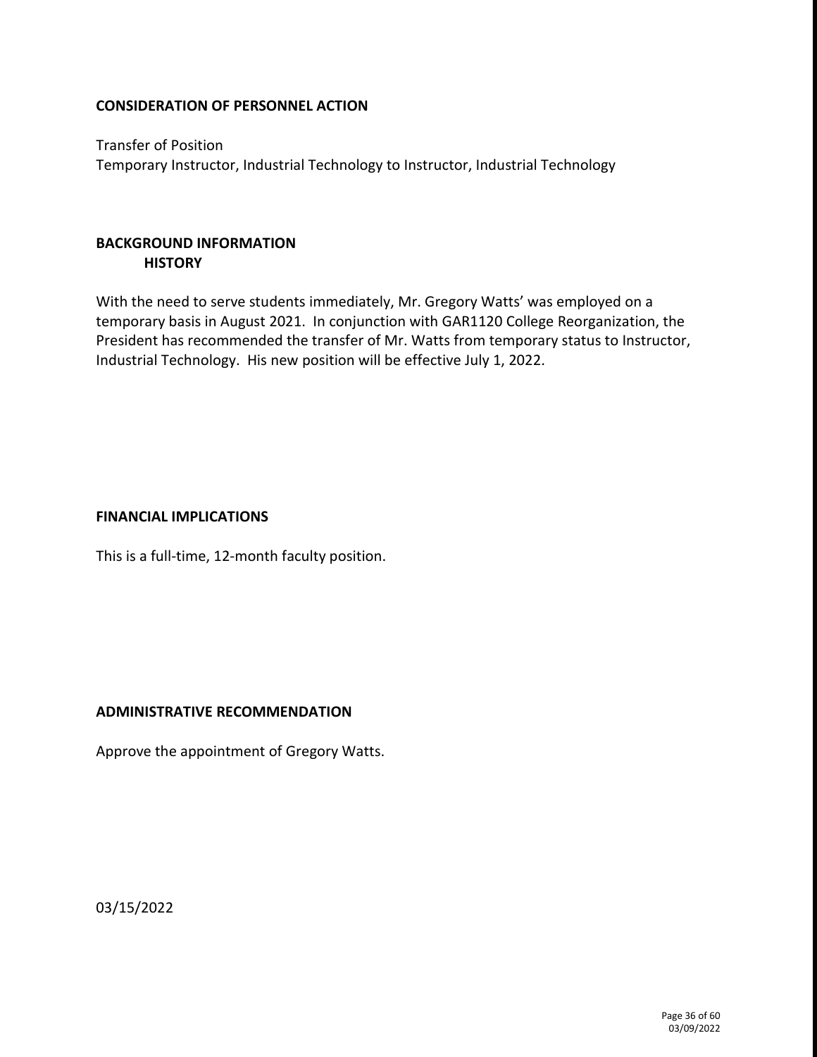## CONSIDERATION OF PERSONNEL ACTION

Transfer of Position
Temporary Instructor, Industrial Technology to Instructor, Industrial Technology

## BACKGROUND INFORMATION

### HISTORY

With the need to serve students immediately, Mr. Gregory Watts' was employed on a temporary basis in August 2021. In conjunction with GAR1120 College Reorganization, the President has recommended the transfer of Mr. Watts from temporary status to Instructor, Industrial Technology. His new position will be effective July 1, 2022.

## FINANCIAL IMPLICATIONS

This is a full-time, 12-month faculty position.

## ADMINISTRATIVE RECOMMENDATION

Approve the appointment of Gregory Watts.

03/15/2022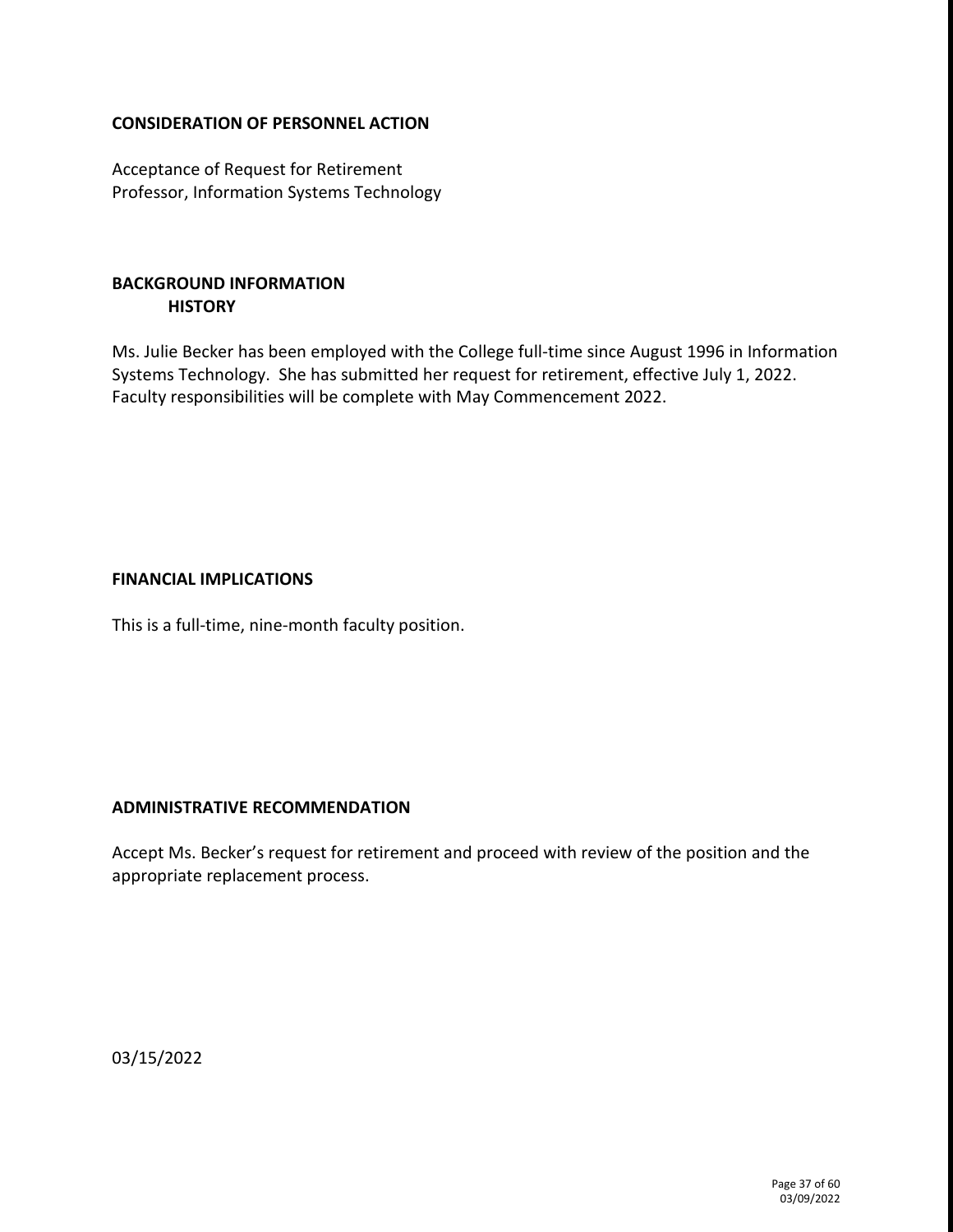## CONSIDERATION OF PERSONNEL ACTION

Acceptance of Request for Retirement
Professor, Information Systems Technology

## BACKGROUND INFORMATION

### HISTORY

Ms. Julie Becker has been employed with the College full-time since August 1996 in Information Systems Technology. She has submitted her request for retirement, effective July 1, 2022. Faculty responsibilities will be complete with May Commencement 2022.

## FINANCIAL IMPLICATIONS

This is a full-time, nine-month faculty position.

## ADMINISTRATIVE RECOMMENDATION

Accept Ms. Becker's request for retirement and proceed with review of the position and the appropriate replacement process.

03/15/2022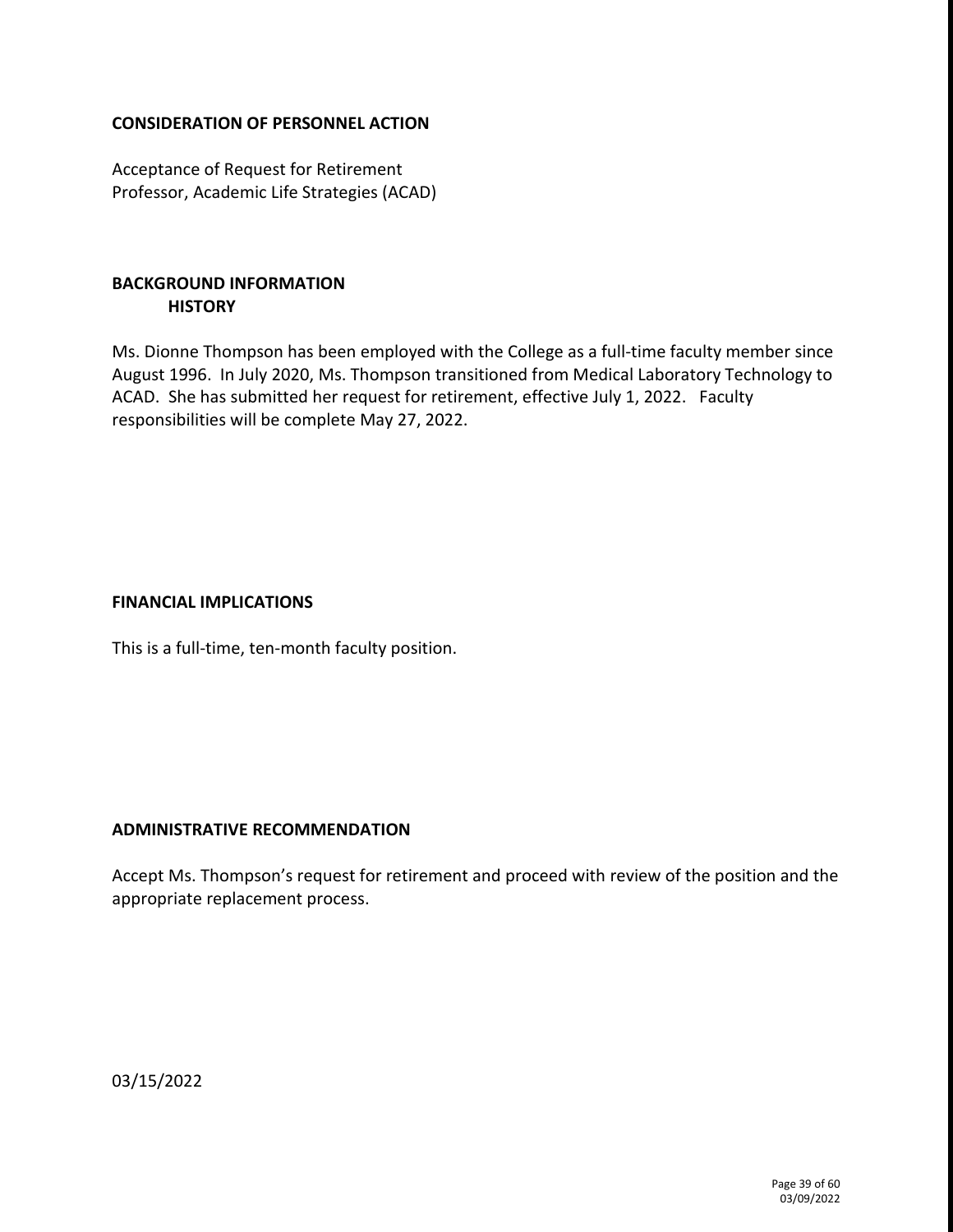**CONSIDERATION OF PERSONNEL ACTION**

Acceptance of Request for Retirement
Professor, Academic Life Strategies (ACAD)

**BACKGROUND INFORMATION**
**HISTORY**

Ms. Dionne Thompson has been employed with the College as a full-time faculty member since August 1996. In July 2020, Ms. Thompson transitioned from Medical Laboratory Technology to ACAD. She has submitted her request for retirement, effective July 1, 2022. Faculty responsibilities will be complete May 27, 2022.

**FINANCIAL IMPLICATIONS**

This is a full-time, ten-month faculty position.

**ADMINISTRATIVE RECOMMENDATION**

Accept Ms. Thompson's request for retirement and proceed with review of the position and the appropriate replacement process.

03/15/2022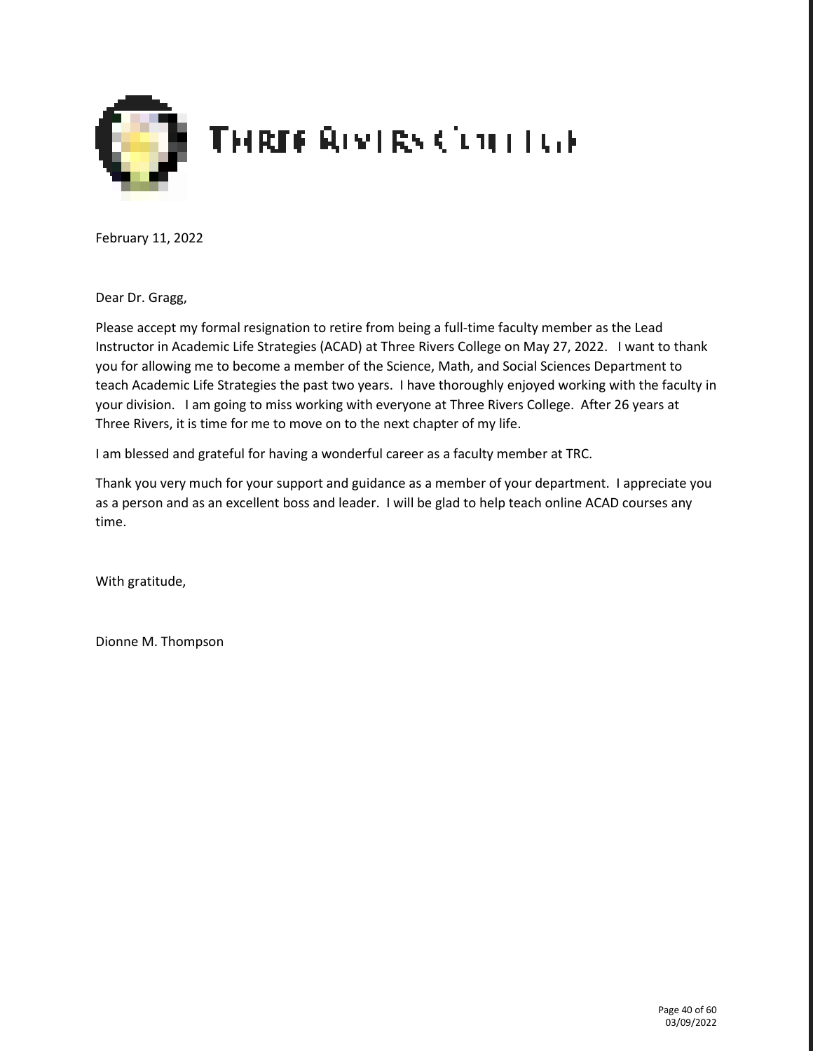February 11, 2022

Dear Dr. Gragg,

Please accept my formal resignation to retire from being a full-time faculty member as the Lead Instructor in Academic Life Strategies (ACAD) at Three Rivers College on May 27, 2022. I want to thank you for allowing me to become a member of the Science, Math, and Social Sciences Department to teach Academic Life Strategies the past two years. I have thoroughly enjoyed working with the faculty in your division. I am going to miss working with everyone at Three Rivers College. After 26 years at Three Rivers, it is time for me to move on to the next chapter of my life.

I am blessed and grateful for having a wonderful career as a faculty member at TRC.

Thank you very much for your support and guidance as a member of your department. I appreciate you as a person and as an excellent boss and leader. I will be glad to help teach online ACAD courses any time.

With gratitude,

Dionne M. Thompson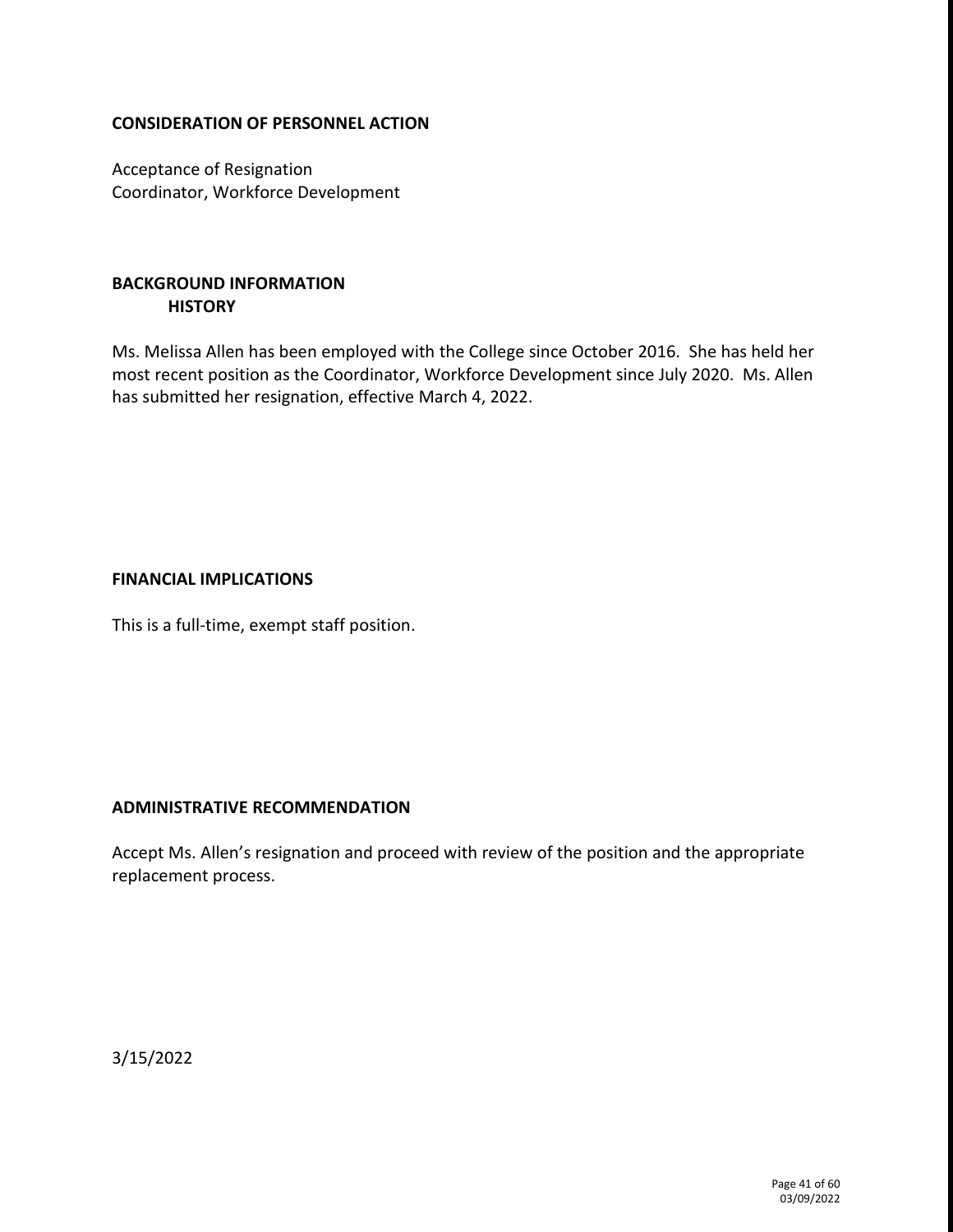## CONSIDERATION OF PERSONNEL ACTION

Acceptance of Resignation
Coordinator, Workforce Development

## BACKGROUND INFORMATION

### HISTORY

Ms. Melissa Allen has been employed with the College since October 2016. She has held her most recent position as the Coordinator, Workforce Development since July 2020. Ms. Allen has submitted her resignation, effective March 4, 2022.

## FINANCIAL IMPLICATIONS

This is a full-time, exempt staff position.

## ADMINISTRATIVE RECOMMENDATION

Accept Ms. Allen's resignation and proceed with review of the position and the appropriate replacement process.

3/15/2022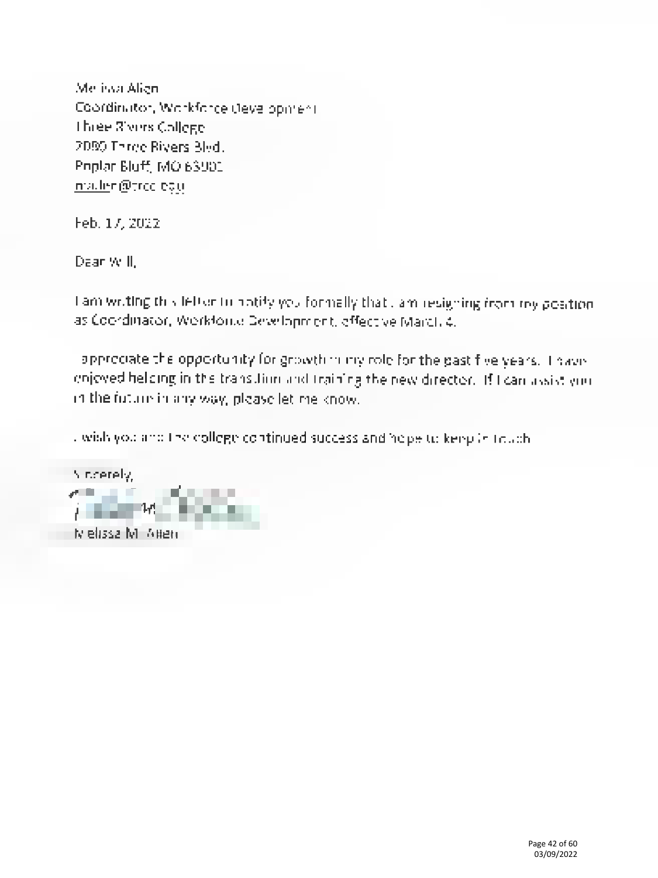Melissa Allen
Coordinator, Workforce Development
Three Rivers College
2080 Three Rivers Blvd.
Poplar Bluff, MO 63901
mallen@trcc.edu

Feb. 17, 2022

Dear Will,

I am writing this letter to notify you formally that I am resigning from my position as Coordinator, Workforce Development, effective March 4.

I appreciate the opportunity for growth in my role for the past five years. I have enjoyed helping in the transition and training the new director. If I can assist you in the future in any way, please let me know.

I wish you and the college continued success and hope to keep in touch.

Sincerely,

Melissa M. Allen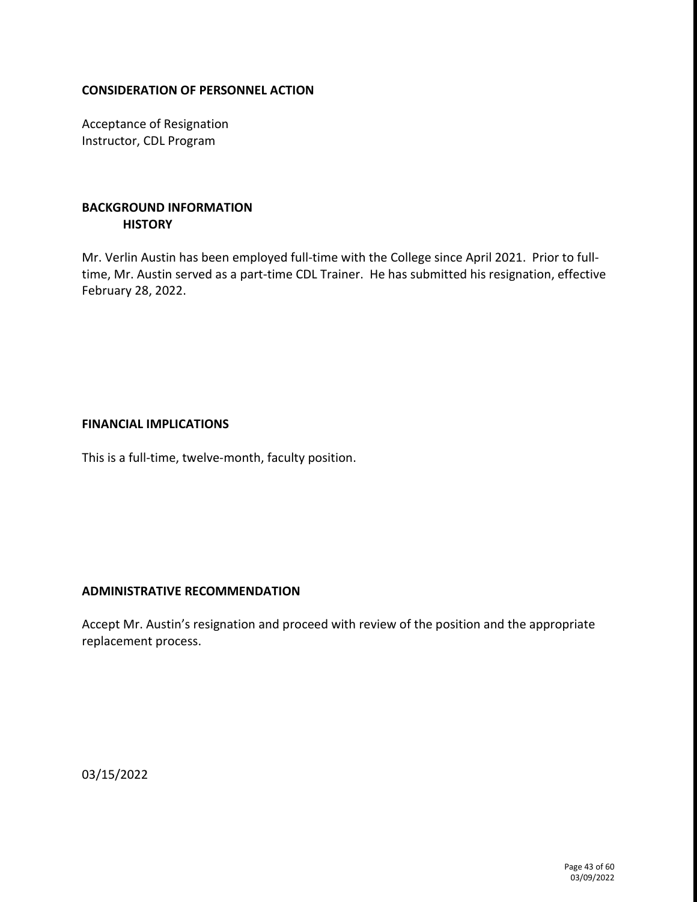## CONSIDERATION OF PERSONNEL ACTION

Acceptance of Resignation
Instructor, CDL Program

## BACKGROUND INFORMATION

### HISTORY

Mr. Verlin Austin has been employed full-time with the College since April 2021. Prior to full-time, Mr. Austin served as a part-time CDL Trainer. He has submitted his resignation, effective February 28, 2022.

## FINANCIAL IMPLICATIONS

This is a full-time, twelve-month, faculty position.

## ADMINISTRATIVE RECOMMENDATION

Accept Mr. Austin's resignation and proceed with review of the position and the appropriate replacement process.

03/15/2022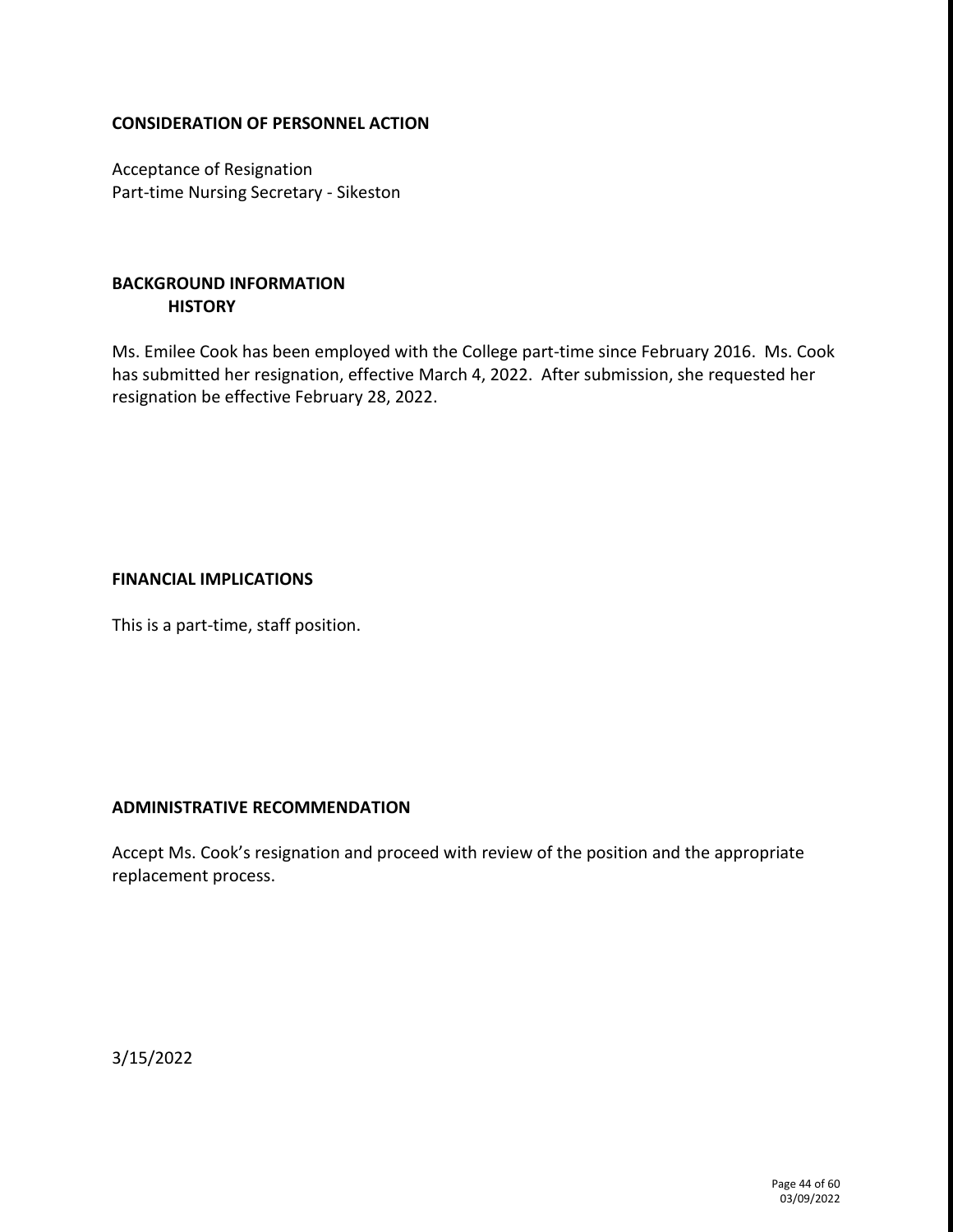**CONSIDERATION OF PERSONNEL ACTION**

Acceptance of Resignation
Part-time Nursing Secretary - Sikeston

**BACKGROUND INFORMATION**
**HISTORY**

Ms. Emilee Cook has been employed with the College part-time since February 2016. Ms. Cook has submitted her resignation, effective March 4, 2022. After submission, she requested her resignation be effective February 28, 2022.

**FINANCIAL IMPLICATIONS**

This is a part-time, staff position.

**ADMINISTRATIVE RECOMMENDATION**

Accept Ms. Cook's resignation and proceed with review of the position and the appropriate replacement process.

3/15/2022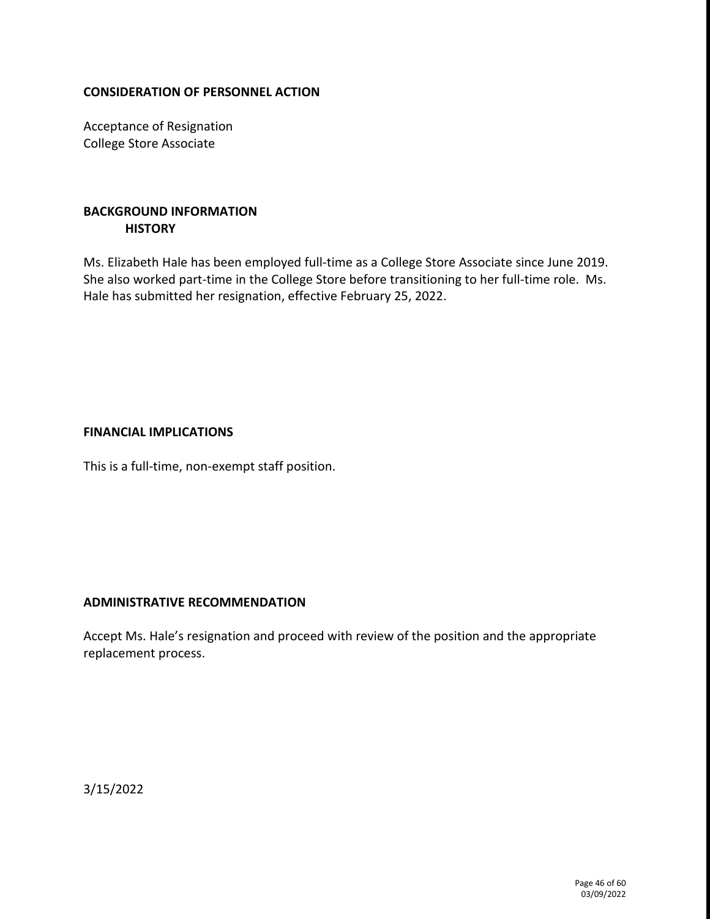## CONSIDERATION OF PERSONNEL ACTION

Acceptance of Resignation
College Store Associate

## BACKGROUND INFORMATION

### HISTORY

Ms. Elizabeth Hale has been employed full-time as a College Store Associate since June 2019. She also worked part-time in the College Store before transitioning to her full-time role. Ms. Hale has submitted her resignation, effective February 25, 2022.

## FINANCIAL IMPLICATIONS

This is a full-time, non-exempt staff position.

## ADMINISTRATIVE RECOMMENDATION

Accept Ms. Hale's resignation and proceed with review of the position and the appropriate replacement process.

3/15/2022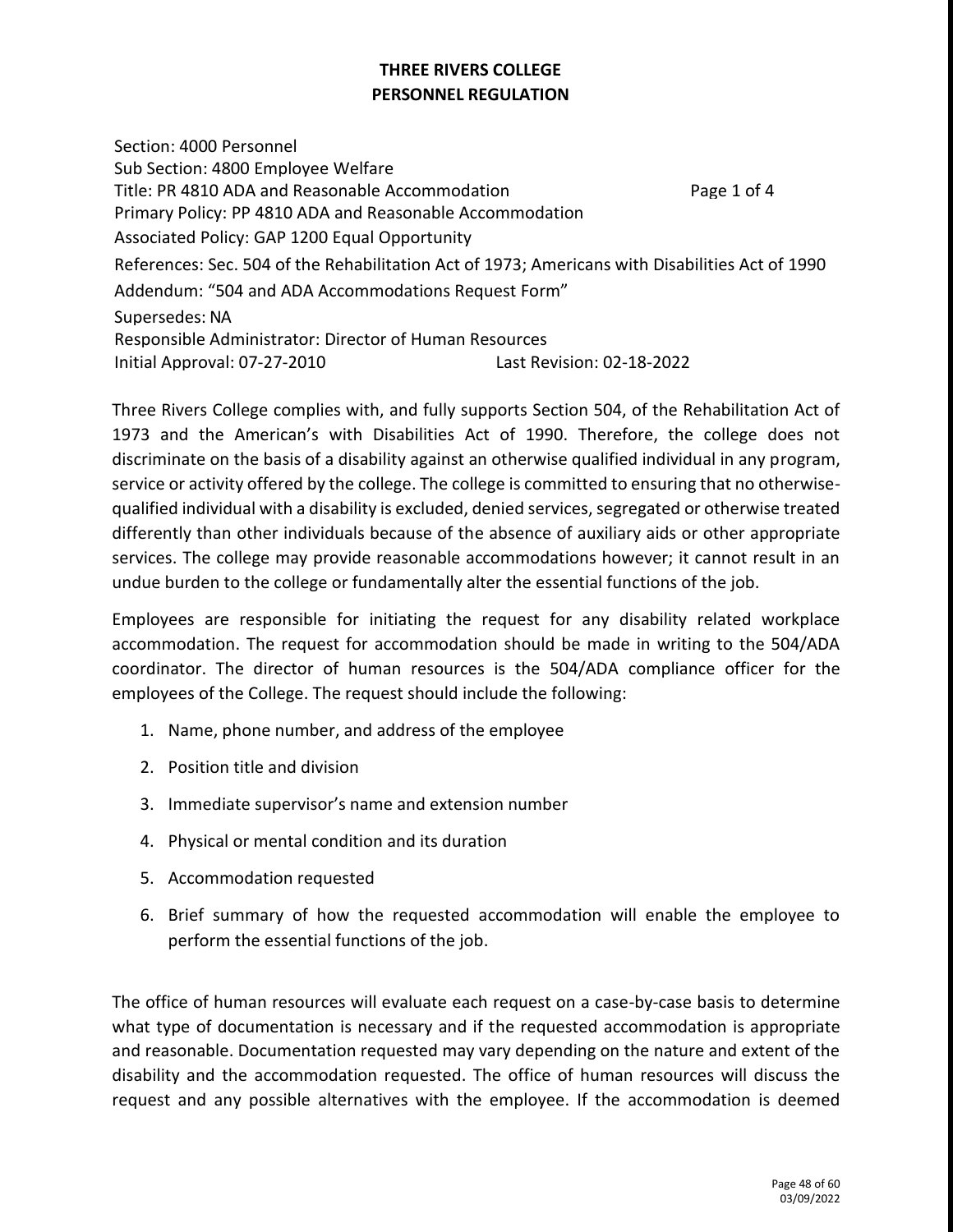**THREE RIVERS COLLEGE**
**PERSONNEL REGULATION**

Section: 4000 Personnel
Sub Section: 4800 Employee Welfare
Title: PR 4810 ADA and Reasonable Accommodation Page 1 of 4
Primary Policy: PP 4810 ADA and Reasonable Accommodation
Associated Policy: GAP 1200 Equal Opportunity
References: Sec. 504 of the Rehabilitation Act of 1973; Americans with Disabilities Act of 1990
Addendum: "504 and ADA Accommodations Request Form"
Supersedes: NA
Responsible Administrator: Director of Human Resources
Initial Approval: 07-27-2010 Last Revision: 02-18-2022

Three Rivers College complies with, and fully supports Section 504, of the Rehabilitation Act of 1973 and the American's with Disabilities Act of 1990. Therefore, the college does not discriminate on the basis of a disability against an otherwise qualified individual in any program, service or activity offered by the college. The college is committed to ensuring that no otherwise-qualified individual with a disability is excluded, denied services, segregated or otherwise treated differently than other individuals because of the absence of auxiliary aids or other appropriate services. The college may provide reasonable accommodations however; it cannot result in an undue burden to the college or fundamentally alter the essential functions of the job.

Employees are responsible for initiating the request for any disability related workplace accommodation. The request for accommodation should be made in writing to the 504/ADA coordinator. The director of human resources is the 504/ADA compliance officer for the employees of the College. The request should include the following:

1. Name, phone number, and address of the employee
2. Position title and division
3. Immediate supervisor's name and extension number
4. Physical or mental condition and its duration
5. Accommodation requested
6. Brief summary of how the requested accommodation will enable the employee to perform the essential functions of the job.

The office of human resources will evaluate each request on a case-by-case basis to determine what type of documentation is necessary and if the requested accommodation is appropriate and reasonable. Documentation requested may vary depending on the nature and extent of the disability and the accommodation requested. The office of human resources will discuss the request and any possible alternatives with the employee. If the accommodation is deemed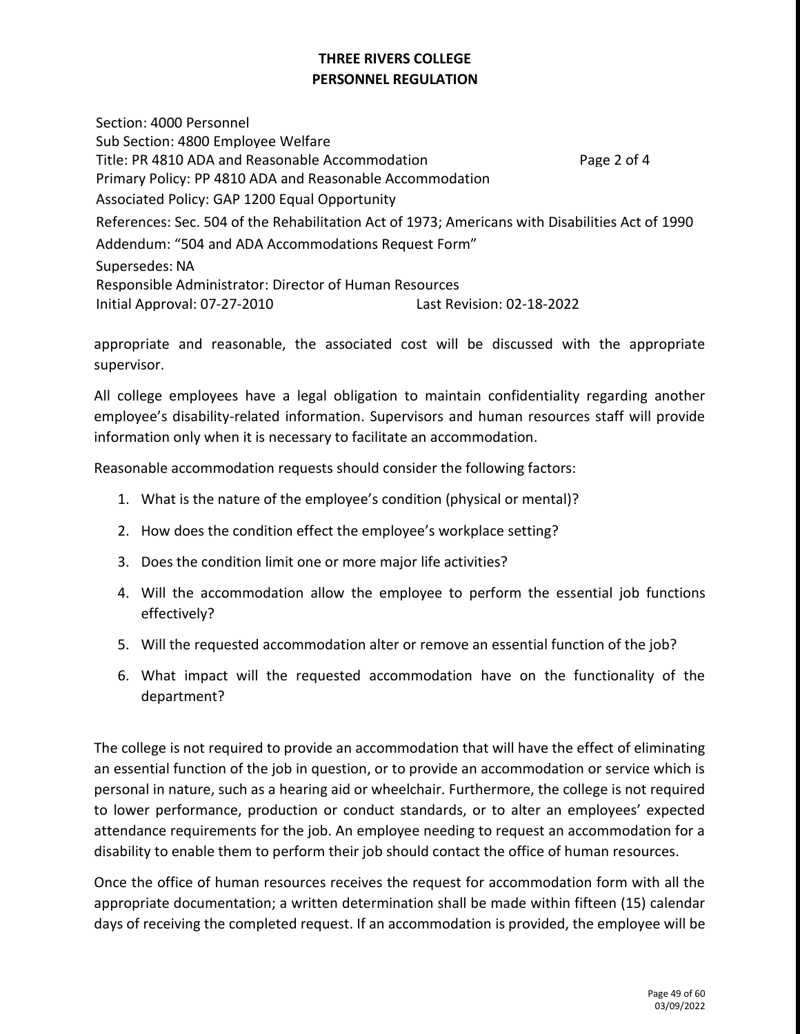**THREE RIVERS COLLEGE**
**PERSONNEL REGULATION**

Section: 4000 Personnel
Sub Section: 4800 Employee Welfare
Title: PR 4810 ADA and Reasonable Accommodation Page 2 of 4
Primary Policy: PP 4810 ADA and Reasonable Accommodation
Associated Policy: GAP 1200 Equal Opportunity
References: Sec. 504 of the Rehabilitation Act of 1973; Americans with Disabilities Act of 1990
Addendum: "504 and ADA Accommodations Request Form"
Supersedes: NA
Responsible Administrator: Director of Human Resources
Initial Approval: 07-27-2010 Last Revision: 02-18-2022

appropriate and reasonable, the associated cost will be discussed with the appropriate supervisor.

All college employees have a legal obligation to maintain confidentiality regarding another employee's disability-related information. Supervisors and human resources staff will provide information only when it is necessary to facilitate an accommodation.

Reasonable accommodation requests should consider the following factors:

1. What is the nature of the employee's condition (physical or mental)?
2. How does the condition effect the employee's workplace setting?
3. Does the condition limit one or more major life activities?
4. Will the accommodation allow the employee to perform the essential job functions effectively?
5. Will the requested accommodation alter or remove an essential function of the job?
6. What impact will the requested accommodation have on the functionality of the department?

The college is not required to provide an accommodation that will have the effect of eliminating an essential function of the job in question, or to provide an accommodation or service which is personal in nature, such as a hearing aid or wheelchair. Furthermore, the college is not required to lower performance, production or conduct standards, or to alter an employees' expected attendance requirements for the job. An employee needing to request an accommodation for a disability to enable them to perform their job should contact the office of human resources.

Once the office of human resources receives the request for accommodation form with all the appropriate documentation; a written determination shall be made within fifteen (15) calendar days of receiving the completed request. If an accommodation is provided, the employee will be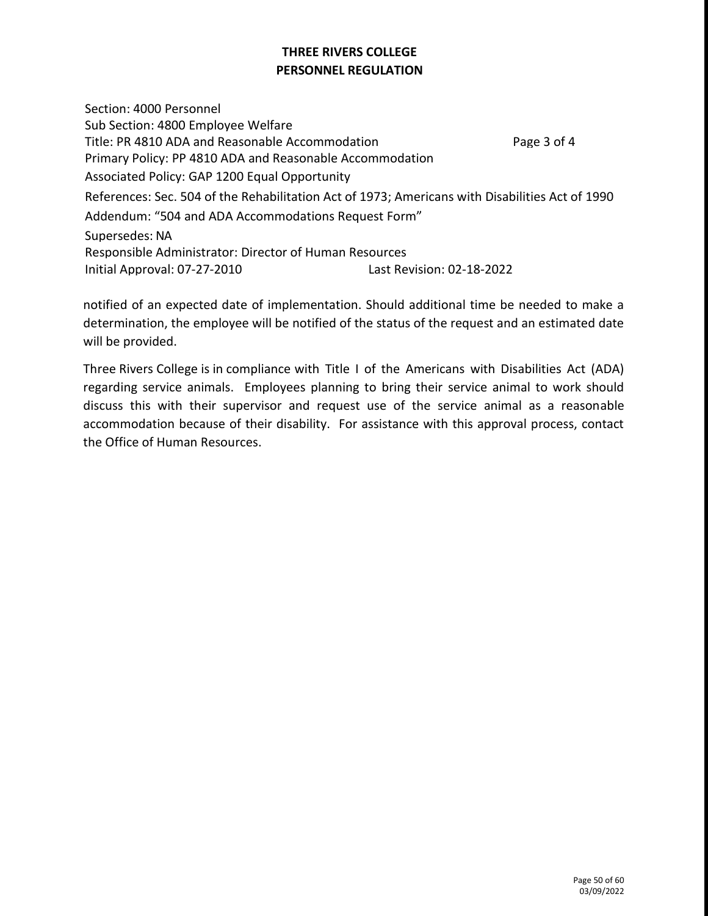**THREE RIVERS COLLEGE**
**PERSONNEL REGULATION**

Section: 4000 Personnel
Sub Section: 4800 Employee Welfare
Title: PR 4810 ADA and Reasonable Accommodation
Primary Policy: PP 4810 ADA and Reasonable Accommodation
Associated Policy: GAP 1200 Equal Opportunity
References: Sec. 504 of the Rehabilitation Act of 1973; Americans with Disabilities Act of 1990
Addendum: "504 and ADA Accommodations Request Form"
Supersedes: NA
Responsible Administrator: Director of Human Resources
Initial Approval: 07-27-2010 Last Revision: 02-18-2022

notified of an expected date of implementation. Should additional time be needed to make a determination, the employee will be notified of the status of the request and an estimated date will be provided.

Three Rivers College is in compliance with Title I of the Americans with Disabilities Act (ADA) regarding service animals. Employees planning to bring their service animal to work should discuss this with their supervisor and request use of the service animal as a reasonable accommodation because of their disability. For assistance with this approval process, contact the Office of Human Resources.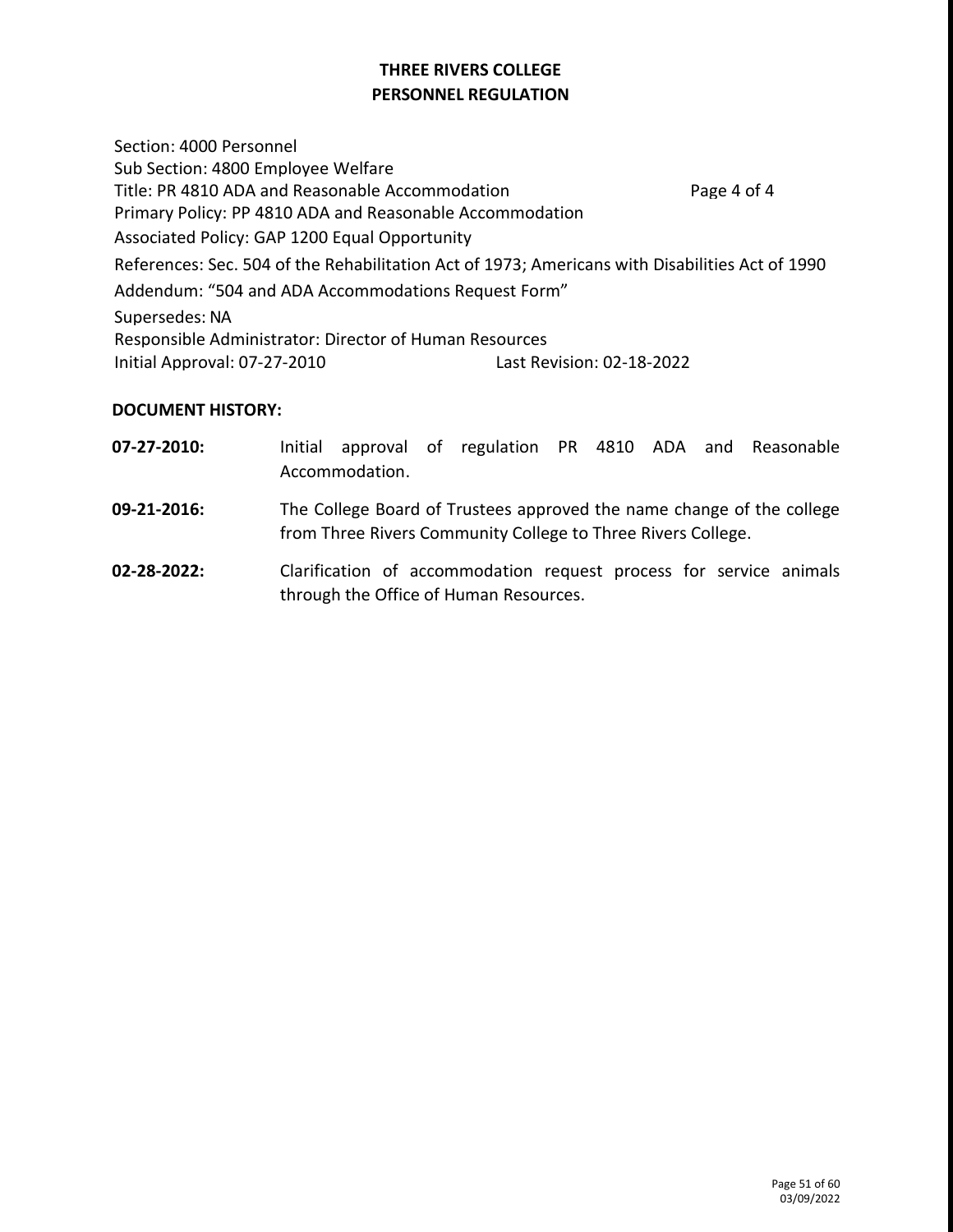**THREE RIVERS COLLEGE**
**PERSONNEL REGULATION**

Section: 4000 Personnel
Sub Section: 4800 Employee Welfare
Title: PR 4810 ADA and Reasonable Accommodation Page 4 of 4
Primary Policy: PP 4810 ADA and Reasonable Accommodation
Associated Policy: GAP 1200 Equal Opportunity
References: Sec. 504 of the Rehabilitation Act of 1973; Americans with Disabilities Act of 1990
Addendum: "504 and ADA Accommodations Request Form"
Supersedes: NA
Responsible Administrator: Director of Human Resources
Initial Approval: 07-27-2010 Last Revision: 02-18-2022

**DOCUMENT HISTORY:**

**07-27-2010:** Initial approval of regulation PR 4810 ADA and Reasonable Accommodation.

**09-21-2016:** The College Board of Trustees approved the name change of the college from Three Rivers Community College to Three Rivers College.

**02-28-2022:** Clarification of accommodation request process for service animals through the Office of Human Resources.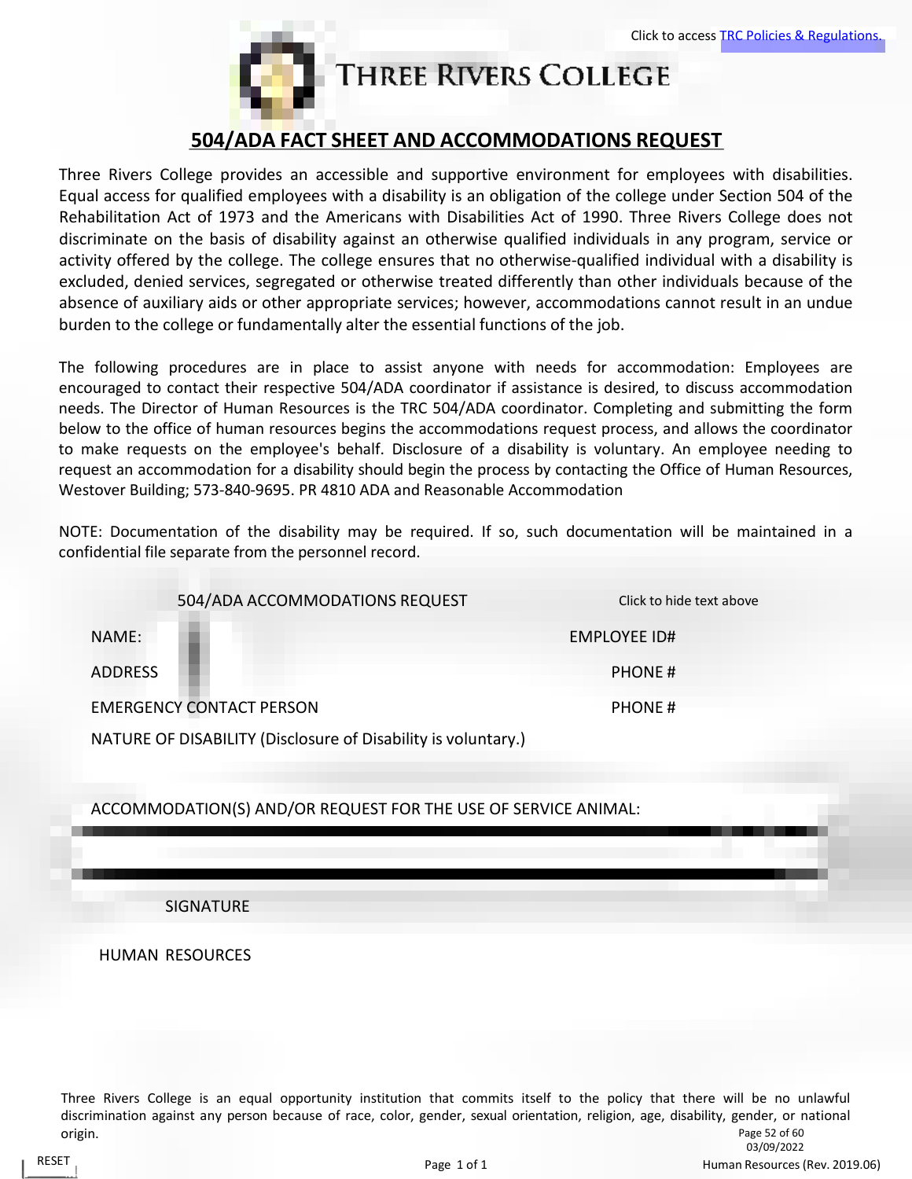Click to access TRC Policies & Regulations.

# THREE RIVERS COLLEGE

## 504/ADA FACT SHEET AND ACCOMMODATIONS REQUEST

Three Rivers College provides an accessible and supportive environment for employees with disabilities. Equal access for qualified employees with a disability is an obligation of the college under Section 504 of the Rehabilitation Act of 1973 and the Americans with Disabilities Act of 1990. Three Rivers College does not discriminate on the basis of disability against an otherwise qualified individuals in any program, service or activity offered by the college. The college ensures that no otherwise-qualified individual with a disability is excluded, denied services, segregated or otherwise treated differently than other individuals because of the absence of auxiliary aids or other appropriate services; however, accommodations cannot result in an undue burden to the college or fundamentally alter the essential functions of the job.

The following procedures are in place to assist anyone with needs for accommodation: Employees are encouraged to contact their respective 504/ADA coordinator if assistance is desired, to discuss accommodation needs. The Director of Human Resources is the TRC 504/ADA coordinator. Completing and submitting the form below to the office of human resources begins the accommodations request process, and allows the coordinator to make requests on the employee's behalf. Disclosure of a disability is voluntary. An employee needing to request an accommodation for a disability should begin the process by contacting the Office of Human Resources, Westover Building; 573-840-9695. PR 4810 ADA and Reasonable Accommodation

NOTE: Documentation of the disability may be required. If so, such documentation will be maintained in a confidential file separate from the personnel record.

### 504/ADA ACCOMMODATIONS REQUEST

Click to hide text above

NAME: EMPLOYEE ID#

ADDRESS PHONE #

EMERGENCY CONTACT PERSON PHONE #

NATURE OF DISABILITY (Disclosure of Disability is voluntary.)

ACCOMMODATION(S) AND/OR REQUEST FOR THE USE OF SERVICE ANIMAL:

SIGNATURE

HUMAN RESOURCES

Three Rivers College is an equal opportunity institution that commits itself to the policy that there will be no unlawful discrimination against any person because of race, color, gender, sexual orientation, religion, age, disability, gender, or national origin.

RESET

03/09/2022

Human Resources (Rev. 2019.06)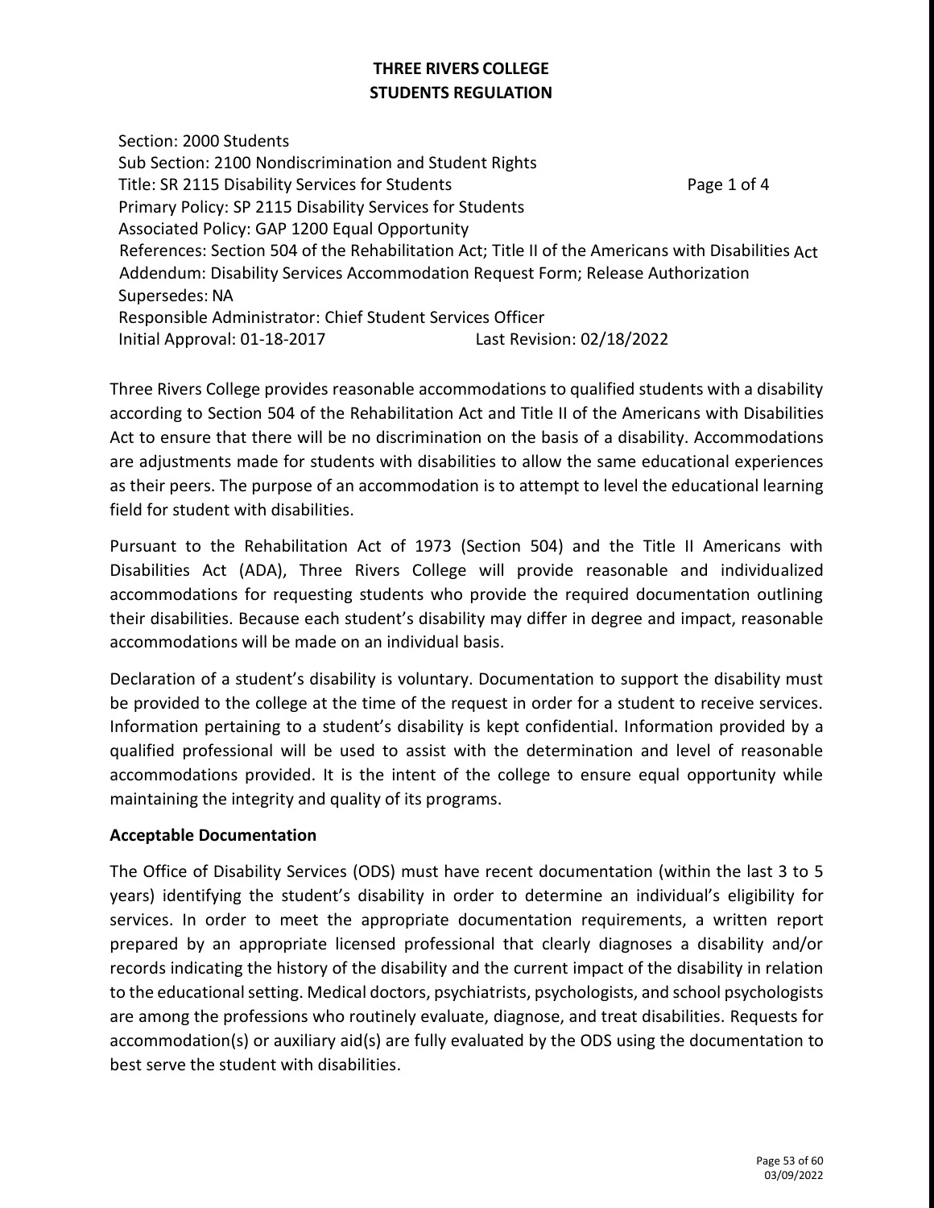**THREE RIVERS COLLEGE**
**STUDENTS REGULATION**

Section: 2000 Students
Sub Section: 2100 Nondiscrimination and Student Rights
Title: SR 2115 Disability Services for Students
Primary Policy: SP 2115 Disability Services for Students
Associated Policy: GAP 1200 Equal Opportunity
References: Section 504 of the Rehabilitation Act; Title II of the Americans with Disabilities Act
Addendum: Disability Services Accommodation Request Form; Release Authorization
Supersedes: NA
Responsible Administrator: Chief Student Services Officer
Initial Approval: 01-18-2017 Last Revision: 02/18/2022

Three Rivers College provides reasonable accommodations to qualified students with a disability according to Section 504 of the Rehabilitation Act and Title II of the Americans with Disabilities Act to ensure that there will be no discrimination on the basis of a disability. Accommodations are adjustments made for students with disabilities to allow the same educational experiences as their peers. The purpose of an accommodation is to attempt to level the educational learning field for student with disabilities.

Pursuant to the Rehabilitation Act of 1973 (Section 504) and the Title II Americans with Disabilities Act (ADA), Three Rivers College will provide reasonable and individualized accommodations for requesting students who provide the required documentation outlining their disabilities. Because each student's disability may differ in degree and impact, reasonable accommodations will be made on an individual basis.

Declaration of a student's disability is voluntary. Documentation to support the disability must be provided to the college at the time of the request in order for a student to receive services. Information pertaining to a student's disability is kept confidential. Information provided by a qualified professional will be used to assist with the determination and level of reasonable accommodations provided. It is the intent of the college to ensure equal opportunity while maintaining the integrity and quality of its programs.

**Acceptable Documentation**

The Office of Disability Services (ODS) must have recent documentation (within the last 3 to 5 years) identifying the student's disability in order to determine an individual's eligibility for services. In order to meet the appropriate documentation requirements, a written report prepared by an appropriate licensed professional that clearly diagnoses a disability and/or records indicating the history of the disability and the current impact of the disability in relation to the educational setting. Medical doctors, psychiatrists, psychologists, and school psychologists are among the professions who routinely evaluate, diagnose, and treat disabilities. Requests for accommodation(s) or auxiliary aid(s) are fully evaluated by the ODS using the documentation to best serve the student with disabilities.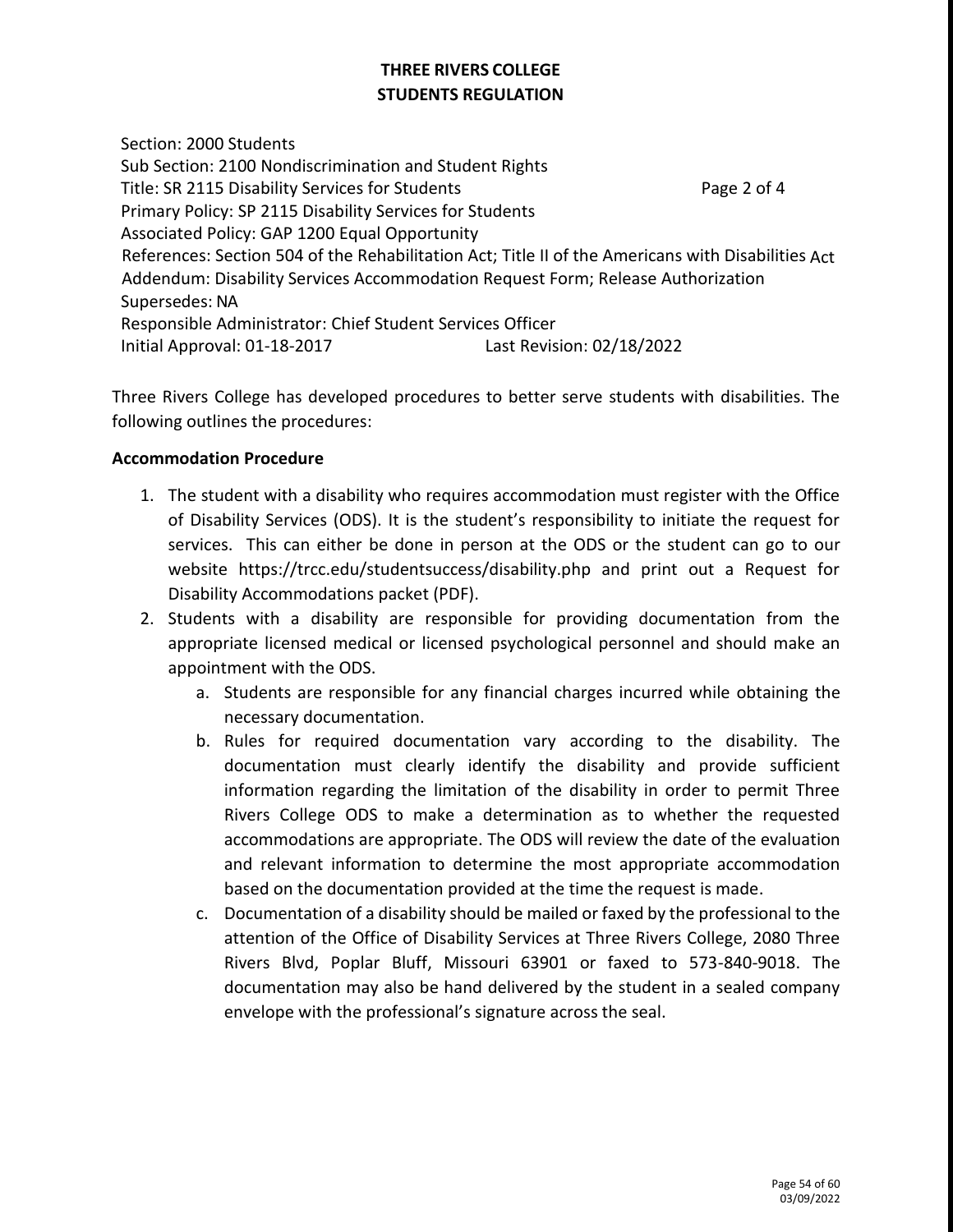**THREE RIVERS COLLEGE**
**STUDENTS REGULATION**

Section: 2000 Students
Sub Section: 2100 Nondiscrimination and Student Rights
Title: SR 2115 Disability Services for Students
Primary Policy: SP 2115 Disability Services for Students
Associated Policy: GAP 1200 Equal Opportunity
References: Section 504 of the Rehabilitation Act; Title II of the Americans with Disabilities Act
Addendum: Disability Services Accommodation Request Form; Release Authorization
Supersedes: NA
Responsible Administrator: Chief Student Services Officer
Initial Approval: 01-18-2017 Last Revision: 02/18/2022

Three Rivers College has developed procedures to better serve students with disabilities. The following outlines the procedures:

**Accommodation Procedure**

1. The student with a disability who requires accommodation must register with the Office of Disability Services (ODS). It is the student's responsibility to initiate the request for services. This can either be done in person at the ODS or the student can go to our website https://trcc.edu/studentsuccess/disability.php and print out a Request for Disability Accommodations packet (PDF).
2. Students with a disability are responsible for providing documentation from the appropriate licensed medical or licensed psychological personnel and should make an appointment with the ODS.
   a. Students are responsible for any financial charges incurred while obtaining the necessary documentation.
   b. Rules for required documentation vary according to the disability. The documentation must clearly identify the disability and provide sufficient information regarding the limitation of the disability in order to permit Three Rivers College ODS to make a determination as to whether the requested accommodations are appropriate. The ODS will review the date of the evaluation and relevant information to determine the most appropriate accommodation based on the documentation provided at the time the request is made.
   c. Documentation of a disability should be mailed or faxed by the professional to the attention of the Office of Disability Services at Three Rivers College, 2080 Three Rivers Blvd, Poplar Bluff, Missouri 63901 or faxed to 573-840-9018. The documentation may also be hand delivered by the student in a sealed company envelope with the professional's signature across the seal.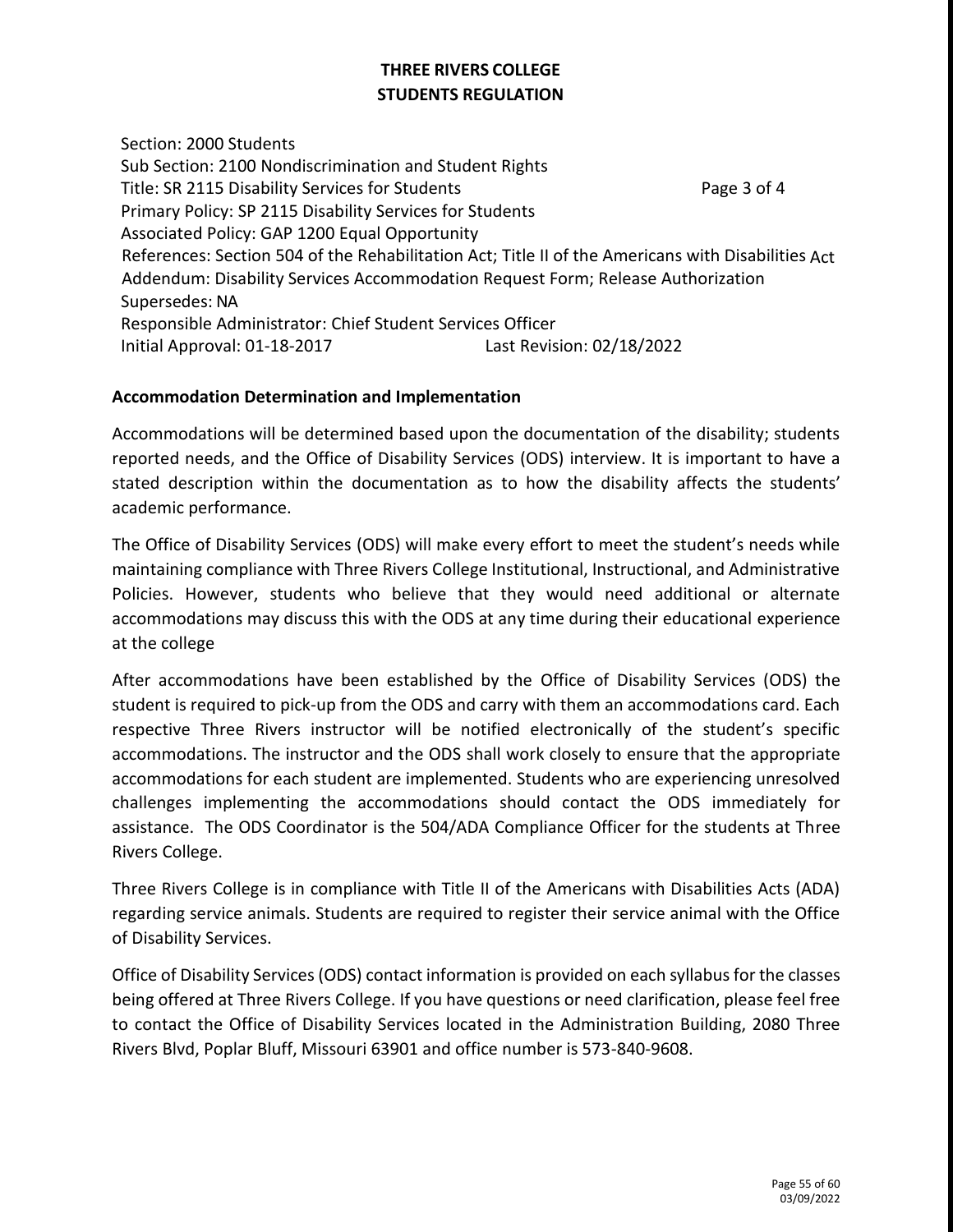# THREE RIVERS COLLEGE
## STUDENTS REGULATION

Section: 2000 Students
Sub Section: 2100 Nondiscrimination and Student Rights
Title: SR 2115 Disability Services for Students
Primary Policy: SP 2115 Disability Services for Students
Associated Policy: GAP 1200 Equal Opportunity
References: Section 504 of the Rehabilitation Act; Title II of the Americans with Disabilities Act
Addendum: Disability Services Accommodation Request Form; Release Authorization
Supersedes: NA
Responsible Administrator: Chief Student Services Officer
Initial Approval: 01-18-2017 Last Revision: 02/18/2022

**Accommodation Determination and Implementation**

Accommodations will be determined based upon the documentation of the disability; students reported needs, and the Office of Disability Services (ODS) interview. It is important to have a stated description within the documentation as to how the disability affects the students' academic performance.

The Office of Disability Services (ODS) will make every effort to meet the student's needs while maintaining compliance with Three Rivers College Institutional, Instructional, and Administrative Policies. However, students who believe that they would need additional or alternate accommodations may discuss this with the ODS at any time during their educational experience at the college

After accommodations have been established by the Office of Disability Services (ODS) the student is required to pick-up from the ODS and carry with them an accommodations card. Each respective Three Rivers instructor will be notified electronically of the student's specific accommodations. The instructor and the ODS shall work closely to ensure that the appropriate accommodations for each student are implemented. Students who are experiencing unresolved challenges implementing the accommodations should contact the ODS immediately for assistance. The ODS Coordinator is the 504/ADA Compliance Officer for the students at Three Rivers College.

Three Rivers College is in compliance with Title II of the Americans with Disabilities Acts (ADA) regarding service animals. Students are required to register their service animal with the Office of Disability Services.

Office of Disability Services (ODS) contact information is provided on each syllabus for the classes being offered at Three Rivers College. If you have questions or need clarification, please feel free to contact the Office of Disability Services located in the Administration Building, 2080 Three Rivers Blvd, Poplar Bluff, Missouri 63901 and office number is 573-840-9608.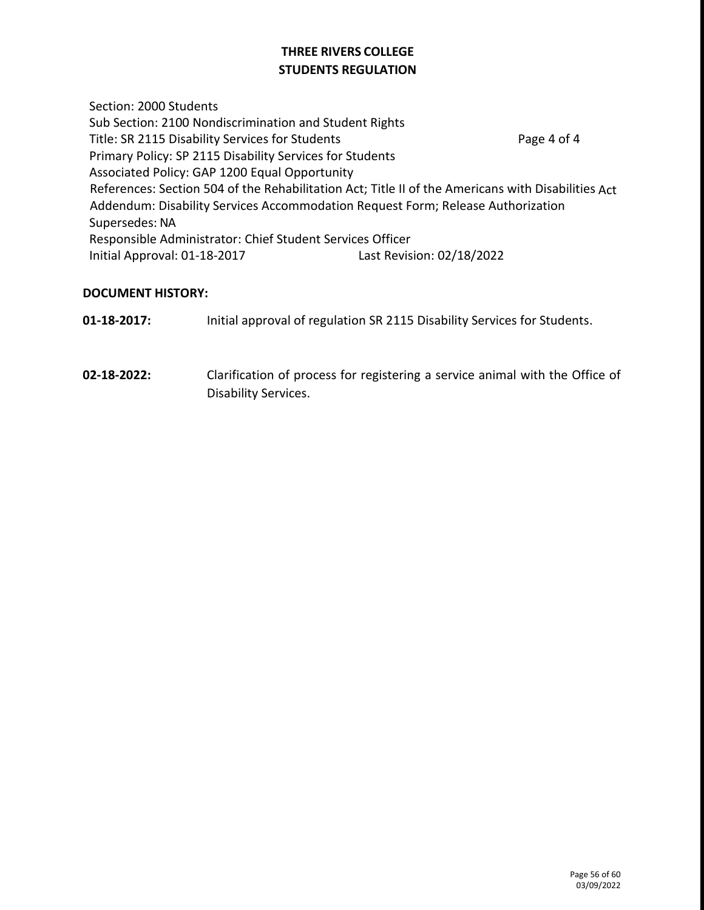# THREE RIVERS COLLEGE
## STUDENTS REGULATION

Section: 2000 Students
Sub Section: 2100 Nondiscrimination and Student Rights
Title: SR 2115 Disability Services for Students — Page 4 of 4
Primary Policy: SP 2115 Disability Services for Students
Associated Policy: GAP 1200 Equal Opportunity
References: Section 504 of the Rehabilitation Act; Title II of the Americans with Disabilities Act
Addendum: Disability Services Accommodation Request Form; Release Authorization
Supersedes: NA
Responsible Administrator: Chief Student Services Officer
Initial Approval: 01-18-2017 — Last Revision: 02/18/2022

**DOCUMENT HISTORY:**

**01-18-2017:** Initial approval of regulation SR 2115 Disability Services for Students.

**02-18-2022:** Clarification of process for registering a service animal with the Office of Disability Services.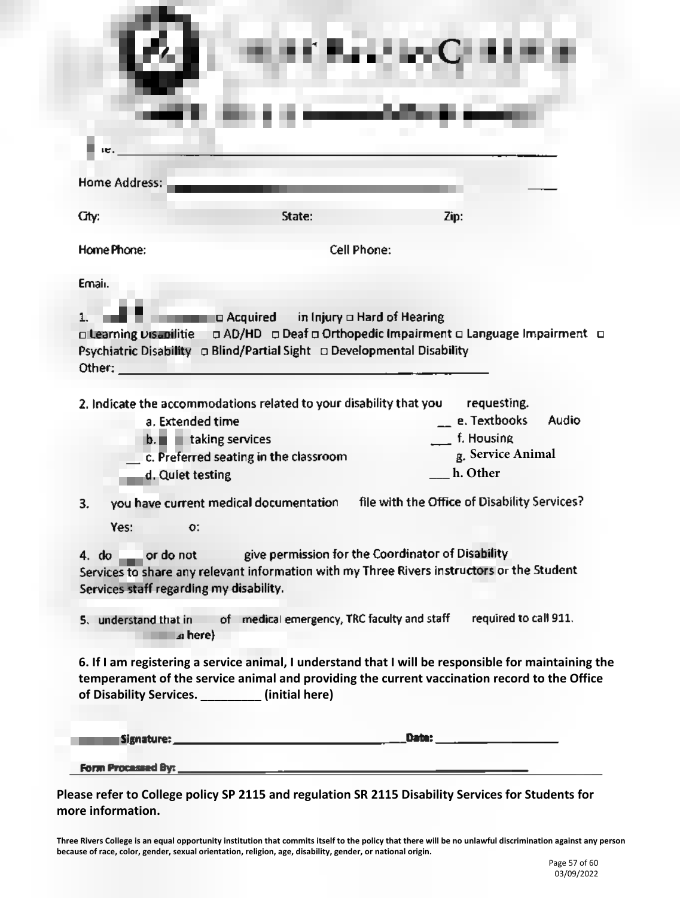Name: ______________________________________________

Home Address: ______________________________________________

City: State: Zip:

Home Phone: Cell Phone:

Email:

1. □ Acquired in Injury □ Hard of Hearing
□ Learning Disabilitie □ AD/HD □ Deaf □ Orthopedic Impairment □ Language Impairment □ Psychiatric Disability □ Blind/Partial Sight □ Developmental Disability
Other: ______________________________________________

2. Indicate the accommodations related to your disability that you requesting.

- a. Extended time
- b. taking services
- __ c. Preferred seating in the classroom
- d. Quiet testing
- __ e. Textbooks Audio
- ___ f. Housing
- g. Service Animal
- ___ h. Other

3. you have current medical documentation file with the Office of Disability Services?

Yes: o:

4. do ___ or do not give permission for the Coordinator of Disability Services to share any relevant information with my Three Rivers instructors or the Student Services staff regarding my disability.

5. understand that in of medical emergency, TRC faculty and staff required to call 911. here)

**6. If I am registering a service animal, I understand that I will be responsible for maintaining the temperament of the service animal and providing the current vaccination record to the Office of Disability Services. _________ (initial here)**

Signature: ______________________________ Date: ____________________

Form Processed By: ______________________________________________

**Please refer to College policy SP 2115 and regulation SR 2115 Disability Services for Students for more information.**

**Three Rivers College is an equal opportunity institution that commits itself to the policy that there will be no unlawful discrimination against any person because of race, color, gender, sexual orientation, religion, age, disability, gender, or national origin.**

03/09/2022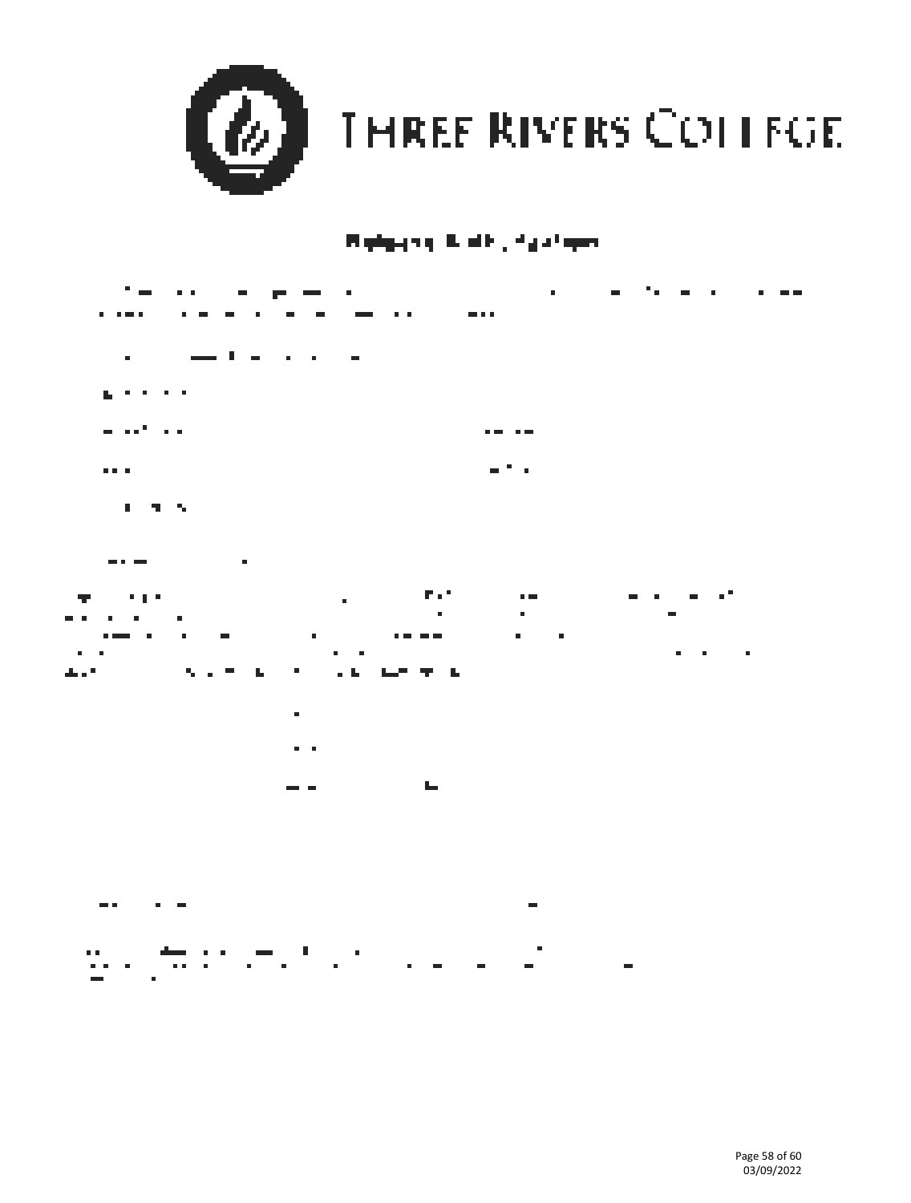THREE RIVERS COLLEGE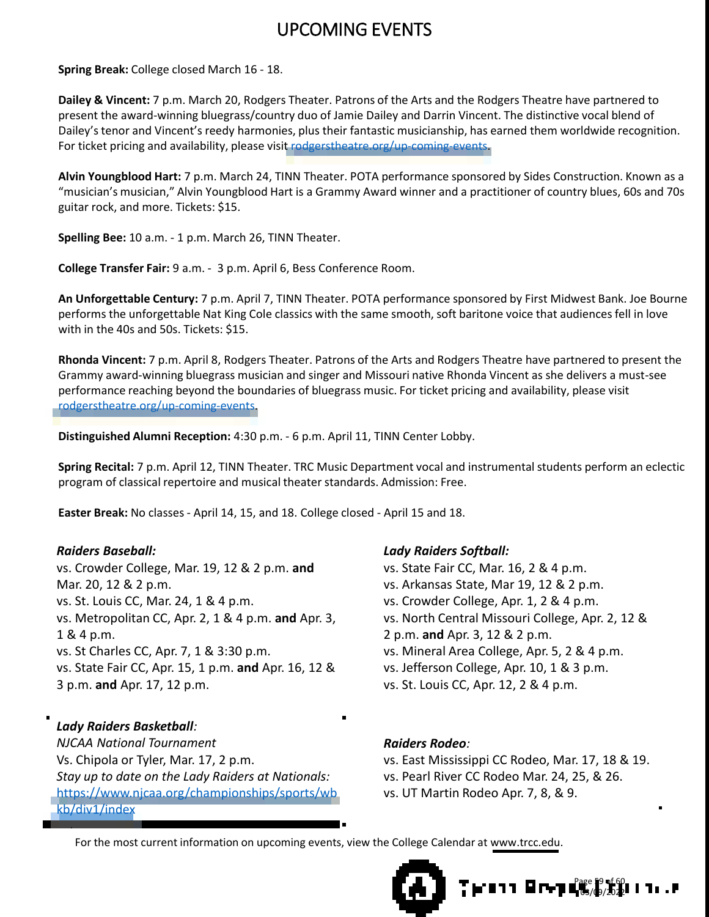# UPCOMING EVENTS

**Spring Break:** College closed March 16 - 18.

**Dailey & Vincent:** 7 p.m. March 20, Rodgers Theater. Patrons of the Arts and the Rodgers Theatre have partnered to present the award-winning bluegrass/country duo of Jamie Dailey and Darrin Vincent. The distinctive vocal blend of Dailey's tenor and Vincent's reedy harmonies, plus their fantastic musicianship, has earned them worldwide recognition. For ticket pricing and availability, please visit rodgerstheatre.org/up-coming-events.

**Alvin Youngblood Hart:** 7 p.m. March 24, TINN Theater. POTA performance sponsored by Sides Construction. Known as a "musician's musician," Alvin Youngblood Hart is a Grammy Award winner and a practitioner of country blues, 60s and 70s guitar rock, and more. Tickets: $15.

**Spelling Bee:** 10 a.m. - 1 p.m. March 26, TINN Theater.

**College Transfer Fair:** 9 a.m. - 3 p.m. April 6, Bess Conference Room.

**An Unforgettable Century:** 7 p.m. April 7, TINN Theater. POTA performance sponsored by First Midwest Bank. Joe Bourne performs the unforgettable Nat King Cole classics with the same smooth, soft baritone voice that audiences fell in love with in the 40s and 50s. Tickets: $15.

**Rhonda Vincent:** 7 p.m. April 8, Rodgers Theater. Patrons of the Arts and Rodgers Theatre have partnered to present the Grammy award-winning bluegrass musician and singer and Missouri native Rhonda Vincent as she delivers a must-see performance reaching beyond the boundaries of bluegrass music. For ticket pricing and availability, please visit rodgerstheatre.org/up-coming-events.

**Distinguished Alumni Reception:** 4:30 p.m. - 6 p.m. April 11, TINN Center Lobby.

**Spring Recital:** 7 p.m. April 12, TINN Theater. TRC Music Department vocal and instrumental students perform an eclectic program of classical repertoire and musical theater standards. Admission: Free.

**Easter Break:** No classes - April 14, 15, and 18. College closed - April 15 and 18.

***Raiders Baseball:***

vs. Crowder College, Mar. 19, 12 & 2 p.m. **and** Mar. 20, 12 & 2 p.m.
vs. St. Louis CC, Mar. 24, 1 & 4 p.m.
vs. Metropolitan CC, Apr. 2, 1 & 4 p.m. **and** Apr. 3, 1 & 4 p.m.
vs. St Charles CC, Apr. 7, 1 & 3:30 p.m.
vs. State Fair CC, Apr. 15, 1 p.m. **and** Apr. 16, 12 & 3 p.m. **and** Apr. 17, 12 p.m.

***Lady Raiders Basketball:***

*NJCAA National Tournament*
Vs. Chipola or Tyler, Mar. 17, 2 p.m.
*Stay up to date on the Lady Raiders at Nationals:* https://www.njcaa.org/championships/sports/wbkb/div1/index

***Lady Raiders Softball:***

vs. State Fair CC, Mar. 16, 2 & 4 p.m.
vs. Arkansas State, Mar 19, 12 & 2 p.m.
vs. Crowder College, Apr. 1, 2 & 4 p.m.
vs. North Central Missouri College, Apr. 2, 12 & 2 p.m. **and** Apr. 3, 12 & 2 p.m.
vs. Mineral Area College, Apr. 5, 2 & 4 p.m.
vs. Jefferson College, Apr. 10, 1 & 3 p.m.
vs. St. Louis CC, Apr. 12, 2 & 4 p.m.

***Raiders Rodeo:***

vs. East Mississippi CC Rodeo, Mar. 17, 18 & 19.
vs. Pearl River CC Rodeo Mar. 24, 25, & 26.
vs. UT Martin Rodeo Apr. 7, 8, & 9.

For the most current information on upcoming events, view the College Calendar at www.trcc.edu.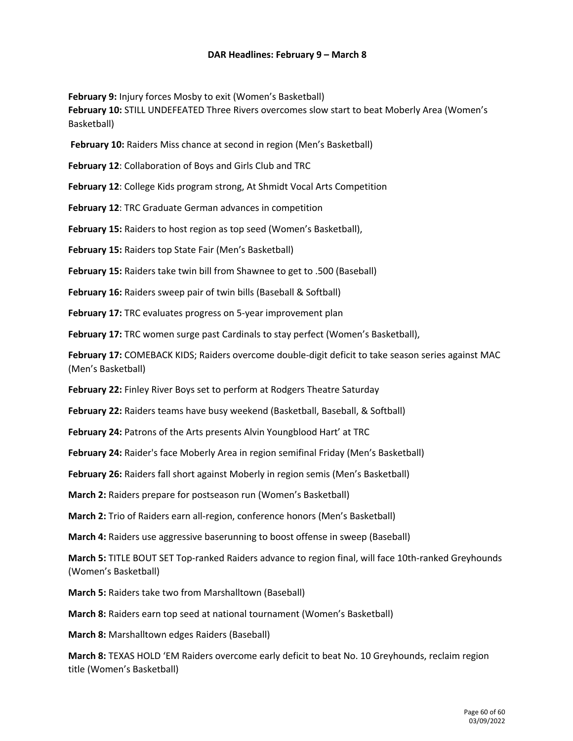**DAR Headlines: February 9 – March 8**

**February 9:** Injury forces Mosby to exit (Women's Basketball)
**February 10:** STILL UNDEFEATED Three Rivers overcomes slow start to beat Moberly Area (Women's Basketball)

**February 10:** Raiders Miss chance at second in region (Men's Basketball)

**February 12**: Collaboration of Boys and Girls Club and TRC

**February 12**: College Kids program strong, At Shmidt Vocal Arts Competition

**February 12**: TRC Graduate German advances in competition

**February 15:** Raiders to host region as top seed (Women's Basketball),

**February 15:** Raiders top State Fair (Men's Basketball)

**February 15:** Raiders take twin bill from Shawnee to get to .500 (Baseball)

**February 16:** Raiders sweep pair of twin bills (Baseball & Softball)

**February 17:** TRC evaluates progress on 5-year improvement plan

**February 17:** TRC women surge past Cardinals to stay perfect (Women's Basketball),

**February 17:** COMEBACK KIDS; Raiders overcome double-digit deficit to take season series against MAC (Men's Basketball)

**February 22:** Finley River Boys set to perform at Rodgers Theatre Saturday

**February 22:** Raiders teams have busy weekend (Basketball, Baseball, & Softball)

**February 24:** Patrons of the Arts presents Alvin Youngblood Hart' at TRC

**February 24:** Raider's face Moberly Area in region semifinal Friday (Men's Basketball)

**February 26:** Raiders fall short against Moberly in region semis (Men's Basketball)

**March 2:** Raiders prepare for postseason run (Women's Basketball)

**March 2:** Trio of Raiders earn all-region, conference honors (Men's Basketball)

**March 4:** Raiders use aggressive baserunning to boost offense in sweep (Baseball)

**March 5:** TITLE BOUT SET Top-ranked Raiders advance to region final, will face 10th-ranked Greyhounds (Women's Basketball)

**March 5:** Raiders take two from Marshalltown (Baseball)

**March 8:** Raiders earn top seed at national tournament (Women's Basketball)

**March 8:** Marshalltown edges Raiders (Baseball)

**March 8:** TEXAS HOLD 'EM Raiders overcome early deficit to beat No. 10 Greyhounds, reclaim region title (Women's Basketball)